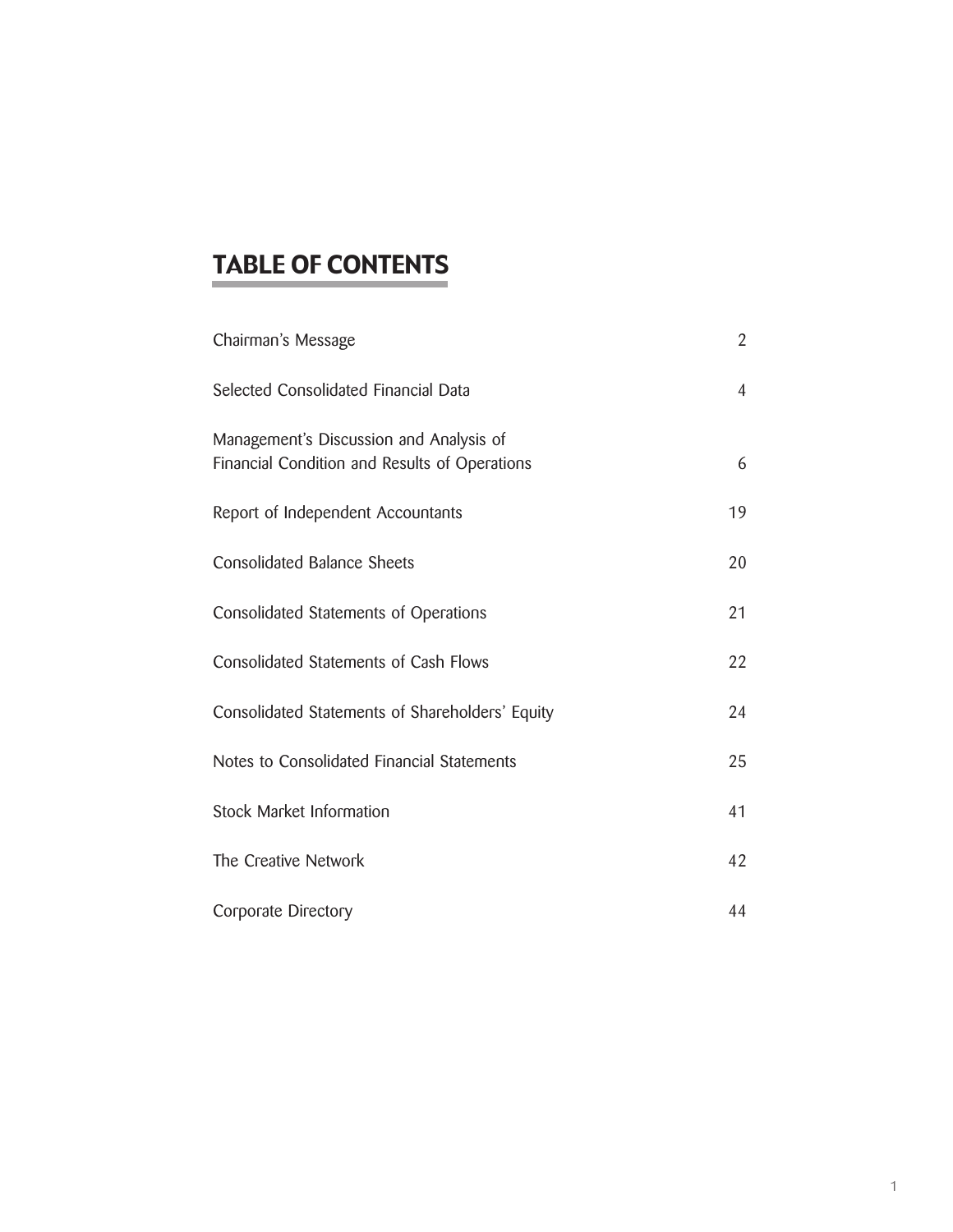# TABLE OF CONTENTS

| | |
|---|---|
| Chairman's Message | 2 |
| Selected Consolidated Financial Data | 4 |
| Management's Discussion and Analysis of Financial Condition and Results of Operations | 6 |
| Report of Independent Accountants | 19 |
| Consolidated Balance Sheets | 20 |
| Consolidated Statements of Operations | 21 |
| Consolidated Statements of Cash Flows | 22 |
| Consolidated Statements of Shareholders' Equity | 24 |
| Notes to Consolidated Financial Statements | 25 |
| Stock Market Information | 41 |
| The Creative Network | 42 |
| Corporate Directory | 44 |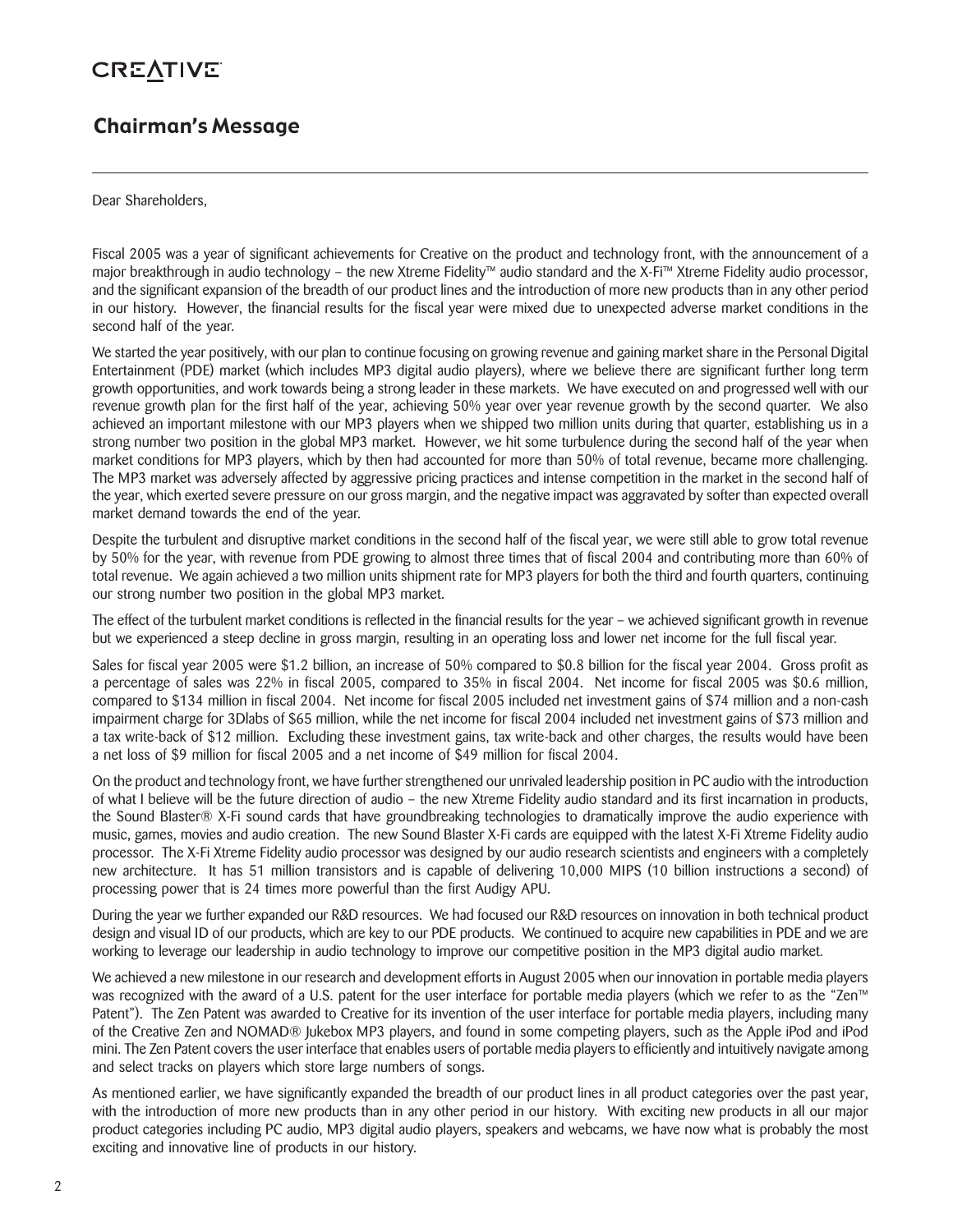CREATIVE

## Chairman's Message

Dear Shareholders,

Fiscal 2005 was a year of significant achievements for Creative on the product and technology front, with the announcement of a major breakthrough in audio technology – the new Xtreme Fidelity™ audio standard and the X-Fi™ Xtreme Fidelity audio processor, and the significant expansion of the breadth of our product lines and the introduction of more new products than in any other period in our history. However, the financial results for the fiscal year were mixed due to unexpected adverse market conditions in the second half of the year.

We started the year positively, with our plan to continue focusing on growing revenue and gaining market share in the Personal Digital Entertainment (PDE) market (which includes MP3 digital audio players), where we believe there are significant further long term growth opportunities, and work towards being a strong leader in these markets. We have executed on and progressed well with our revenue growth plan for the first half of the year, achieving 50% year over year revenue growth by the second quarter. We also achieved an important milestone with our MP3 players when we shipped two million units during that quarter, establishing us in a strong number two position in the global MP3 market. However, we hit some turbulence during the second half of the year when market conditions for MP3 players, which by then had accounted for more than 50% of total revenue, became more challenging. The MP3 market was adversely affected by aggressive pricing practices and intense competition in the market in the second half of the year, which exerted severe pressure on our gross margin, and the negative impact was aggravated by softer than expected overall market demand towards the end of the year.

Despite the turbulent and disruptive market conditions in the second half of the fiscal year, we were still able to grow total revenue by 50% for the year, with revenue from PDE growing to almost three times that of fiscal 2004 and contributing more than 60% of total revenue. We again achieved a two million units shipment rate for MP3 players for both the third and fourth quarters, continuing our strong number two position in the global MP3 market.

The effect of the turbulent market conditions is reflected in the financial results for the year – we achieved significant growth in revenue but we experienced a steep decline in gross margin, resulting in an operating loss and lower net income for the full fiscal year.

Sales for fiscal year 2005 were $1.2 billion, an increase of 50% compared to $0.8 billion for the fiscal year 2004. Gross profit as a percentage of sales was 22% in fiscal 2005, compared to 35% in fiscal 2004. Net income for fiscal 2005 was $0.6 million, compared to $134 million in fiscal 2004. Net income for fiscal 2005 included net investment gains of $74 million and a non-cash impairment charge for 3Dlabs of $65 million, while the net income for fiscal 2004 included net investment gains of $73 million and a tax write-back of $12 million. Excluding these investment gains, tax write-back and other charges, the results would have been a net loss of $9 million for fiscal 2005 and a net income of $49 million for fiscal 2004.

On the product and technology front, we have further strengthened our unrivaled leadership position in PC audio with the introduction of what I believe will be the future direction of audio – the new Xtreme Fidelity audio standard and its first incarnation in products, the Sound Blaster® X-Fi sound cards that have groundbreaking technologies to dramatically improve the audio experience with music, games, movies and audio creation. The new Sound Blaster X-Fi cards are equipped with the latest X-Fi Xtreme Fidelity audio processor. The X-Fi Xtreme Fidelity audio processor was designed by our audio research scientists and engineers with a completely new architecture. It has 51 million transistors and is capable of delivering 10,000 MIPS (10 billion instructions a second) of processing power that is 24 times more powerful than the first Audigy APU.

During the year we further expanded our R&D resources. We had focused our R&D resources on innovation in both technical product design and visual ID of our products, which are key to our PDE products. We continued to acquire new capabilities in PDE and we are working to leverage our leadership in audio technology to improve our competitive position in the MP3 digital audio market.

We achieved a new milestone in our research and development efforts in August 2005 when our innovation in portable media players was recognized with the award of a U.S. patent for the user interface for portable media players (which we refer to as the "Zen™ Patent"). The Zen Patent was awarded to Creative for its invention of the user interface for portable media players, including many of the Creative Zen and NOMAD® Jukebox MP3 players, and found in some competing players, such as the Apple iPod and iPod mini. The Zen Patent covers the user interface that enables users of portable media players to efficiently and intuitively navigate among and select tracks on players which store large numbers of songs.

As mentioned earlier, we have significantly expanded the breadth of our product lines in all product categories over the past year, with the introduction of more new products than in any other period in our history. With exciting new products in all our major product categories including PC audio, MP3 digital audio players, speakers and webcams, we have now what is probably the most exciting and innovative line of products in our history.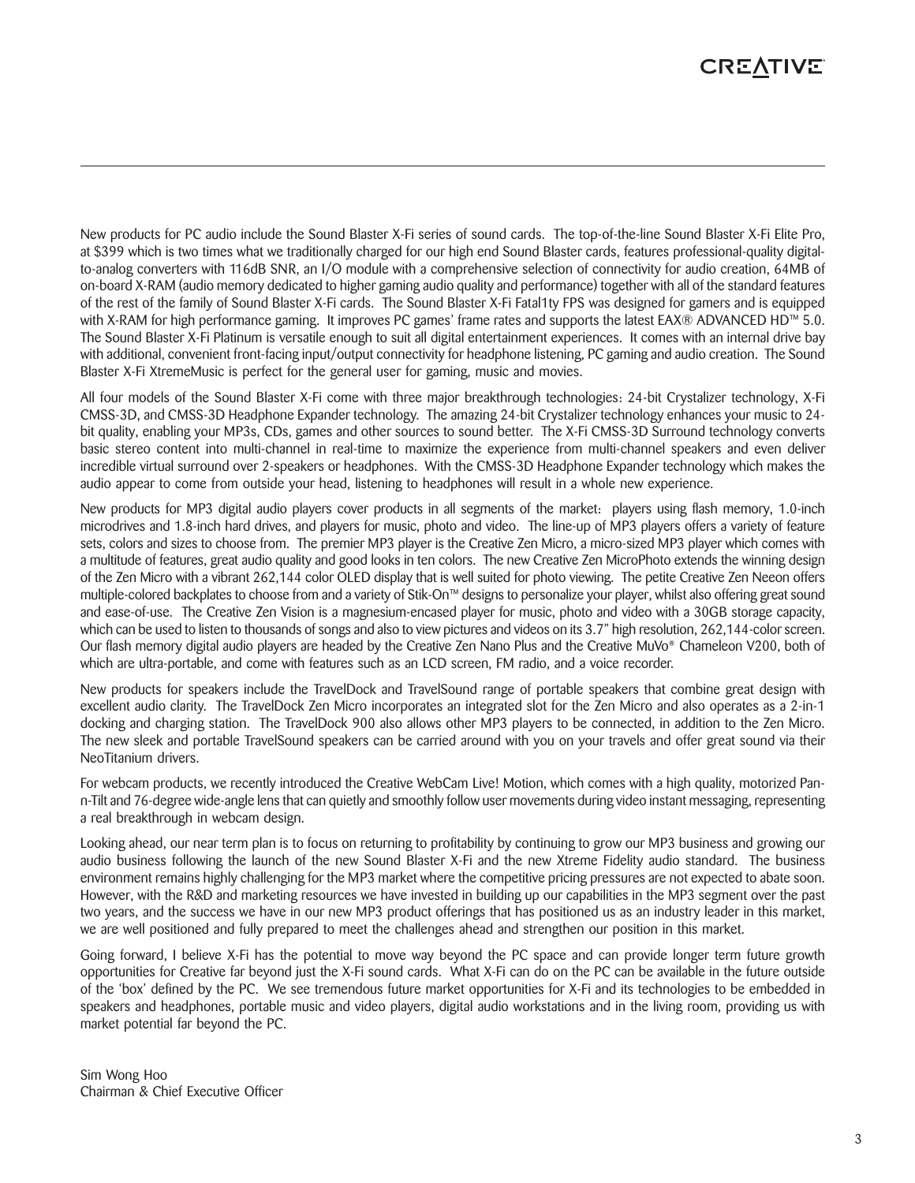New products for PC audio include the Sound Blaster X-Fi series of sound cards. The top-of-the-line Sound Blaster X-Fi Elite Pro, at $399 which is two times what we traditionally charged for our high end Sound Blaster cards, features professional-quality digital-to-analog converters with 116dB SNR, an I/O module with a comprehensive selection of connectivity for audio creation, 64MB of on-board X-RAM (audio memory dedicated to higher gaming audio quality and performance) together with all of the standard features of the rest of the family of Sound Blaster X-Fi cards. The Sound Blaster X-Fi Fatal1ty FPS was designed for gamers and is equipped with X-RAM for high performance gaming. It improves PC games' frame rates and supports the latest EAX® ADVANCED HD™ 5.0. The Sound Blaster X-Fi Platinum is versatile enough to suit all digital entertainment experiences. It comes with an internal drive bay with additional, convenient front-facing input/output connectivity for headphone listening, PC gaming and audio creation. The Sound Blaster X-Fi XtremeMusic is perfect for the general user for gaming, music and movies.

All four models of the Sound Blaster X-Fi come with three major breakthrough technologies: 24-bit Crystalizer technology, X-Fi CMSS-3D, and CMSS-3D Headphone Expander technology. The amazing 24-bit Crystalizer technology enhances your music to 24-bit quality, enabling your MP3s, CDs, games and other sources to sound better. The X-Fi CMSS-3D Surround technology converts basic stereo content into multi-channel in real-time to maximize the experience from multi-channel speakers and even deliver incredible virtual surround over 2-speakers or headphones. With the CMSS-3D Headphone Expander technology which makes the audio appear to come from outside your head, listening to headphones will result in a whole new experience.

New products for MP3 digital audio players cover products in all segments of the market: players using flash memory, 1.0-inch microdrives and 1.8-inch hard drives, and players for music, photo and video. The line-up of MP3 players offers a variety of feature sets, colors and sizes to choose from. The premier MP3 player is the Creative Zen Micro, a micro-sized MP3 player which comes with a multitude of features, great audio quality and good looks in ten colors. The new Creative Zen MicroPhoto extends the winning design of the Zen Micro with a vibrant 262,144 color OLED display that is well suited for photo viewing. The petite Creative Zen Neeon offers multiple-colored backplates to choose from and a variety of Stik-On™ designs to personalize your player, whilst also offering great sound and ease-of-use. The Creative Zen Vision is a magnesium-encased player for music, photo and video with a 30GB storage capacity, which can be used to listen to thousands of songs and also to view pictures and videos on its 3.7" high resolution, 262,144-color screen. Our flash memory digital audio players are headed by the Creative Zen Nano Plus and the Creative MuVo® Chameleon V200, both of which are ultra-portable, and come with features such as an LCD screen, FM radio, and a voice recorder.

New products for speakers include the TravelDock and TravelSound range of portable speakers that combine great design with excellent audio clarity. The TravelDock Zen Micro incorporates an integrated slot for the Zen Micro and also operates as a 2-in-1 docking and charging station. The TravelDock 900 also allows other MP3 players to be connected, in addition to the Zen Micro. The new sleek and portable TravelSound speakers can be carried around with you on your travels and offer great sound via their NeoTitanium drivers.

For webcam products, we recently introduced the Creative WebCam Live! Motion, which comes with a high quality, motorized Pan-n-Tilt and 76-degree wide-angle lens that can quietly and smoothly follow user movements during video instant messaging, representing a real breakthrough in webcam design.

Looking ahead, our near term plan is to focus on returning to profitability by continuing to grow our MP3 business and growing our audio business following the launch of the new Sound Blaster X-Fi and the new Xtreme Fidelity audio standard. The business environment remains highly challenging for the MP3 market where the competitive pricing pressures are not expected to abate soon. However, with the R&D and marketing resources we have invested in building up our capabilities in the MP3 segment over the past two years, and the success we have in our new MP3 product offerings that has positioned us as an industry leader in this market, we are well positioned and fully prepared to meet the challenges ahead and strengthen our position in this market.

Going forward, I believe X-Fi has the potential to move way beyond the PC space and can provide longer term future growth opportunities for Creative far beyond just the X-Fi sound cards. What X-Fi can do on the PC can be available in the future outside of the 'box' defined by the PC. We see tremendous future market opportunities for X-Fi and its technologies to be embedded in speakers and headphones, portable music and video players, digital audio workstations and in the living room, providing us with market potential far beyond the PC.

Sim Wong Hoo
Chairman & Chief Executive Officer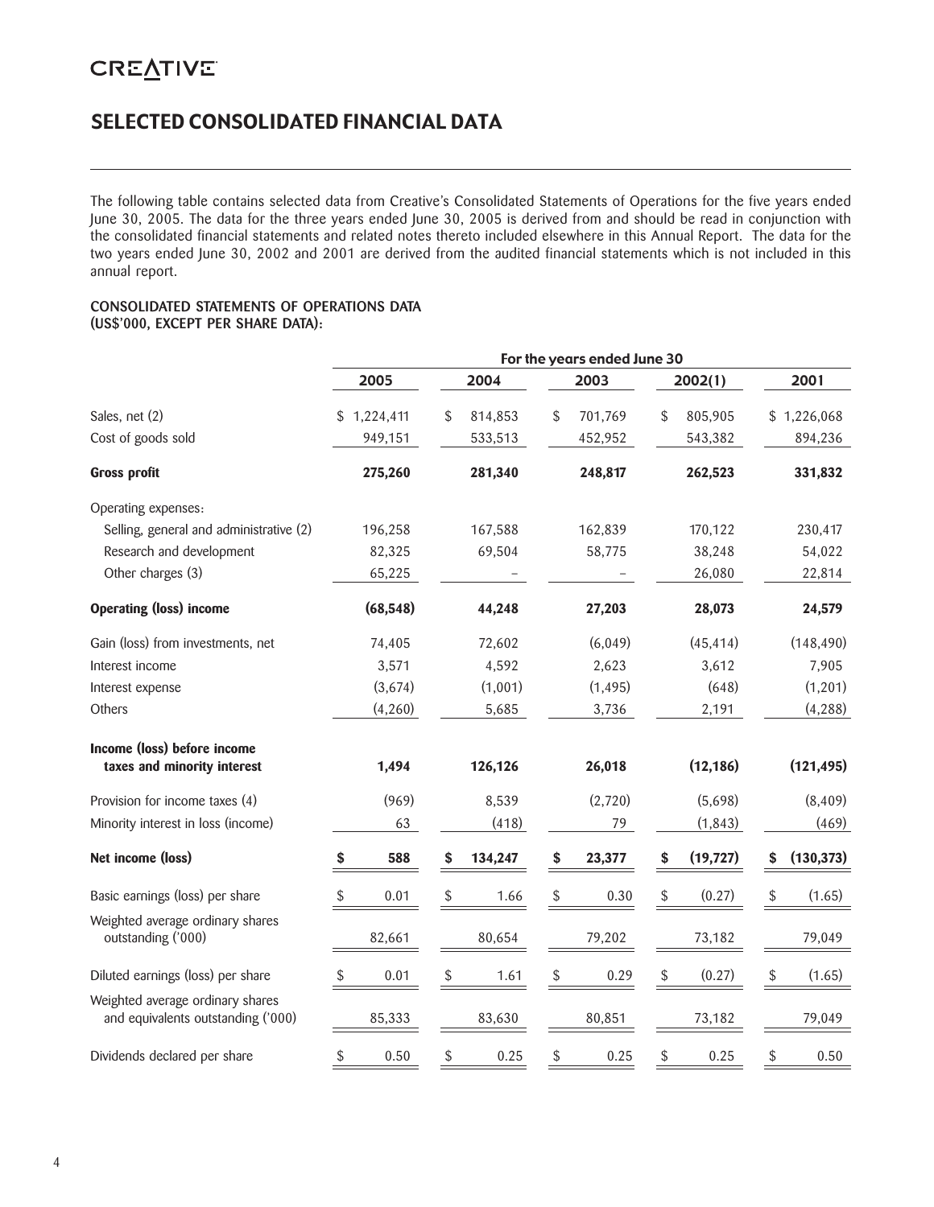# SELECTED CONSOLIDATED FINANCIAL DATA

The following table contains selected data from Creative's Consolidated Statements of Operations for the five years ended June 30, 2005. The data for the three years ended June 30, 2005 is derived from and should be read in conjunction with the consolidated financial statements and related notes thereto included elsewhere in this Annual Report. The data for the two years ended June 30, 2002 and 2001 are derived from the audited financial statements which is not included in this annual report.

**CONSOLIDATED STATEMENTS OF OPERATIONS DATA (US$'000, EXCEPT PER SHARE DATA):**

| | For the years ended June 30 | | | | |
|---|---|---|---|---|---|
| | 2005 | 2004 | 2003 | 2002(1) | 2001 |
| Sales, net (2) | $ 1,224,411 | $ 814,853 | $ 701,769 | $ 805,905 | $ 1,226,068 |
| Cost of goods sold | 949,151 | 533,513 | 452,952 | 543,382 | 894,236 |
| **Gross profit** | **275,260** | **281,340** | **248,817** | **262,523** | **331,832** |
| Operating expenses: | | | | | |
| Selling, general and administrative (2) | 196,258 | 167,588 | 162,839 | 170,122 | 230,417 |
| Research and development | 82,325 | 69,504 | 58,775 | 38,248 | 54,022 |
| Other charges (3) | 65,225 | – | – | 26,080 | 22,814 |
| **Operating (loss) income** | **(68,548)** | **44,248** | **27,203** | **28,073** | **24,579** |
| Gain (loss) from investments, net | 74,405 | 72,602 | (6,049) | (45,414) | (148,490) |
| Interest income | 3,571 | 4,592 | 2,623 | 3,612 | 7,905 |
| Interest expense | (3,674) | (1,001) | (1,495) | (648) | (1,201) |
| Others | (4,260) | 5,685 | 3,736 | 2,191 | (4,288) |
| **Income (loss) before income taxes and minority interest** | **1,494** | **126,126** | **26,018** | **(12,186)** | **(121,495)** |
| Provision for income taxes (4) | (969) | 8,539 | (2,720) | (5,698) | (8,409) |
| Minority interest in loss (income) | 63 | (418) | 79 | (1,843) | (469) |
| **Net income (loss)** | **$ 588** | **$ 134,247** | **$ 23,377** | **$ (19,727)** | **$ (130,373)** |
| Basic earnings (loss) per share | $ 0.01 | $ 1.66 | $ 0.30 | $ (0.27) | $ (1.65) |
| Weighted average ordinary shares outstanding ('000) | 82,661 | 80,654 | 79,202 | 73,182 | 79,049 |
| Diluted earnings (loss) per share | $ 0.01 | $ 1.61 | $ 0.29 | $ (0.27) | $ (1.65) |
| Weighted average ordinary shares and equivalents outstanding ('000) | 85,333 | 83,630 | 80,851 | 73,182 | 79,049 |
| Dividends declared per share | $ 0.50 | $ 0.25 | $ 0.25 | $ 0.25 | $ 0.50 |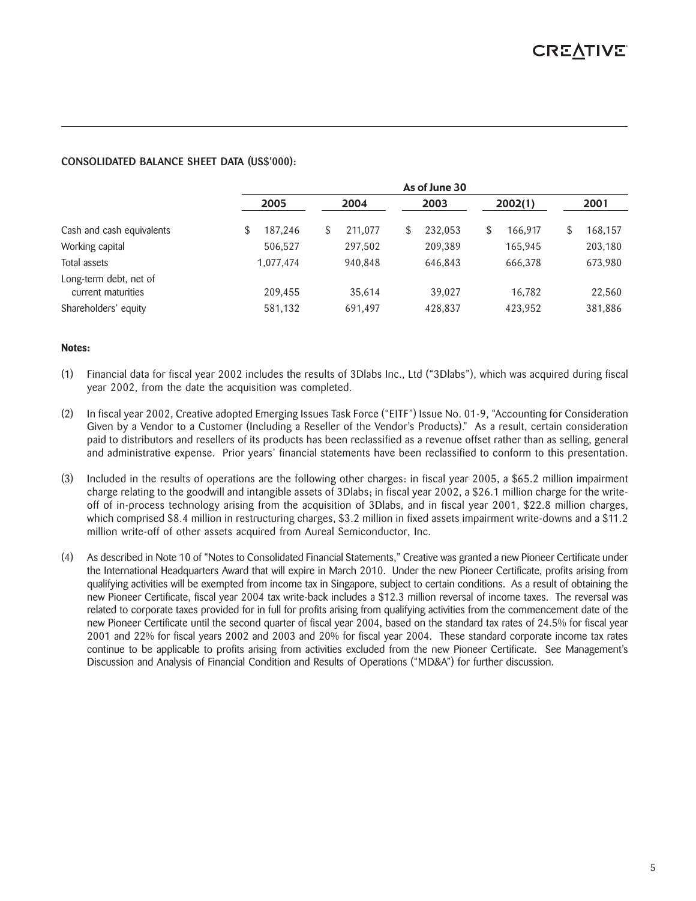**CONSOLIDATED BALANCE SHEET DATA (US$'000):**

| | As of June 30 | | | | |
|---|---|---|---|---|---|
| | 2005 | 2004 | 2003 | 2002(1) | 2001 |
| Cash and cash equivalents | $ 187,246 | $ 211,077 | $ 232,053 | $ 166,917 | $ 168,157 |
| Working capital | 506,527 | 297,502 | 209,389 | 165,945 | 203,180 |
| Total assets | 1,077,474 | 940,848 | 646,843 | 666,378 | 673,980 |
| Long-term debt, net of current maturities | 209,455 | 35,614 | 39,027 | 16,782 | 22,560 |
| Shareholders' equity | 581,132 | 691,497 | 428,837 | 423,952 | 381,886 |

**Notes:**

(1) Financial data for fiscal year 2002 includes the results of 3Dlabs Inc., Ltd ("3Dlabs"), which was acquired during fiscal year 2002, from the date the acquisition was completed.

(2) In fiscal year 2002, Creative adopted Emerging Issues Task Force ("EITF") Issue No. 01-9, "Accounting for Consideration Given by a Vendor to a Customer (Including a Reseller of the Vendor's Products)." As a result, certain consideration paid to distributors and resellers of its products has been reclassified as a revenue offset rather than as selling, general and administrative expense. Prior years' financial statements have been reclassified to conform to this presentation.

(3) Included in the results of operations are the following other charges: in fiscal year 2005, a $65.2 million impairment charge relating to the goodwill and intangible assets of 3Dlabs; in fiscal year 2002, a $26.1 million charge for the write-off of in-process technology arising from the acquisition of 3Dlabs, and in fiscal year 2001, $22.8 million charges, which comprised $8.4 million in restructuring charges, $3.2 million in fixed assets impairment write-downs and a $11.2 million write-off of other assets acquired from Aureal Semiconductor, Inc.

(4) As described in Note 10 of "Notes to Consolidated Financial Statements," Creative was granted a new Pioneer Certificate under the International Headquarters Award that will expire in March 2010. Under the new Pioneer Certificate, profits arising from qualifying activities will be exempted from income tax in Singapore, subject to certain conditions. As a result of obtaining the new Pioneer Certificate, fiscal year 2004 tax write-back includes a $12.3 million reversal of income taxes. The reversal was related to corporate taxes provided for in full for profits arising from qualifying activities from the commencement date of the new Pioneer Certificate until the second quarter of fiscal year 2004, based on the standard tax rates of 24.5% for fiscal year 2001 and 22% for fiscal years 2002 and 2003 and 20% for fiscal year 2004. These standard corporate income tax rates continue to be applicable to profits arising from activities excluded from the new Pioneer Certificate. See Management's Discussion and Analysis of Financial Condition and Results of Operations ("MD&A") for further discussion.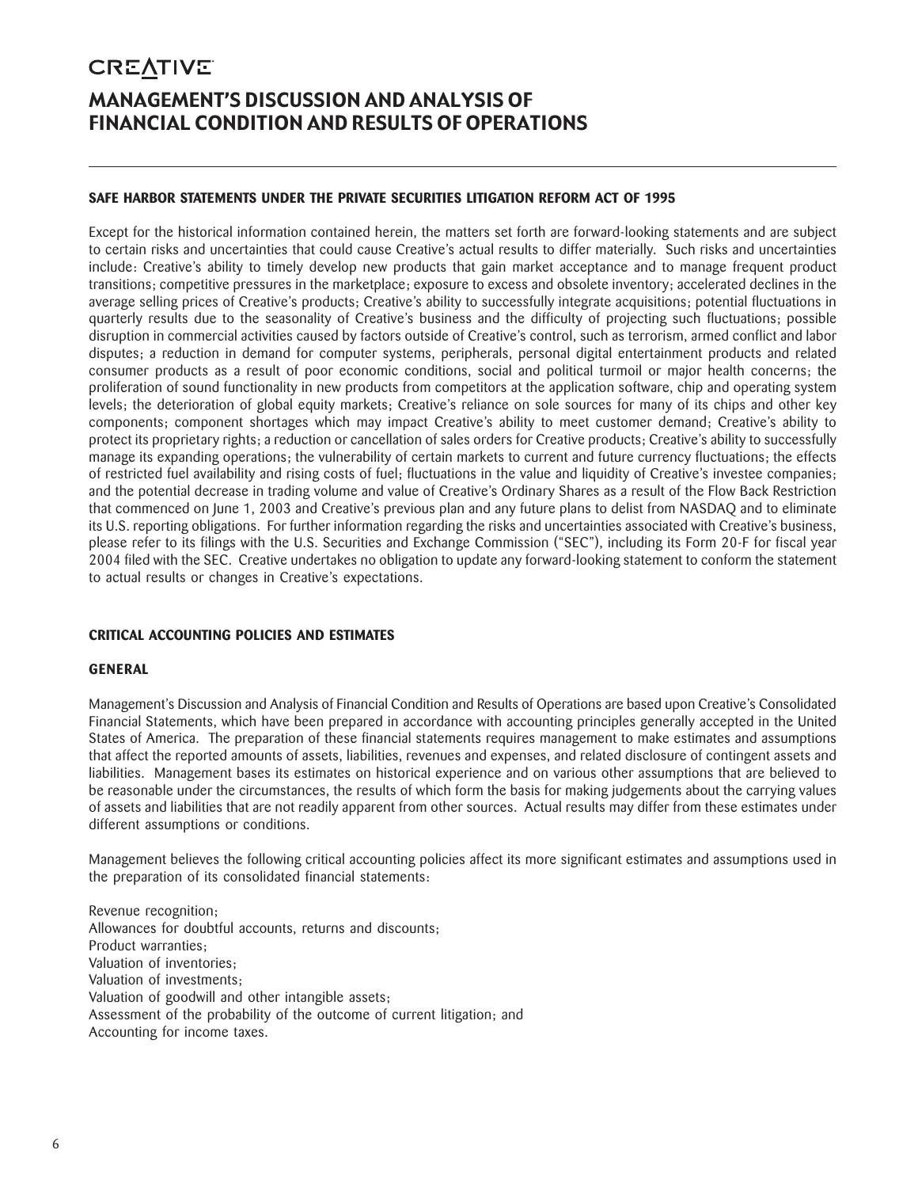# MANAGEMENT'S DISCUSSION AND ANALYSIS OF FINANCIAL CONDITION AND RESULTS OF OPERATIONS

### SAFE HARBOR STATEMENTS UNDER THE PRIVATE SECURITIES LITIGATION REFORM ACT OF 1995

Except for the historical information contained herein, the matters set forth are forward-looking statements and are subject to certain risks and uncertainties that could cause Creative's actual results to differ materially. Such risks and uncertainties include: Creative's ability to timely develop new products that gain market acceptance and to manage frequent product transitions; competitive pressures in the marketplace; exposure to excess and obsolete inventory; accelerated declines in the average selling prices of Creative's products; Creative's ability to successfully integrate acquisitions; potential fluctuations in quarterly results due to the seasonality of Creative's business and the difficulty of projecting such fluctuations; possible disruption in commercial activities caused by factors outside of Creative's control, such as terrorism, armed conflict and labor disputes; a reduction in demand for computer systems, peripherals, personal digital entertainment products and related consumer products as a result of poor economic conditions, social and political turmoil or major health concerns; the proliferation of sound functionality in new products from competitors at the application software, chip and operating system levels; the deterioration of global equity markets; Creative's reliance on sole sources for many of its chips and other key components; component shortages which may impact Creative's ability to meet customer demand; Creative's ability to protect its proprietary rights; a reduction or cancellation of sales orders for Creative products; Creative's ability to successfully manage its expanding operations; the vulnerability of certain markets to current and future currency fluctuations; the effects of restricted fuel availability and rising costs of fuel; fluctuations in the value and liquidity of Creative's investee companies; and the potential decrease in trading volume and value of Creative's Ordinary Shares as a result of the Flow Back Restriction that commenced on June 1, 2003 and Creative's previous plan and any future plans to delist from NASDAQ and to eliminate its U.S. reporting obligations. For further information regarding the risks and uncertainties associated with Creative's business, please refer to its filings with the U.S. Securities and Exchange Commission ("SEC"), including its Form 20-F for fiscal year 2004 filed with the SEC. Creative undertakes no obligation to update any forward-looking statement to conform the statement to actual results or changes in Creative's expectations.

### CRITICAL ACCOUNTING POLICIES AND ESTIMATES

#### GENERAL

Management's Discussion and Analysis of Financial Condition and Results of Operations are based upon Creative's Consolidated Financial Statements, which have been prepared in accordance with accounting principles generally accepted in the United States of America. The preparation of these financial statements requires management to make estimates and assumptions that affect the reported amounts of assets, liabilities, revenues and expenses, and related disclosure of contingent assets and liabilities. Management bases its estimates on historical experience and on various other assumptions that are believed to be reasonable under the circumstances, the results of which form the basis for making judgements about the carrying values of assets and liabilities that are not readily apparent from other sources. Actual results may differ from these estimates under different assumptions or conditions.

Management believes the following critical accounting policies affect its more significant estimates and assumptions used in the preparation of its consolidated financial statements:

Revenue recognition;
Allowances for doubtful accounts, returns and discounts;
Product warranties;
Valuation of inventories;
Valuation of investments;
Valuation of goodwill and other intangible assets;
Assessment of the probability of the outcome of current litigation; and
Accounting for income taxes.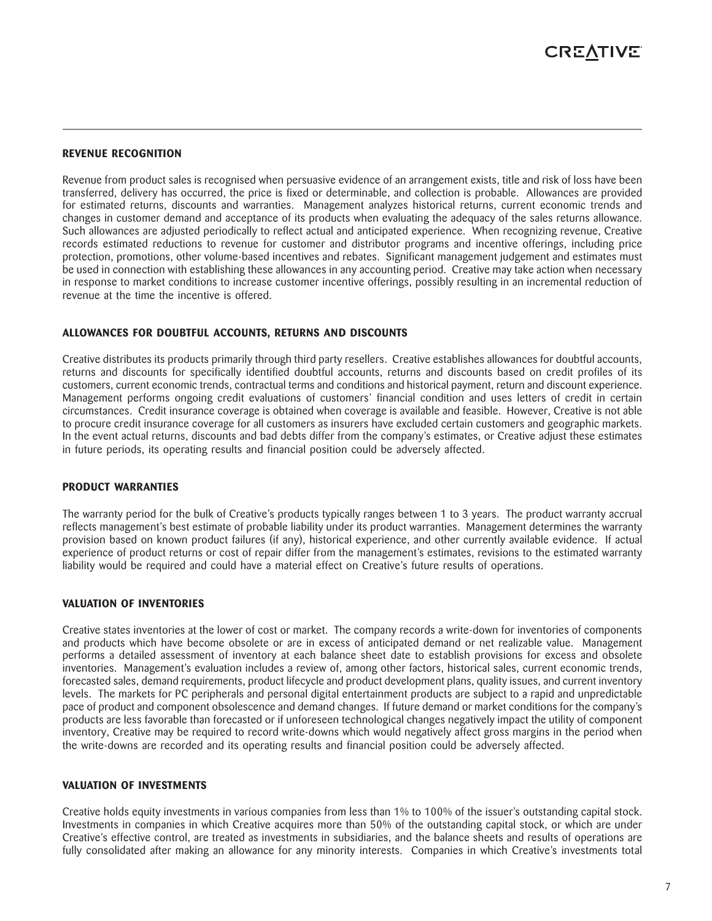## REVENUE RECOGNITION

Revenue from product sales is recognised when persuasive evidence of an arrangement exists, title and risk of loss have been transferred, delivery has occurred, the price is fixed or determinable, and collection is probable. Allowances are provided for estimated returns, discounts and warranties. Management analyzes historical returns, current economic trends and changes in customer demand and acceptance of its products when evaluating the adequacy of the sales returns allowance. Such allowances are adjusted periodically to reflect actual and anticipated experience. When recognizing revenue, Creative records estimated reductions to revenue for customer and distributor programs and incentive offerings, including price protection, promotions, other volume-based incentives and rebates. Significant management judgement and estimates must be used in connection with establishing these allowances in any accounting period. Creative may take action when necessary in response to market conditions to increase customer incentive offerings, possibly resulting in an incremental reduction of revenue at the time the incentive is offered.

## ALLOWANCES FOR DOUBTFUL ACCOUNTS, RETURNS AND DISCOUNTS

Creative distributes its products primarily through third party resellers. Creative establishes allowances for doubtful accounts, returns and discounts for specifically identified doubtful accounts, returns and discounts based on credit profiles of its customers, current economic trends, contractual terms and conditions and historical payment, return and discount experience. Management performs ongoing credit evaluations of customers' financial condition and uses letters of credit in certain circumstances. Credit insurance coverage is obtained when coverage is available and feasible. However, Creative is not able to procure credit insurance coverage for all customers as insurers have excluded certain customers and geographic markets. In the event actual returns, discounts and bad debts differ from the company's estimates, or Creative adjust these estimates in future periods, its operating results and financial position could be adversely affected.

## PRODUCT WARRANTIES

The warranty period for the bulk of Creative's products typically ranges between 1 to 3 years. The product warranty accrual reflects management's best estimate of probable liability under its product warranties. Management determines the warranty provision based on known product failures (if any), historical experience, and other currently available evidence. If actual experience of product returns or cost of repair differ from the management's estimates, revisions to the estimated warranty liability would be required and could have a material effect on Creative's future results of operations.

## VALUATION OF INVENTORIES

Creative states inventories at the lower of cost or market. The company records a write-down for inventories of components and products which have become obsolete or are in excess of anticipated demand or net realizable value. Management performs a detailed assessment of inventory at each balance sheet date to establish provisions for excess and obsolete inventories. Management's evaluation includes a review of, among other factors, historical sales, current economic trends, forecasted sales, demand requirements, product lifecycle and product development plans, quality issues, and current inventory levels. The markets for PC peripherals and personal digital entertainment products are subject to a rapid and unpredictable pace of product and component obsolescence and demand changes. If future demand or market conditions for the company's products are less favorable than forecasted or if unforeseen technological changes negatively impact the utility of component inventory, Creative may be required to record write-downs which would negatively affect gross margins in the period when the write-downs are recorded and its operating results and financial position could be adversely affected.

## VALUATION OF INVESTMENTS

Creative holds equity investments in various companies from less than 1% to 100% of the issuer's outstanding capital stock. Investments in companies in which Creative acquires more than 50% of the outstanding capital stock, or which are under Creative's effective control, are treated as investments in subsidiaries, and the balance sheets and results of operations are fully consolidated after making an allowance for any minority interests. Companies in which Creative's investments total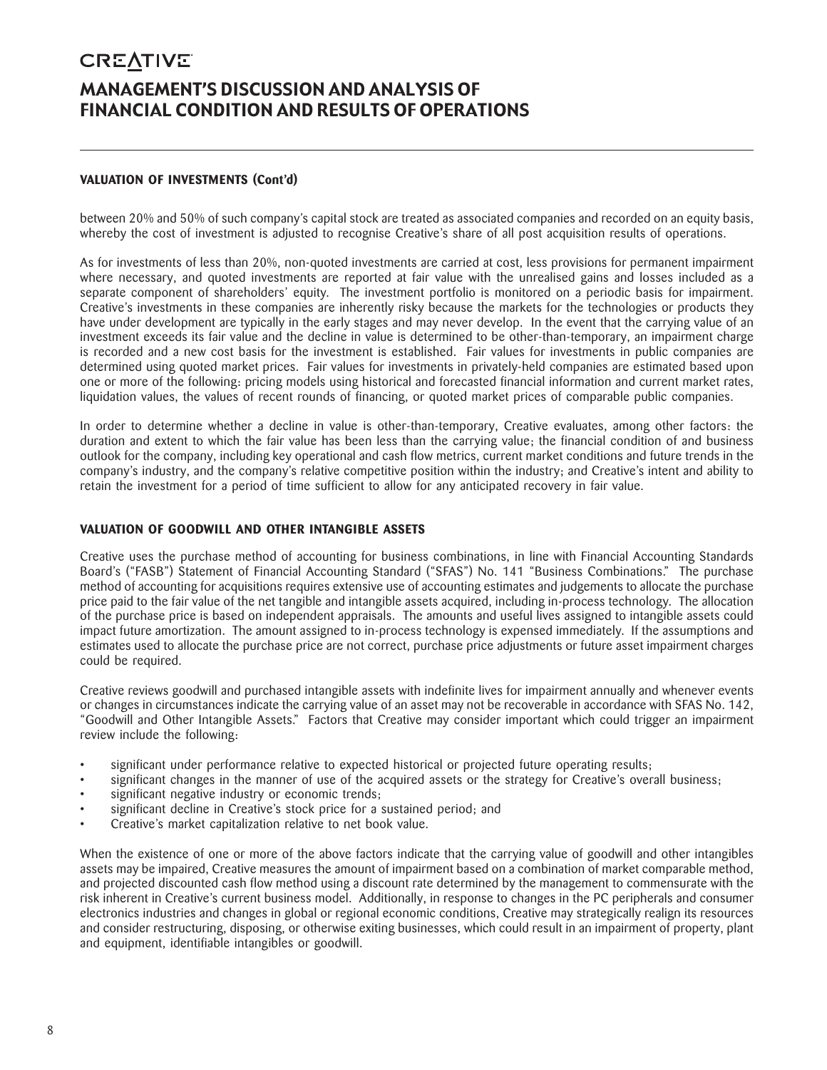### VALUATION OF INVESTMENTS (Cont'd)

between 20% and 50% of such company's capital stock are treated as associated companies and recorded on an equity basis, whereby the cost of investment is adjusted to recognise Creative's share of all post acquisition results of operations.

As for investments of less than 20%, non-quoted investments are carried at cost, less provisions for permanent impairment where necessary, and quoted investments are reported at fair value with the unrealised gains and losses included as a separate component of shareholders' equity. The investment portfolio is monitored on a periodic basis for impairment. Creative's investments in these companies are inherently risky because the markets for the technologies or products they have under development are typically in the early stages and may never develop. In the event that the carrying value of an investment exceeds its fair value and the decline in value is determined to be other-than-temporary, an impairment charge is recorded and a new cost basis for the investment is established. Fair values for investments in public companies are determined using quoted market prices. Fair values for investments in privately-held companies are estimated based upon one or more of the following: pricing models using historical and forecasted financial information and current market rates, liquidation values, the values of recent rounds of financing, or quoted market prices of comparable public companies.

In order to determine whether a decline in value is other-than-temporary, Creative evaluates, among other factors: the duration and extent to which the fair value has been less than the carrying value; the financial condition of and business outlook for the company, including key operational and cash flow metrics, current market conditions and future trends in the company's industry, and the company's relative competitive position within the industry; and Creative's intent and ability to retain the investment for a period of time sufficient to allow for any anticipated recovery in fair value.

### VALUATION OF GOODWILL AND OTHER INTANGIBLE ASSETS

Creative uses the purchase method of accounting for business combinations, in line with Financial Accounting Standards Board's ("FASB") Statement of Financial Accounting Standard ("SFAS") No. 141 "Business Combinations." The purchase method of accounting for acquisitions requires extensive use of accounting estimates and judgements to allocate the purchase price paid to the fair value of the net tangible and intangible assets acquired, including in-process technology. The allocation of the purchase price is based on independent appraisals. The amounts and useful lives assigned to intangible assets could impact future amortization. The amount assigned to in-process technology is expensed immediately. If the assumptions and estimates used to allocate the purchase price are not correct, purchase price adjustments or future asset impairment charges could be required.

Creative reviews goodwill and purchased intangible assets with indefinite lives for impairment annually and whenever events or changes in circumstances indicate the carrying value of an asset may not be recoverable in accordance with SFAS No. 142, "Goodwill and Other Intangible Assets." Factors that Creative may consider important which could trigger an impairment review include the following:

- significant under performance relative to expected historical or projected future operating results;
- significant changes in the manner of use of the acquired assets or the strategy for Creative's overall business;
- significant negative industry or economic trends;
- significant decline in Creative's stock price for a sustained period; and
- Creative's market capitalization relative to net book value.

When the existence of one or more of the above factors indicate that the carrying value of goodwill and other intangibles assets may be impaired, Creative measures the amount of impairment based on a combination of market comparable method, and projected discounted cash flow method using a discount rate determined by the management to commensurate with the risk inherent in Creative's current business model. Additionally, in response to changes in the PC peripherals and consumer electronics industries and changes in global or regional economic conditions, Creative may strategically realign its resources and consider restructuring, disposing, or otherwise exiting businesses, which could result in an impairment of property, plant and equipment, identifiable intangibles or goodwill.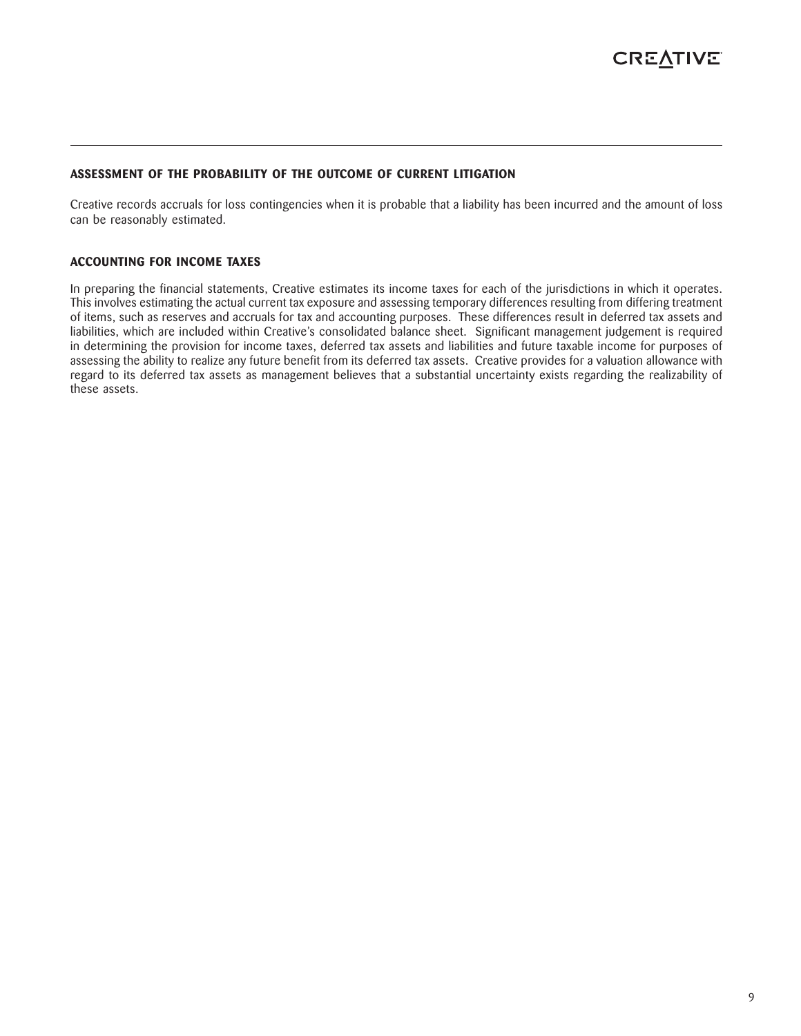## ASSESSMENT OF THE PROBABILITY OF THE OUTCOME OF CURRENT LITIGATION

Creative records accruals for loss contingencies when it is probable that a liability has been incurred and the amount of loss can be reasonably estimated.

## ACCOUNTING FOR INCOME TAXES

In preparing the financial statements, Creative estimates its income taxes for each of the jurisdictions in which it operates. This involves estimating the actual current tax exposure and assessing temporary differences resulting from differing treatment of items, such as reserves and accruals for tax and accounting purposes. These differences result in deferred tax assets and liabilities, which are included within Creative's consolidated balance sheet. Significant management judgement is required in determining the provision for income taxes, deferred tax assets and liabilities and future taxable income for purposes of assessing the ability to realize any future benefit from its deferred tax assets. Creative provides for a valuation allowance with regard to its deferred tax assets as management believes that a substantial uncertainty exists regarding the realizability of these assets.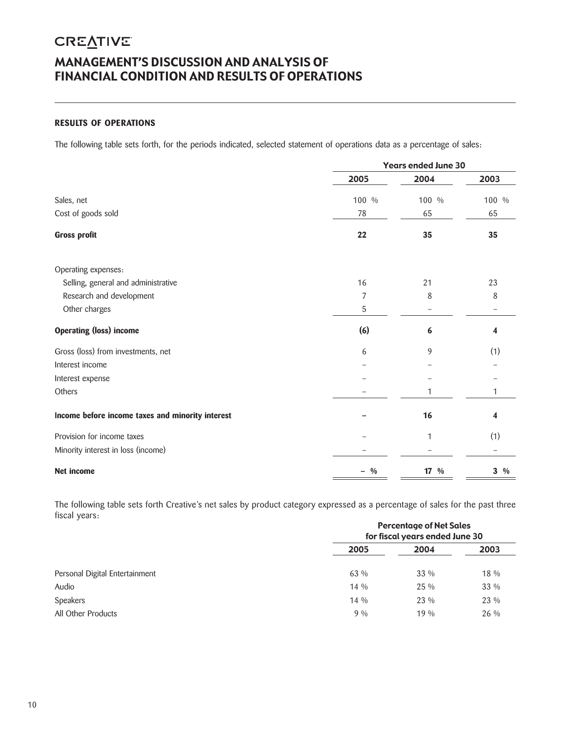# MANAGEMENT'S DISCUSSION AND ANALYSIS OF FINANCIAL CONDITION AND RESULTS OF OPERATIONS

### RESULTS OF OPERATIONS

The following table sets forth, for the periods indicated, selected statement of operations data as a percentage of sales:

| | Years ended June 30 | | |
|---|---|---|---|
| | 2005 | 2004 | 2003 |
| Sales, net | 100 % | 100 % | 100 % |
| Cost of goods sold | 78 | 65 | 65 |
| **Gross profit** | **22** | **35** | **35** |
| Operating expenses: | | | |
| Selling, general and administrative | 16 | 21 | 23 |
| Research and development | 7 | 8 | 8 |
| Other charges | 5 | – | – |
| **Operating (loss) income** | **(6)** | **6** | **4** |
| Gross (loss) from investments, net | 6 | 9 | (1) |
| Interest income | – | – | – |
| Interest expense | – | – | – |
| Others | – | 1 | 1 |
| **Income before income taxes and minority interest** | **–** | **16** | **4** |
| Provision for income taxes | – | 1 | (1) |
| Minority interest in loss (income) | – | – | – |
| **Net income** | **– %** | **17 %** | **3 %** |

The following table sets forth Creative's net sales by product category expressed as a percentage of sales for the past three fiscal years:

| | Percentage of Net Sales for fiscal years ended June 30 | | |
|---|---|---|---|
| | 2005 | 2004 | 2003 |
| Personal Digital Entertainment | 63 % | 33 % | 18 % |
| Audio | 14 % | 25 % | 33 % |
| Speakers | 14 % | 23 % | 23 % |
| All Other Products | 9 % | 19 % | 26 % |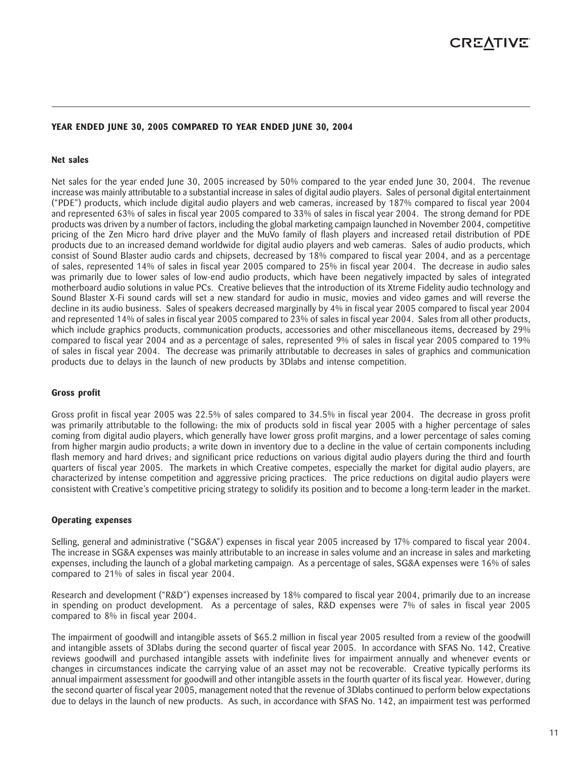## YEAR ENDED JUNE 30, 2005 COMPARED TO YEAR ENDED JUNE 30, 2004

### Net sales

Net sales for the year ended June 30, 2005 increased by 50% compared to the year ended June 30, 2004. The revenue increase was mainly attributable to a substantial increase in sales of digital audio players. Sales of personal digital entertainment ("PDE") products, which include digital audio players and web cameras, increased by 187% compared to fiscal year 2004 and represented 63% of sales in fiscal year 2005 compared to 33% of sales in fiscal year 2004. The strong demand for PDE products was driven by a number of factors, including the global marketing campaign launched in November 2004, competitive pricing of the Zen Micro hard drive player and the MuVo family of flash players and increased retail distribution of PDE products due to an increased demand worldwide for digital audio players and web cameras. Sales of audio products, which consist of Sound Blaster audio cards and chipsets, decreased by 18% compared to fiscal year 2004, and as a percentage of sales, represented 14% of sales in fiscal year 2005 compared to 25% in fiscal year 2004. The decrease in audio sales was primarily due to lower sales of low-end audio products, which have been negatively impacted by sales of integrated motherboard audio solutions in value PCs. Creative believes that the introduction of its Xtreme Fidelity audio technology and Sound Blaster X-Fi sound cards will set a new standard for audio in music, movies and video games and will reverse the decline in its audio business. Sales of speakers decreased marginally by 4% in fiscal year 2005 compared to fiscal year 2004 and represented 14% of sales in fiscal year 2005 compared to 23% of sales in fiscal year 2004. Sales from all other products, which include graphics products, communication products, accessories and other miscellaneous items, decreased by 29% compared to fiscal year 2004 and as a percentage of sales, represented 9% of sales in fiscal year 2005 compared to 19% of sales in fiscal year 2004. The decrease was primarily attributable to decreases in sales of graphics and communication products due to delays in the launch of new products by 3Dlabs and intense competition.

### Gross profit

Gross profit in fiscal year 2005 was 22.5% of sales compared to 34.5% in fiscal year 2004. The decrease in gross profit was primarily attributable to the following: the mix of products sold in fiscal year 2005 with a higher percentage of sales coming from digital audio players, which generally have lower gross profit margins, and a lower percentage of sales coming from higher margin audio products; a write down in inventory due to a decline in the value of certain components including flash memory and hard drives; and significant price reductions on various digital audio players during the third and fourth quarters of fiscal year 2005. The markets in which Creative competes, especially the market for digital audio players, are characterized by intense competition and aggressive pricing practices. The price reductions on digital audio players were consistent with Creative's competitive pricing strategy to solidify its position and to become a long-term leader in the market.

### Operating expenses

Selling, general and administrative ("SG&A") expenses in fiscal year 2005 increased by 17% compared to fiscal year 2004. The increase in SG&A expenses was mainly attributable to an increase in sales volume and an increase in sales and marketing expenses, including the launch of a global marketing campaign. As a percentage of sales, SG&A expenses were 16% of sales compared to 21% of sales in fiscal year 2004.

Research and development ("R&D") expenses increased by 18% compared to fiscal year 2004, primarily due to an increase in spending on product development. As a percentage of sales, R&D expenses were 7% of sales in fiscal year 2005 compared to 8% in fiscal year 2004.

The impairment of goodwill and intangible assets of $65.2 million in fiscal year 2005 resulted from a review of the goodwill and intangible assets of 3Dlabs during the second quarter of fiscal year 2005. In accordance with SFAS No. 142, Creative reviews goodwill and purchased intangible assets with indefinite lives for impairment annually and whenever events or changes in circumstances indicate the carrying value of an asset may not be recoverable. Creative typically performs its annual impairment assessment for goodwill and other intangible assets in the fourth quarter of its fiscal year. However, during the second quarter of fiscal year 2005, management noted that the revenue of 3Dlabs continued to perform below expectations due to delays in the launch of new products. As such, in accordance with SFAS No. 142, an impairment test was performed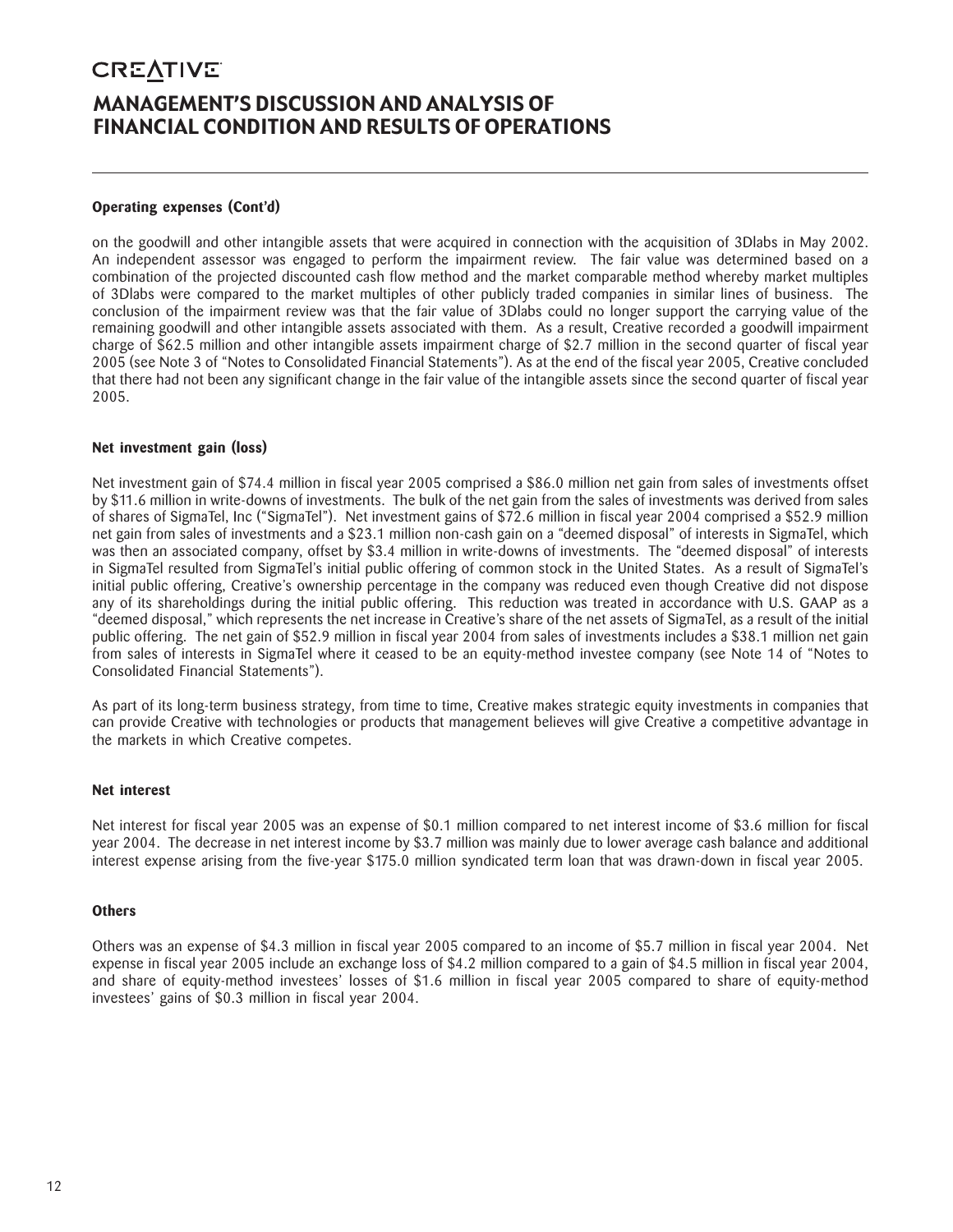### Operating expenses (Cont'd)

on the goodwill and other intangible assets that were acquired in connection with the acquisition of 3Dlabs in May 2002. An independent assessor was engaged to perform the impairment review. The fair value was determined based on a combination of the projected discounted cash flow method and the market comparable method whereby market multiples of 3Dlabs were compared to the market multiples of other publicly traded companies in similar lines of business. The conclusion of the impairment review was that the fair value of 3Dlabs could no longer support the carrying value of the remaining goodwill and other intangible assets associated with them. As a result, Creative recorded a goodwill impairment charge of $62.5 million and other intangible assets impairment charge of $2.7 million in the second quarter of fiscal year 2005 (see Note 3 of "Notes to Consolidated Financial Statements"). As at the end of the fiscal year 2005, Creative concluded that there had not been any significant change in the fair value of the intangible assets since the second quarter of fiscal year 2005.

### Net investment gain (loss)

Net investment gain of $74.4 million in fiscal year 2005 comprised a $86.0 million net gain from sales of investments offset by $11.6 million in write-downs of investments. The bulk of the net gain from the sales of investments was derived from sales of shares of SigmaTel, Inc ("SigmaTel"). Net investment gains of $72.6 million in fiscal year 2004 comprised a $52.9 million net gain from sales of investments and a $23.1 million non-cash gain on a "deemed disposal" of interests in SigmaTel, which was then an associated company, offset by $3.4 million in write-downs of investments. The "deemed disposal" of interests in SigmaTel resulted from SigmaTel's initial public offering of common stock in the United States. As a result of SigmaTel's initial public offering, Creative's ownership percentage in the company was reduced even though Creative did not dispose any of its shareholdings during the initial public offering. This reduction was treated in accordance with U.S. GAAP as a "deemed disposal," which represents the net increase in Creative's share of the net assets of SigmaTel, as a result of the initial public offering. The net gain of $52.9 million in fiscal year 2004 from sales of investments includes a $38.1 million net gain from sales of interests in SigmaTel where it ceased to be an equity-method investee company (see Note 14 of "Notes to Consolidated Financial Statements").

As part of its long-term business strategy, from time to time, Creative makes strategic equity investments in companies that can provide Creative with technologies or products that management believes will give Creative a competitive advantage in the markets in which Creative competes.

### Net interest

Net interest for fiscal year 2005 was an expense of $0.1 million compared to net interest income of $3.6 million for fiscal year 2004. The decrease in net interest income by $3.7 million was mainly due to lower average cash balance and additional interest expense arising from the five-year $175.0 million syndicated term loan that was drawn-down in fiscal year 2005.

### Others

Others was an expense of $4.3 million in fiscal year 2005 compared to an income of $5.7 million in fiscal year 2004. Net expense in fiscal year 2005 include an exchange loss of $4.2 million compared to a gain of $4.5 million in fiscal year 2004, and share of equity-method investees' losses of $1.6 million in fiscal year 2005 compared to share of equity-method investees' gains of $0.3 million in fiscal year 2004.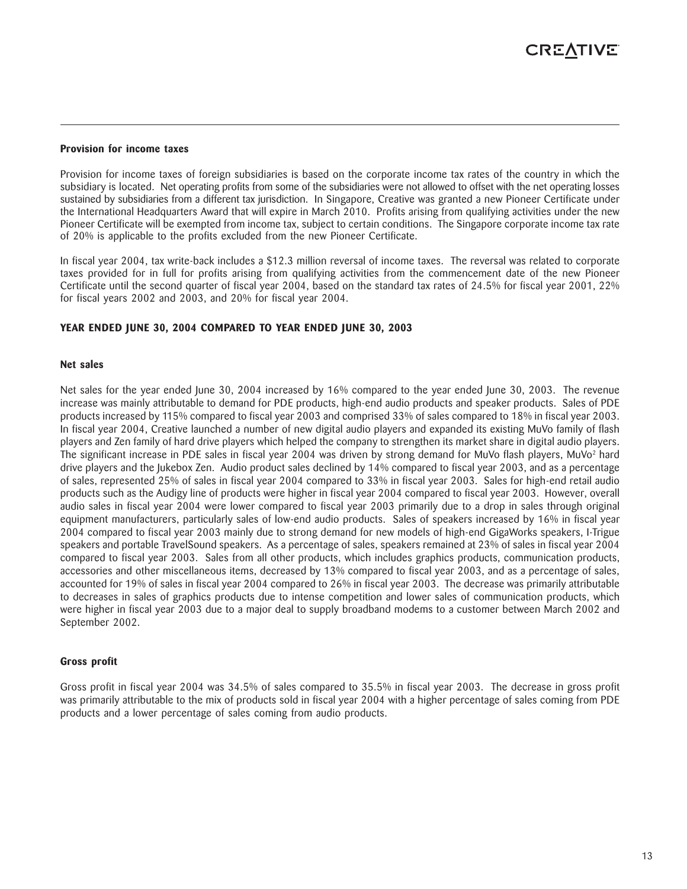### Provision for income taxes

Provision for income taxes of foreign subsidiaries is based on the corporate income tax rates of the country in which the subsidiary is located. Net operating profits from some of the subsidiaries were not allowed to offset with the net operating losses sustained by subsidiaries from a different tax jurisdiction. In Singapore, Creative was granted a new Pioneer Certificate under the International Headquarters Award that will expire in March 2010. Profits arising from qualifying activities under the new Pioneer Certificate will be exempted from income tax, subject to certain conditions. The Singapore corporate income tax rate of 20% is applicable to the profits excluded from the new Pioneer Certificate.

In fiscal year 2004, tax write-back includes a $12.3 million reversal of income taxes. The reversal was related to corporate taxes provided for in full for profits arising from qualifying activities from the commencement date of the new Pioneer Certificate until the second quarter of fiscal year 2004, based on the standard tax rates of 24.5% for fiscal year 2001, 22% for fiscal years 2002 and 2003, and 20% for fiscal year 2004.

## YEAR ENDED JUNE 30, 2004 COMPARED TO YEAR ENDED JUNE 30, 2003

### Net sales

Net sales for the year ended June 30, 2004 increased by 16% compared to the year ended June 30, 2003. The revenue increase was mainly attributable to demand for PDE products, high-end audio products and speaker products. Sales of PDE products increased by 115% compared to fiscal year 2003 and comprised 33% of sales compared to 18% in fiscal year 2003. In fiscal year 2004, Creative launched a number of new digital audio players and expanded its existing MuVo family of flash players and Zen family of hard drive players which helped the company to strengthen its market share in digital audio players. The significant increase in PDE sales in fiscal year 2004 was driven by strong demand for MuVo flash players, MuVo² hard drive players and the Jukebox Zen. Audio product sales declined by 14% compared to fiscal year 2003, and as a percentage of sales, represented 25% of sales in fiscal year 2004 compared to 33% in fiscal year 2003. Sales for high-end retail audio products such as the Audigy line of products were higher in fiscal year 2004 compared to fiscal year 2003. However, overall audio sales in fiscal year 2004 were lower compared to fiscal year 2003 primarily due to a drop in sales through original equipment manufacturers, particularly sales of low-end audio products. Sales of speakers increased by 16% in fiscal year 2004 compared to fiscal year 2003 mainly due to strong demand for new models of high-end GigaWorks speakers, I-Trigue speakers and portable TravelSound speakers. As a percentage of sales, speakers remained at 23% of sales in fiscal year 2004 compared to fiscal year 2003. Sales from all other products, which includes graphics products, communication products, accessories and other miscellaneous items, decreased by 13% compared to fiscal year 2003, and as a percentage of sales, accounted for 19% of sales in fiscal year 2004 compared to 26% in fiscal year 2003. The decrease was primarily attributable to decreases in sales of graphics products due to intense competition and lower sales of communication products, which were higher in fiscal year 2003 due to a major deal to supply broadband modems to a customer between March 2002 and September 2002.

### Gross profit

Gross profit in fiscal year 2004 was 34.5% of sales compared to 35.5% in fiscal year 2003. The decrease in gross profit was primarily attributable to the mix of products sold in fiscal year 2004 with a higher percentage of sales coming from PDE products and a lower percentage of sales coming from audio products.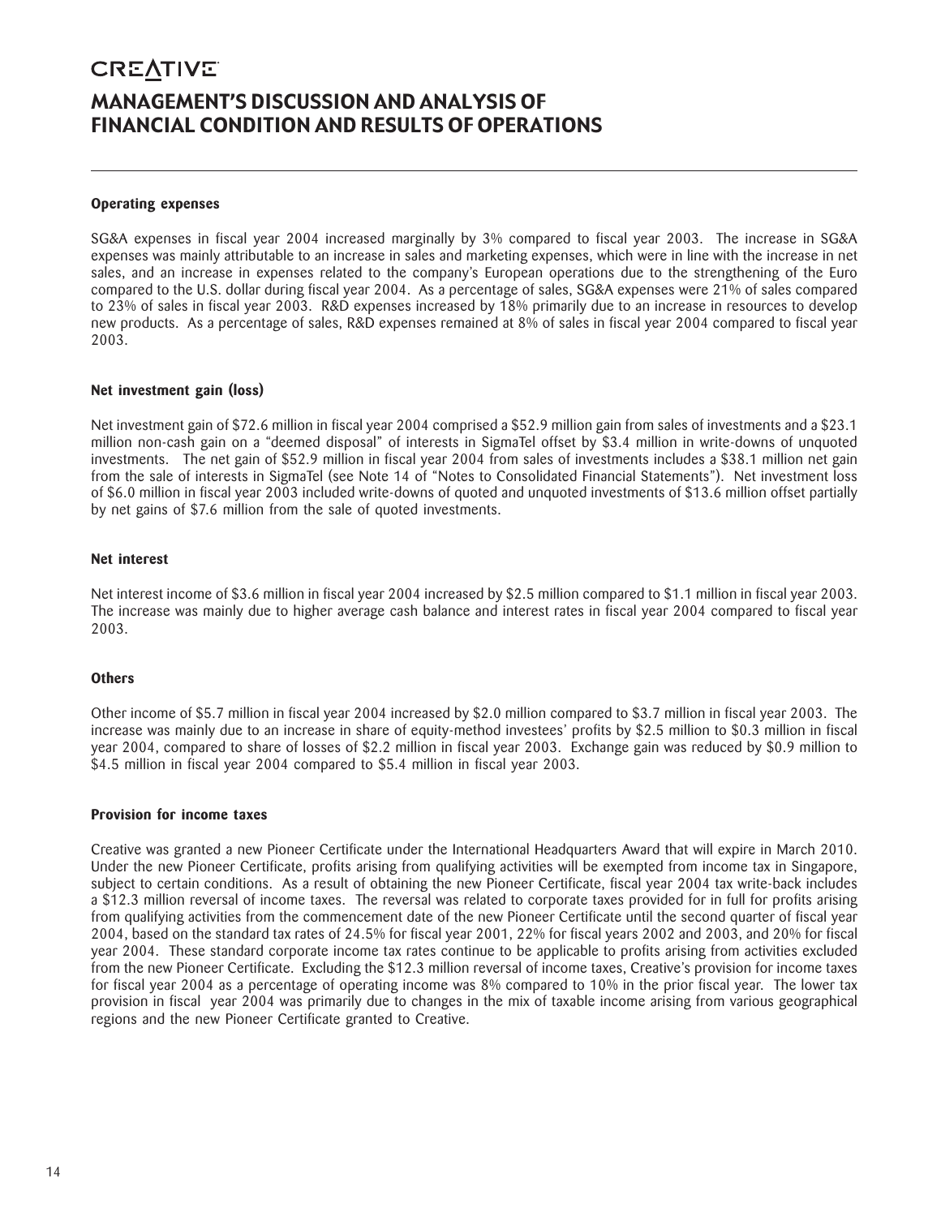# MANAGEMENT'S DISCUSSION AND ANALYSIS OF FINANCIAL CONDITION AND RESULTS OF OPERATIONS

### Operating expenses

SG&A expenses in fiscal year 2004 increased marginally by 3% compared to fiscal year 2003. The increase in SG&A expenses was mainly attributable to an increase in sales and marketing expenses, which were in line with the increase in net sales, and an increase in expenses related to the company's European operations due to the strengthening of the Euro compared to the U.S. dollar during fiscal year 2004. As a percentage of sales, SG&A expenses were 21% of sales compared to 23% of sales in fiscal year 2003. R&D expenses increased by 18% primarily due to an increase in resources to develop new products. As a percentage of sales, R&D expenses remained at 8% of sales in fiscal year 2004 compared to fiscal year 2003.

### Net investment gain (loss)

Net investment gain of $72.6 million in fiscal year 2004 comprised a $52.9 million gain from sales of investments and a $23.1 million non-cash gain on a "deemed disposal" of interests in SigmaTel offset by $3.4 million in write-downs of unquoted investments. The net gain of $52.9 million in fiscal year 2004 from sales of investments includes a $38.1 million net gain from the sale of interests in SigmaTel (see Note 14 of "Notes to Consolidated Financial Statements"). Net investment loss of $6.0 million in fiscal year 2003 included write-downs of quoted and unquoted investments of $13.6 million offset partially by net gains of $7.6 million from the sale of quoted investments.

### Net interest

Net interest income of $3.6 million in fiscal year 2004 increased by $2.5 million compared to $1.1 million in fiscal year 2003. The increase was mainly due to higher average cash balance and interest rates in fiscal year 2004 compared to fiscal year 2003.

### Others

Other income of $5.7 million in fiscal year 2004 increased by $2.0 million compared to $3.7 million in fiscal year 2003. The increase was mainly due to an increase in share of equity-method investees' profits by $2.5 million to $0.3 million in fiscal year 2004, compared to share of losses of $2.2 million in fiscal year 2003. Exchange gain was reduced by $0.9 million to $4.5 million in fiscal year 2004 compared to $5.4 million in fiscal year 2003.

### Provision for income taxes

Creative was granted a new Pioneer Certificate under the International Headquarters Award that will expire in March 2010. Under the new Pioneer Certificate, profits arising from qualifying activities will be exempted from income tax in Singapore, subject to certain conditions. As a result of obtaining the new Pioneer Certificate, fiscal year 2004 tax write-back includes a $12.3 million reversal of income taxes. The reversal was related to corporate taxes provided for in full for profits arising from qualifying activities from the commencement date of the new Pioneer Certificate until the second quarter of fiscal year 2004, based on the standard tax rates of 24.5% for fiscal year 2001, 22% for fiscal years 2002 and 2003, and 20% for fiscal year 2004. These standard corporate income tax rates continue to be applicable to profits arising from activities excluded from the new Pioneer Certificate. Excluding the $12.3 million reversal of income taxes, Creative's provision for income taxes for fiscal year 2004 as a percentage of operating income was 8% compared to 10% in the prior fiscal year. The lower tax provision in fiscal year 2004 was primarily due to changes in the mix of taxable income arising from various geographical regions and the new Pioneer Certificate granted to Creative.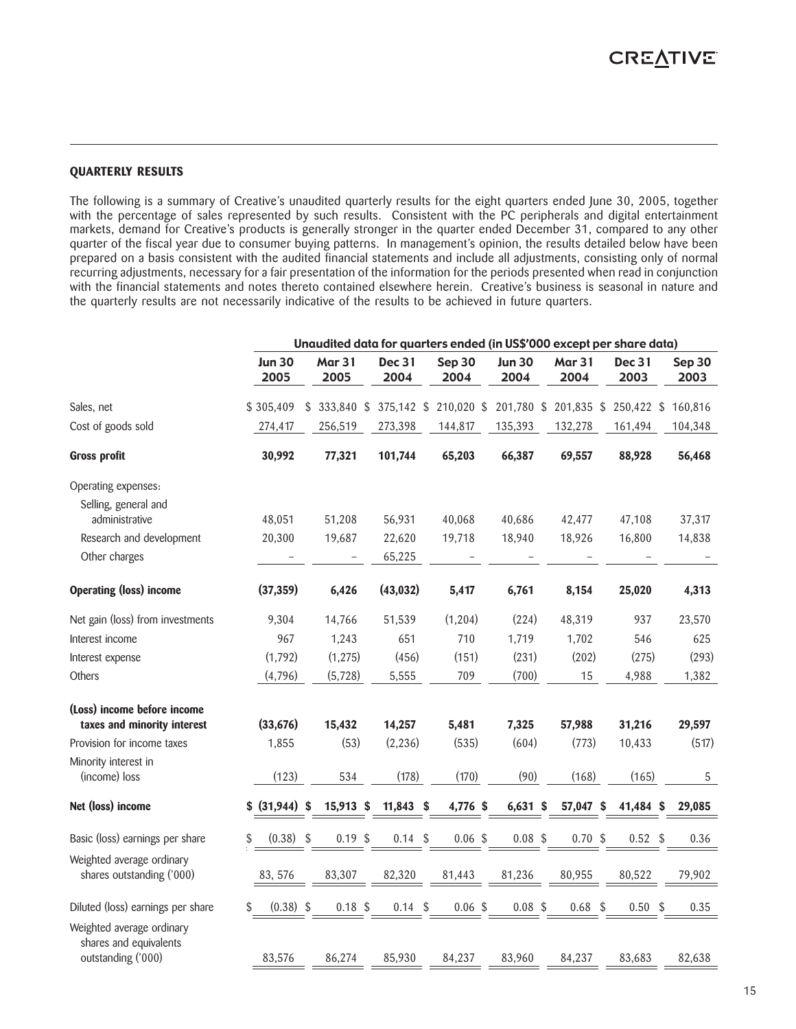## QUARTERLY RESULTS

The following is a summary of Creative's unaudited quarterly results for the eight quarters ended June 30, 2005, together with the percentage of sales represented by such results. Consistent with the PC peripherals and digital entertainment markets, demand for Creative's products is generally stronger in the quarter ended December 31, compared to any other quarter of the fiscal year due to consumer buying patterns. In management's opinion, the results detailed below have been prepared on a basis consistent with the audited financial statements and include all adjustments, consisting only of normal recurring adjustments, necessary for a fair presentation of the information for the periods presented when read in conjunction with the financial statements and notes thereto contained elsewhere herein. Creative's business is seasonal in nature and the quarterly results are not necessarily indicative of the results to be achieved in future quarters.

| | Unaudited data for quarters ended (in US$'000 except per share data) | | | | | | | |
|---|---|---|---|---|---|---|---|---|
| | Jun 30 2005 | Mar 31 2005 | Dec 31 2004 | Sep 30 2004 | Jun 30 2004 | Mar 31 2004 | Dec 31 2003 | Sep 30 2003 |
| Sales, net | $ 305,409 | $ 333,840 | $ 375,142 | $ 210,020 | $ 201,780 | $ 201,835 | $ 250,422 | $ 160,816 |
| Cost of goods sold | 274,417 | 256,519 | 273,398 | 144,817 | 135,393 | 132,278 | 161,494 | 104,348 |
| **Gross profit** | **30,992** | **77,321** | **101,744** | **65,203** | **66,387** | **69,557** | **88,928** | **56,468** |
| Operating expenses: | | | | | | | | |
| Selling, general and administrative | 48,051 | 51,208 | 56,931 | 40,068 | 40,686 | 42,477 | 47,108 | 37,317 |
| Research and development | 20,300 | 19,687 | 22,620 | 19,718 | 18,940 | 18,926 | 16,800 | 14,838 |
| Other charges | – | – | 65,225 | – | – | – | – | – |
| **Operating (loss) income** | **(37,359)** | **6,426** | **(43,032)** | **5,417** | **6,761** | **8,154** | **25,020** | **4,313** |
| Net gain (loss) from investments | 9,304 | 14,766 | 51,539 | (1,204) | (224) | 48,319 | 937 | 23,570 |
| Interest income | 967 | 1,243 | 651 | 710 | 1,719 | 1,702 | 546 | 625 |
| Interest expense | (1,792) | (1,275) | (456) | (151) | (231) | (202) | (275) | (293) |
| Others | (4,796) | (5,728) | 5,555 | 709 | (700) | 15 | 4,988 | 1,382 |
| **(Loss) income before income taxes and minority interest** | **(33,676)** | **15,432** | **14,257** | **5,481** | **7,325** | **57,988** | **31,216** | **29,597** |
| Provision for income taxes | 1,855 | (53) | (2,236) | (535) | (604) | (773) | 10,433 | (517) |
| Minority interest in (income) loss | (123) | 534 | (178) | (170) | (90) | (168) | (165) | 5 |
| **Net (loss) income** | **$ (31,944)** | **$ 15,913** | **$ 11,843** | **$ 4,776** | **$ 6,631** | **$ 57,047** | **$ 41,484** | **$ 29,085** |
| Basic (loss) earnings per share | $ (0.38) | $ 0.19 | $ 0.14 | $ 0.06 | $ 0.08 | $ 0.70 | $ 0.52 | $ 0.36 |
| Weighted average ordinary shares outstanding ('000) | 83, 576 | 83,307 | 82,320 | 81,443 | 81,236 | 80,955 | 80,522 | 79,902 |
| Diluted (loss) earnings per share | $ (0.38) | $ 0.18 | $ 0.14 | $ 0.06 | $ 0.08 | $ 0.68 | $ 0.50 | $ 0.35 |
| Weighted average ordinary shares and equivalents outstanding ('000) | 83,576 | 86,274 | 85,930 | 84,237 | 83,960 | 84,237 | 83,683 | 82,638 |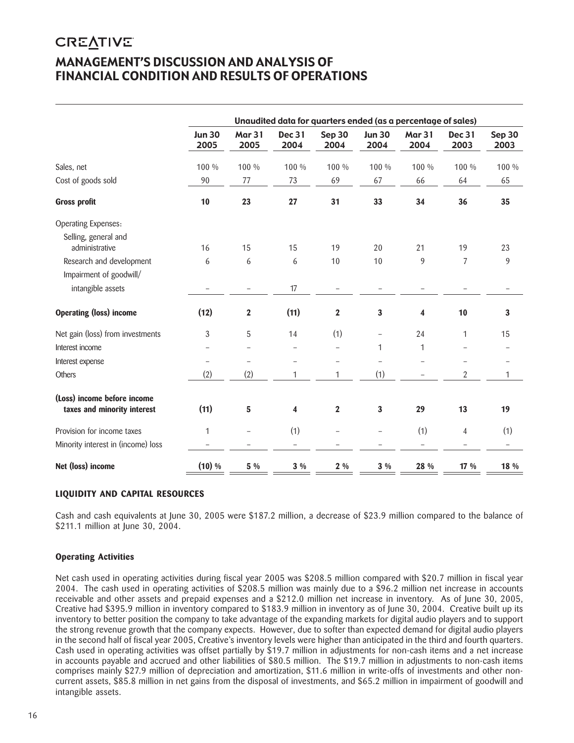CREATIVE

# MANAGEMENT'S DISCUSSION AND ANALYSIS OF FINANCIAL CONDITION AND RESULTS OF OPERATIONS

| | Unaudited data for quarters ended (as a percentage of sales) | | | | | | | |
|---|---|---|---|---|---|---|---|---|
| | Jun 30 2005 | Mar 31 2005 | Dec 31 2004 | Sep 30 2004 | Jun 30 2004 | Mar 31 2004 | Dec 31 2003 | Sep 30 2003 |
| Sales, net | 100 % | 100 % | 100 % | 100 % | 100 % | 100 % | 100 % | 100 % |
| Cost of goods sold | 90 | 77 | 73 | 69 | 67 | 66 | 64 | 65 |
| **Gross profit** | **10** | **23** | **27** | **31** | **33** | **34** | **36** | **35** |
| Operating Expenses: | | | | | | | | |
| Selling, general and administrative | 16 | 15 | 15 | 19 | 20 | 21 | 19 | 23 |
| Research and development | 6 | 6 | 6 | 10 | 10 | 9 | 7 | 9 |
| Impairment of goodwill/ intangible assets | – | – | 17 | – | – | – | – | – |
| **Operating (loss) income** | **(12)** | **2** | **(11)** | **2** | **3** | **4** | **10** | **3** |
| Net gain (loss) from investments | 3 | 5 | 14 | (1) | – | 24 | 1 | 15 |
| Interest income | – | – | – | – | 1 | 1 | – | – |
| Interest expense | – | – | – | – | – | – | – | – |
| Others | (2) | (2) | 1 | 1 | (1) | – | 2 | 1 |
| **(Loss) income before income taxes and minority interest** | **(11)** | **5** | **4** | **2** | **3** | **29** | **13** | **19** |
| Provision for income taxes | 1 | – | (1) | – | – | (1) | 4 | (1) |
| Minority interest in (income) loss | – | – | – | – | – | – | – | – |
| **Net (loss) income** | **(10) %** | **5 %** | **3 %** | **2 %** | **3 %** | **28 %** | **17 %** | **18 %** |

## LIQUIDITY AND CAPITAL RESOURCES

Cash and cash equivalents at June 30, 2005 were $187.2 million, a decrease of $23.9 million compared to the balance of $211.1 million at June 30, 2004.

### Operating Activities

Net cash used in operating activities during fiscal year 2005 was $208.5 million compared with $20.7 million in fiscal year 2004. The cash used in operating activities of $208.5 million was mainly due to a $96.2 million net increase in accounts receivable and other assets and prepaid expenses and a $212.0 million net increase in inventory. As of June 30, 2005, Creative had $395.9 million in inventory compared to $183.9 million in inventory as of June 30, 2004. Creative built up its inventory to better position the company to take advantage of the expanding markets for digital audio players and to support the strong revenue growth that the company expects. However, due to softer than expected demand for digital audio players in the second half of fiscal year 2005, Creative's inventory levels were higher than anticipated in the third and fourth quarters. Cash used in operating activities was offset partially by $19.7 million in adjustments for non-cash items and a net increase in accounts payable and accrued and other liabilities of $80.5 million. The $19.7 million in adjustments to non-cash items comprises mainly $27.9 million of depreciation and amortization, $11.6 million in write-offs of investments and other non-current assets, $85.8 million in net gains from the disposal of investments, and $65.2 million in impairment of goodwill and intangible assets.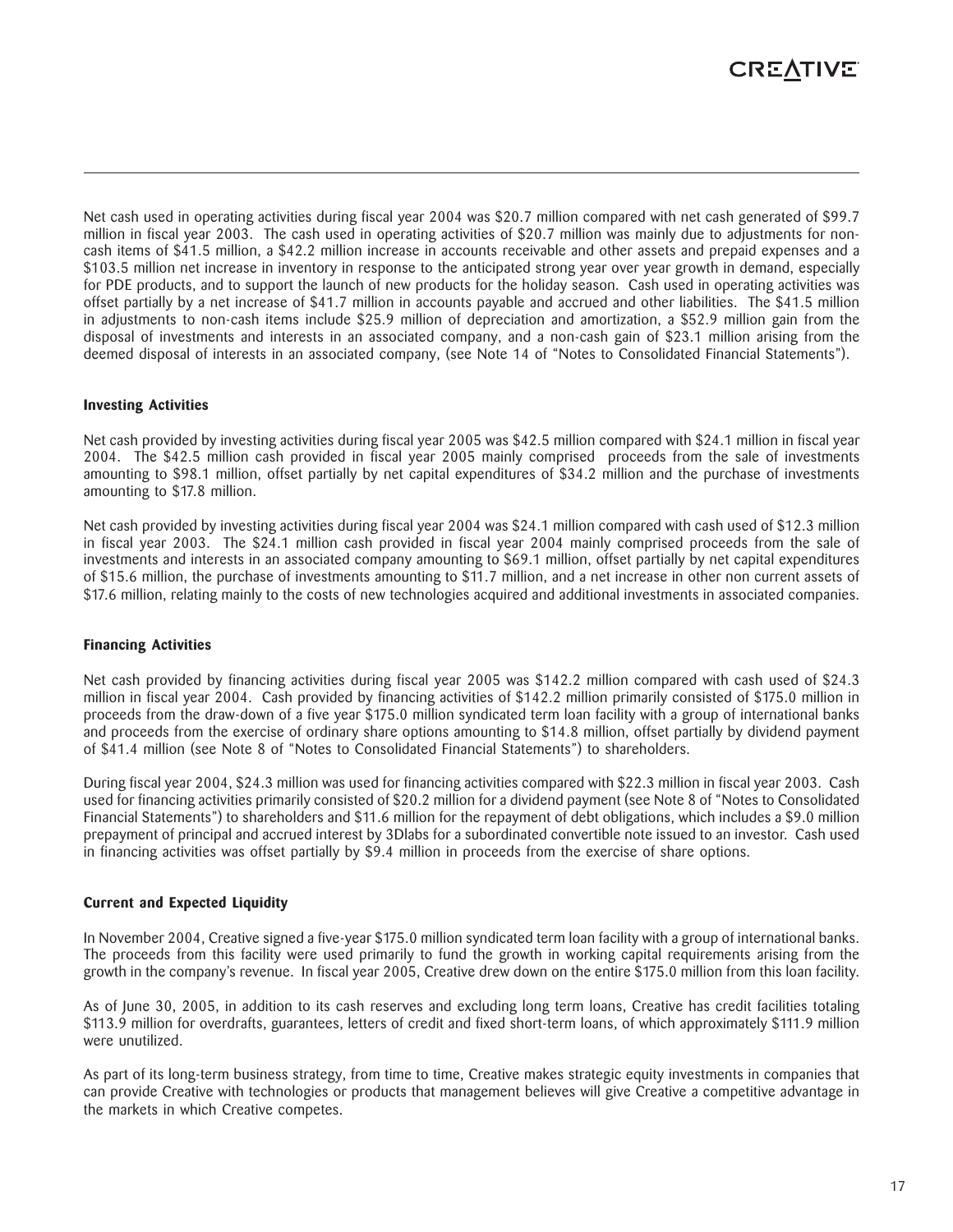Net cash used in operating activities during fiscal year 2004 was $20.7 million compared with net cash generated of $99.7 million in fiscal year 2003. The cash used in operating activities of $20.7 million was mainly due to adjustments for non-cash items of $41.5 million, a $42.2 million increase in accounts receivable and other assets and prepaid expenses and a $103.5 million net increase in inventory in response to the anticipated strong year over year growth in demand, especially for PDE products, and to support the launch of new products for the holiday season. Cash used in operating activities was offset partially by a net increase of $41.7 million in accounts payable and accrued and other liabilities. The $41.5 million in adjustments to non-cash items include $25.9 million of depreciation and amortization, a $52.9 million gain from the disposal of investments and interests in an associated company, and a non-cash gain of $23.1 million arising from the deemed disposal of interests in an associated company, (see Note 14 of "Notes to Consolidated Financial Statements").

**Investing Activities**

Net cash provided by investing activities during fiscal year 2005 was $42.5 million compared with $24.1 million in fiscal year 2004. The $42.5 million cash provided in fiscal year 2005 mainly comprised proceeds from the sale of investments amounting to $98.1 million, offset partially by net capital expenditures of $34.2 million and the purchase of investments amounting to $17.8 million.

Net cash provided by investing activities during fiscal year 2004 was $24.1 million compared with cash used of $12.3 million in fiscal year 2003. The $24.1 million cash provided in fiscal year 2004 mainly comprised proceeds from the sale of investments and interests in an associated company amounting to $69.1 million, offset partially by net capital expenditures of $15.6 million, the purchase of investments amounting to $11.7 million, and a net increase in other non current assets of $17.6 million, relating mainly to the costs of new technologies acquired and additional investments in associated companies.

**Financing Activities**

Net cash provided by financing activities during fiscal year 2005 was $142.2 million compared with cash used of $24.3 million in fiscal year 2004. Cash provided by financing activities of $142.2 million primarily consisted of $175.0 million in proceeds from the draw-down of a five year $175.0 million syndicated term loan facility with a group of international banks and proceeds from the exercise of ordinary share options amounting to $14.8 million, offset partially by dividend payment of $41.4 million (see Note 8 of "Notes to Consolidated Financial Statements") to shareholders.

During fiscal year 2004, $24.3 million was used for financing activities compared with $22.3 million in fiscal year 2003. Cash used for financing activities primarily consisted of $20.2 million for a dividend payment (see Note 8 of "Notes to Consolidated Financial Statements") to shareholders and $11.6 million for the repayment of debt obligations, which includes a $9.0 million prepayment of principal and accrued interest by 3Dlabs for a subordinated convertible note issued to an investor. Cash used in financing activities was offset partially by $9.4 million in proceeds from the exercise of share options.

**Current and Expected Liquidity**

In November 2004, Creative signed a five-year $175.0 million syndicated term loan facility with a group of international banks. The proceeds from this facility were used primarily to fund the growth in working capital requirements arising from the growth in the company's revenue. In fiscal year 2005, Creative drew down on the entire $175.0 million from this loan facility.

As of June 30, 2005, in addition to its cash reserves and excluding long term loans, Creative has credit facilities totaling $113.9 million for overdrafts, guarantees, letters of credit and fixed short-term loans, of which approximately $111.9 million were unutilized.

As part of its long-term business strategy, from time to time, Creative makes strategic equity investments in companies that can provide Creative with technologies or products that management believes will give Creative a competitive advantage in the markets in which Creative competes.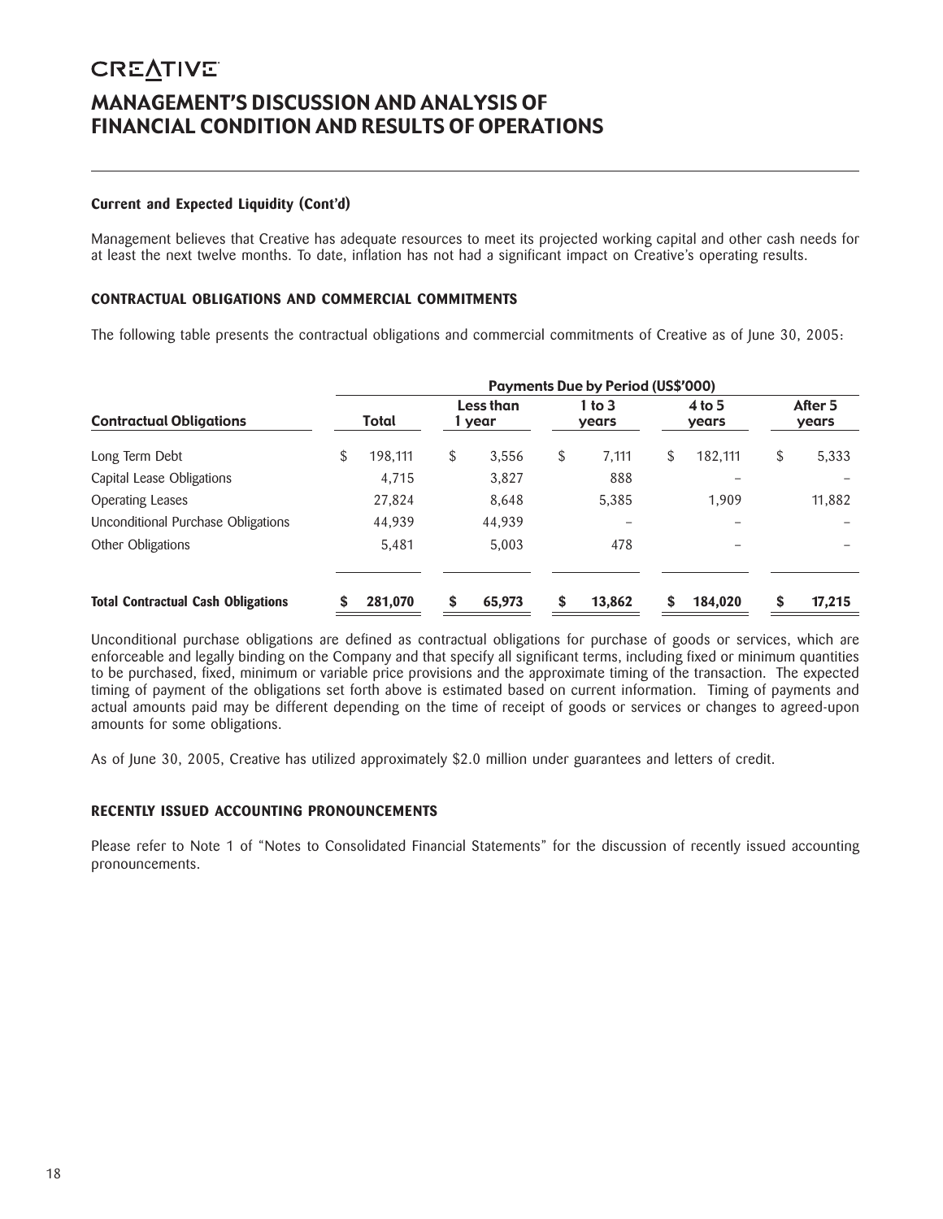# MANAGEMENT'S DISCUSSION AND ANALYSIS OF FINANCIAL CONDITION AND RESULTS OF OPERATIONS

### Current and Expected Liquidity (Cont'd)

Management believes that Creative has adequate resources to meet its projected working capital and other cash needs for at least the next twelve months. To date, inflation has not had a significant impact on Creative's operating results.

### CONTRACTUAL OBLIGATIONS AND COMMERCIAL COMMITMENTS

The following table presents the contractual obligations and commercial commitments of Creative as of June 30, 2005:

| | Payments Due by Period (US$'000) | | | | |
|---|---|---|---|---|---|
| **Contractual Obligations** | **Total** | **Less than 1 year** | **1 to 3 years** | **4 to 5 years** | **After 5 years** |
| Long Term Debt | $ 198,111 | $ 3,556 | $ 7,111 | $ 182,111 | $ 5,333 |
| Capital Lease Obligations | 4,715 | 3,827 | 888 | – | – |
| Operating Leases | 27,824 | 8,648 | 5,385 | 1,909 | 11,882 |
| Unconditional Purchase Obligations | 44,939 | 44,939 | – | – | – |
| Other Obligations | 5,481 | 5,003 | 478 | – | – |
| **Total Contractual Cash Obligations** | **$ 281,070** | **$ 65,973** | **$ 13,862** | **$ 184,020** | **$ 17,215** |

Unconditional purchase obligations are defined as contractual obligations for purchase of goods or services, which are enforceable and legally binding on the Company and that specify all significant terms, including fixed or minimum quantities to be purchased, fixed, minimum or variable price provisions and the approximate timing of the transaction. The expected timing of payment of the obligations set forth above is estimated based on current information. Timing of payments and actual amounts paid may be different depending on the time of receipt of goods or services or changes to agreed-upon amounts for some obligations.

As of June 30, 2005, Creative has utilized approximately $2.0 million under guarantees and letters of credit.

### RECENTLY ISSUED ACCOUNTING PRONOUNCEMENTS

Please refer to Note 1 of "Notes to Consolidated Financial Statements" for the discussion of recently issued accounting pronouncements.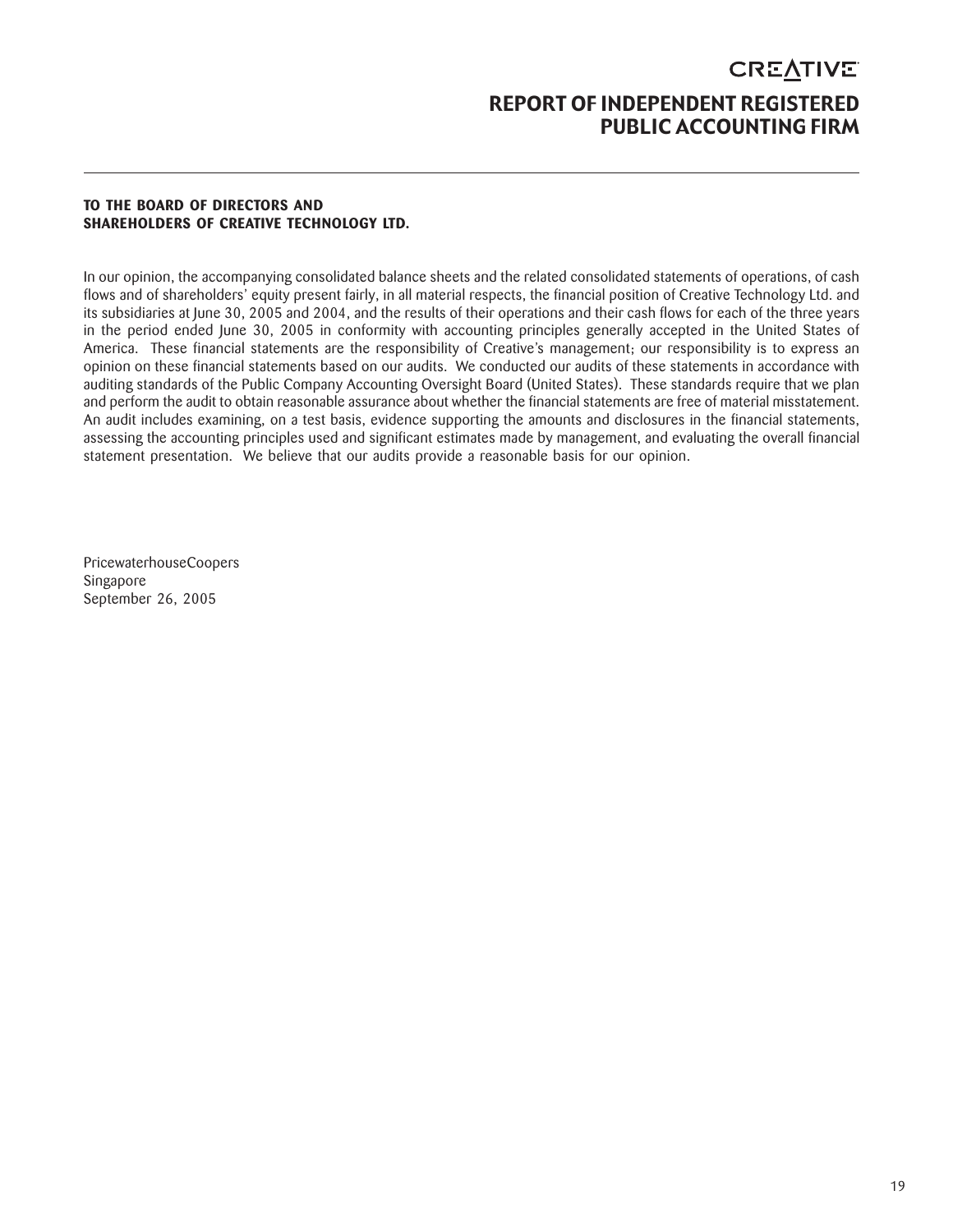# REPORT OF INDEPENDENT REGISTERED PUBLIC ACCOUNTING FIRM

**TO THE BOARD OF DIRECTORS AND SHAREHOLDERS OF CREATIVE TECHNOLOGY LTD.**

In our opinion, the accompanying consolidated balance sheets and the related consolidated statements of operations, of cash flows and of shareholders' equity present fairly, in all material respects, the financial position of Creative Technology Ltd. and its subsidiaries at June 30, 2005 and 2004, and the results of their operations and their cash flows for each of the three years in the period ended June 30, 2005 in conformity with accounting principles generally accepted in the United States of America. These financial statements are the responsibility of Creative's management; our responsibility is to express an opinion on these financial statements based on our audits. We conducted our audits of these statements in accordance with auditing standards of the Public Company Accounting Oversight Board (United States). These standards require that we plan and perform the audit to obtain reasonable assurance about whether the financial statements are free of material misstatement. An audit includes examining, on a test basis, evidence supporting the amounts and disclosures in the financial statements, assessing the accounting principles used and significant estimates made by management, and evaluating the overall financial statement presentation. We believe that our audits provide a reasonable basis for our opinion.

PricewaterhouseCoopers
Singapore
September 26, 2005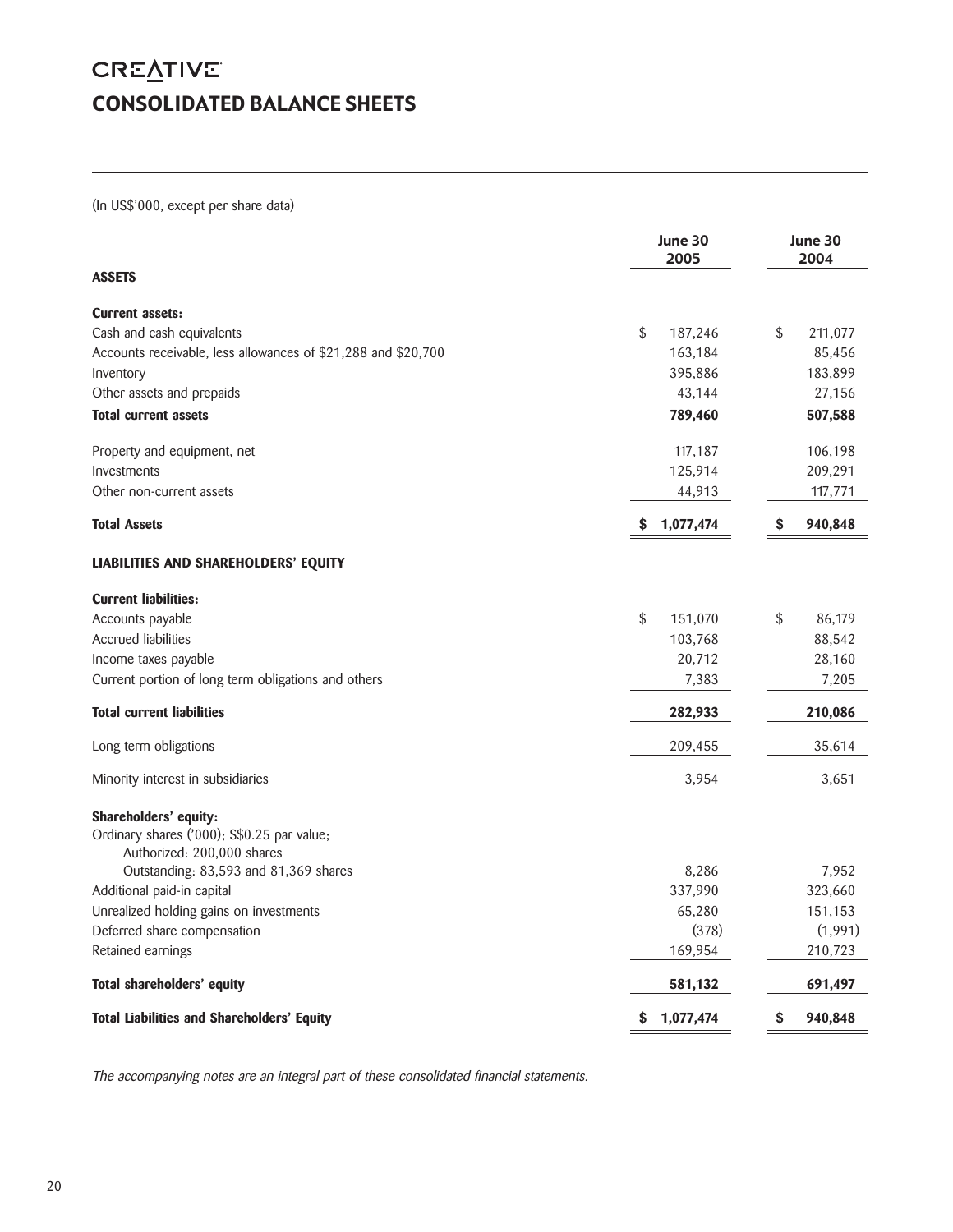CREATIVE

# CONSOLIDATED BALANCE SHEETS

(In US$'000, except per share data)

| | June 30 2005 | June 30 2004 |
|---|---|---|
| **ASSETS** | | |
| **Current assets:** | | |
| Cash and cash equivalents | $ 187,246 | $ 211,077 |
| Accounts receivable, less allowances of $21,288 and $20,700 | 163,184 | 85,456 |
| Inventory | 395,886 | 183,899 |
| Other assets and prepaids | 43,144 | 27,156 |
| **Total current assets** | **789,460** | **507,588** |
| Property and equipment, net | 117,187 | 106,198 |
| Investments | 125,914 | 209,291 |
| Other non-current assets | 44,913 | 117,771 |
| **Total Assets** | **$ 1,077,474** | **$ 940,848** |
| **LIABILITIES AND SHAREHOLDERS' EQUITY** | | |
| **Current liabilities:** | | |
| Accounts payable | $ 151,070 | $ 86,179 |
| Accrued liabilities | 103,768 | 88,542 |
| Income taxes payable | 20,712 | 28,160 |
| Current portion of long term obligations and others | 7,383 | 7,205 |
| **Total current liabilities** | **282,933** | **210,086** |
| Long term obligations | 209,455 | 35,614 |
| Minority interest in subsidiaries | 3,954 | 3,651 |
| **Shareholders' equity:** | | |
| Ordinary shares ('000); S$0.25 par value; Authorized: 200,000 shares Outstanding: 83,593 and 81,369 shares | 8,286 | 7,952 |
| Additional paid-in capital | 337,990 | 323,660 |
| Unrealized holding gains on investments | 65,280 | 151,153 |
| Deferred share compensation | (378) | (1,991) |
| Retained earnings | 169,954 | 210,723 |
| **Total shareholders' equity** | **581,132** | **691,497** |
| **Total Liabilities and Shareholders' Equity** | **$ 1,077,474** | **$ 940,848** |

*The accompanying notes are an integral part of these consolidated financial statements.*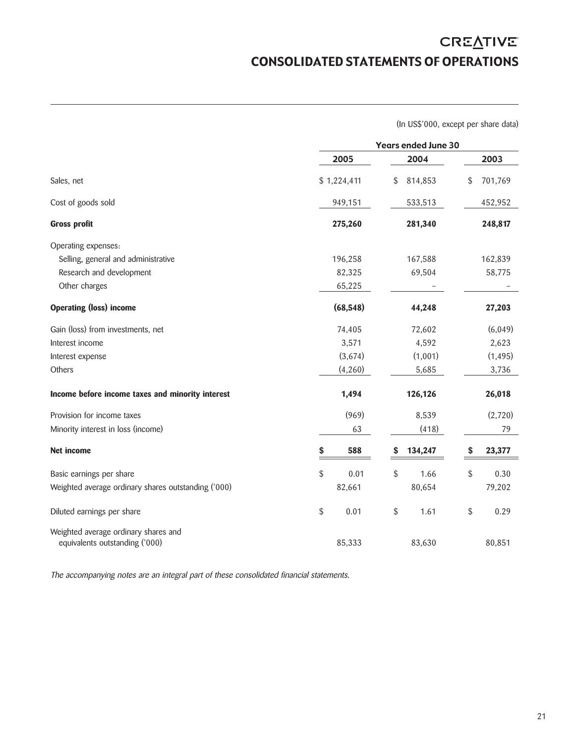CREATIVE

# CONSOLIDATED STATEMENTS OF OPERATIONS

(In US$'000, except per share data)

| | Years ended June 30 | | |
|---|---|---|---|
| | 2005 | 2004 | 2003 |
| Sales, net | $ 1,224,411 | $ 814,853 | $ 701,769 |
| Cost of goods sold | 949,151 | 533,513 | 452,952 |
| **Gross profit** | **275,260** | **281,340** | **248,817** |
| Operating expenses: | | | |
| Selling, general and administrative | 196,258 | 167,588 | 162,839 |
| Research and development | 82,325 | 69,504 | 58,775 |
| Other charges | 65,225 | – | – |
| **Operating (loss) income** | **(68,548)** | **44,248** | **27,203** |
| Gain (loss) from investments, net | 74,405 | 72,602 | (6,049) |
| Interest income | 3,571 | 4,592 | 2,623 |
| Interest expense | (3,674) | (1,001) | (1,495) |
| Others | (4,260) | 5,685 | 3,736 |
| **Income before income taxes and minority interest** | **1,494** | **126,126** | **26,018** |
| Provision for income taxes | (969) | 8,539 | (2,720) |
| Minority interest in loss (income) | 63 | (418) | 79 |
| **Net income** | **$ 588** | **$ 134,247** | **$ 23,377** |
| Basic earnings per share | $ 0.01 | $ 1.66 | $ 0.30 |
| Weighted average ordinary shares outstanding ('000) | 82,661 | 80,654 | 79,202 |
| Diluted earnings per share | $ 0.01 | $ 1.61 | $ 0.29 |
| Weighted average ordinary shares and equivalents outstanding ('000) | 85,333 | 83,630 | 80,851 |

*The accompanying notes are an integral part of these consolidated financial statements.*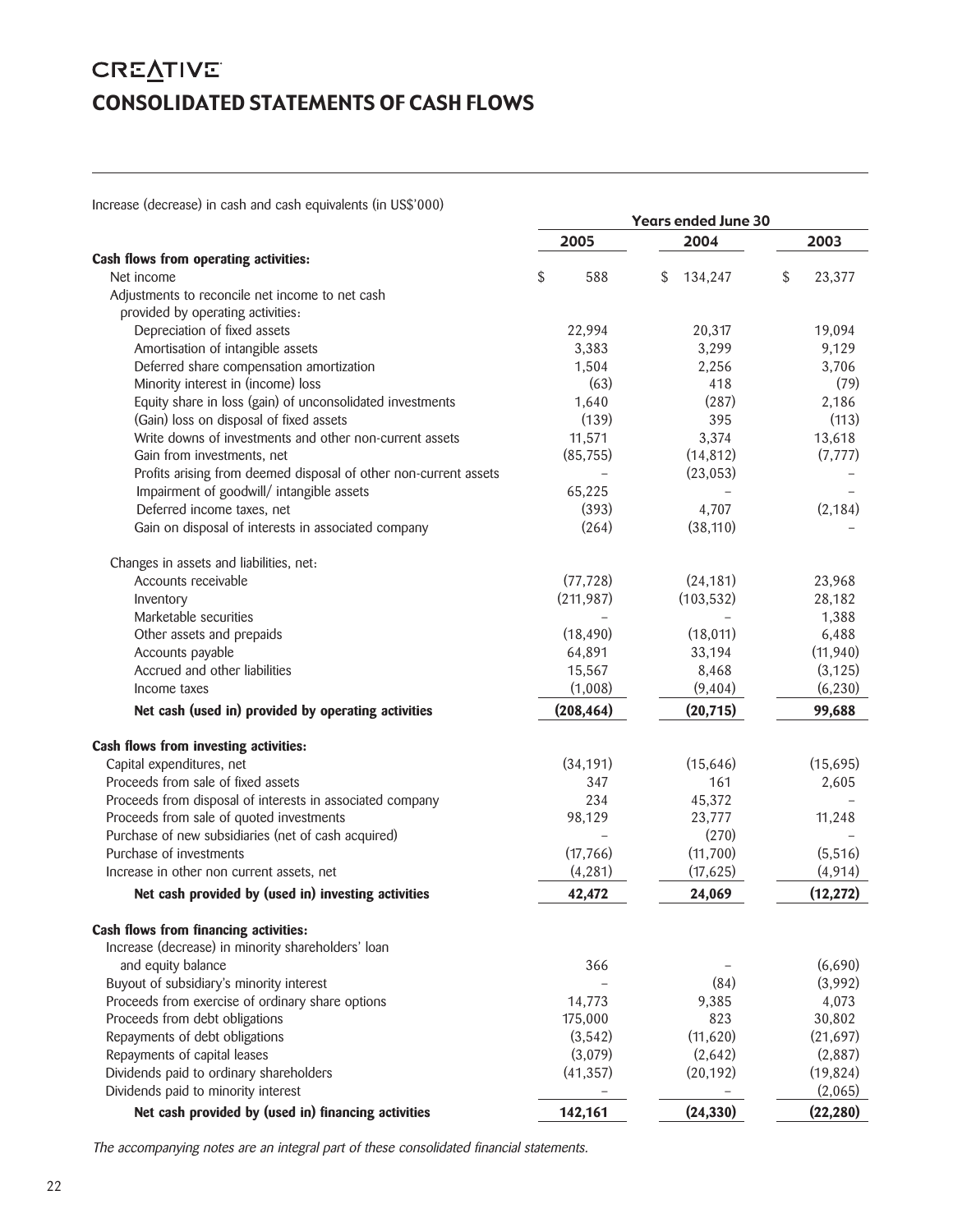# CREATIVE

# CONSOLIDATED STATEMENTS OF CASH FLOWS

Increase (decrease) in cash and cash equivalents (in US$'000)

| | Years ended June 30 | | |
|---|---|---|---|
| | 2005 | 2004 | 2003 |
| **Cash flows from operating activities:** | | | |
| Net income | $ 588 | $ 134,247 | $ 23,377 |
| Adjustments to reconcile net income to net cash provided by operating activities: | | | |
| Depreciation of fixed assets | 22,994 | 20,317 | 19,094 |
| Amortisation of intangible assets | 3,383 | 3,299 | 9,129 |
| Deferred share compensation amortization | 1,504 | 2,256 | 3,706 |
| Minority interest in (income) loss | (63) | 418 | (79) |
| Equity share in loss (gain) of unconsolidated investments | 1,640 | (287) | 2,186 |
| (Gain) loss on disposal of fixed assets | (139) | 395 | (113) |
| Write downs of investments and other non-current assets | 11,571 | 3,374 | 13,618 |
| Gain from investments, net | (85,755) | (14,812) | (7,777) |
| Profits arising from deemed disposal of other non-current assets | – | (23,053) | – |
| Impairment of goodwill/ intangible assets | 65,225 | – | – |
| Deferred income taxes, net | (393) | 4,707 | (2,184) |
| Gain on disposal of interests in associated company | (264) | (38,110) | – |
| Changes in assets and liabilities, net: | | | |
| Accounts receivable | (77,728) | (24,181) | 23,968 |
| Inventory | (211,987) | (103,532) | 28,182 |
| Marketable securities | – | – | 1,388 |
| Other assets and prepaids | (18,490) | (18,011) | 6,488 |
| Accounts payable | 64,891 | 33,194 | (11,940) |
| Accrued and other liabilities | 15,567 | 8,468 | (3,125) |
| Income taxes | (1,008) | (9,404) | (6,230) |
| **Net cash (used in) provided by operating activities** | **(208,464)** | **(20,715)** | **99,688** |
| **Cash flows from investing activities:** | | | |
| Capital expenditures, net | (34,191) | (15,646) | (15,695) |
| Proceeds from sale of fixed assets | 347 | 161 | 2,605 |
| Proceeds from disposal of interests in associated company | 234 | 45,372 | – |
| Proceeds from sale of quoted investments | 98,129 | 23,777 | 11,248 |
| Purchase of new subsidiaries (net of cash acquired) | – | (270) | – |
| Purchase of investments | (17,766) | (11,700) | (5,516) |
| Increase in other non current assets, net | (4,281) | (17,625) | (4,914) |
| **Net cash provided by (used in) investing activities** | **42,472** | **24,069** | **(12,272)** |
| **Cash flows from financing activities:** | | | |
| Increase (decrease) in minority shareholders' loan and equity balance | 366 | – | (6,690) |
| Buyout of subsidiary's minority interest | – | (84) | (3,992) |
| Proceeds from exercise of ordinary share options | 14,773 | 9,385 | 4,073 |
| Proceeds from debt obligations | 175,000 | 823 | 30,802 |
| Repayments of debt obligations | (3,542) | (11,620) | (21,697) |
| Repayments of capital leases | (3,079) | (2,642) | (2,887) |
| Dividends paid to ordinary shareholders | (41,357) | (20,192) | (19,824) |
| Dividends paid to minority interest | – | – | (2,065) |
| **Net cash provided by (used in) financing activities** | **142,161** | **(24,330)** | **(22,280)** |

*The accompanying notes are an integral part of these consolidated financial statements.*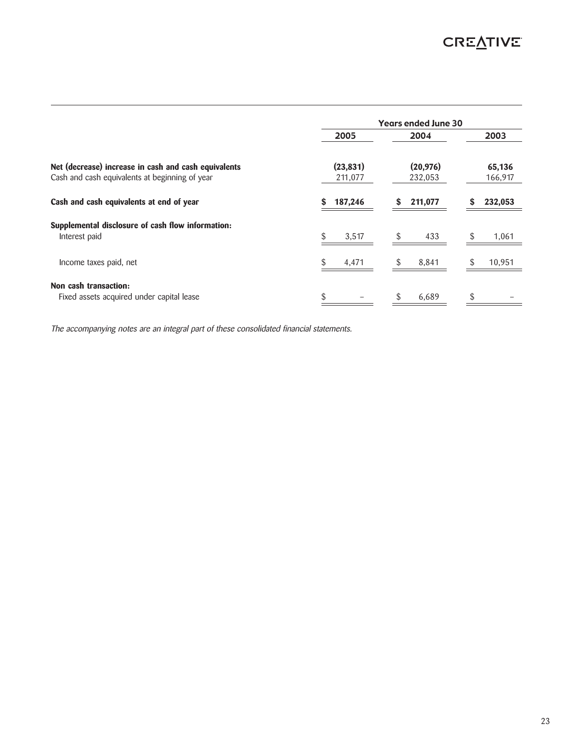| | Years ended June 30 | | |
|---|---|---|---|
| | 2005 | 2004 | 2003 |
| **Net (decrease) increase in cash and cash equivalents** | **(23,831)** | **(20,976)** | **65,136** |
| Cash and cash equivalents at beginning of year | 211,077 | 232,053 | 166,917 |
| **Cash and cash equivalents at end of year** | **$ 187,246** | **$ 211,077** | **$ 232,053** |
| **Supplemental disclosure of cash flow information:** | | | |
| Interest paid | $ 3,517 | $ 433 | $ 1,061 |
| Income taxes paid, net | $ 4,471 | $ 8,841 | $ 10,951 |
| **Non cash transaction:** | | | |
| Fixed assets acquired under capital lease | $ – | $ 6,689 | $ – |

*The accompanying notes are an integral part of these consolidated financial statements.*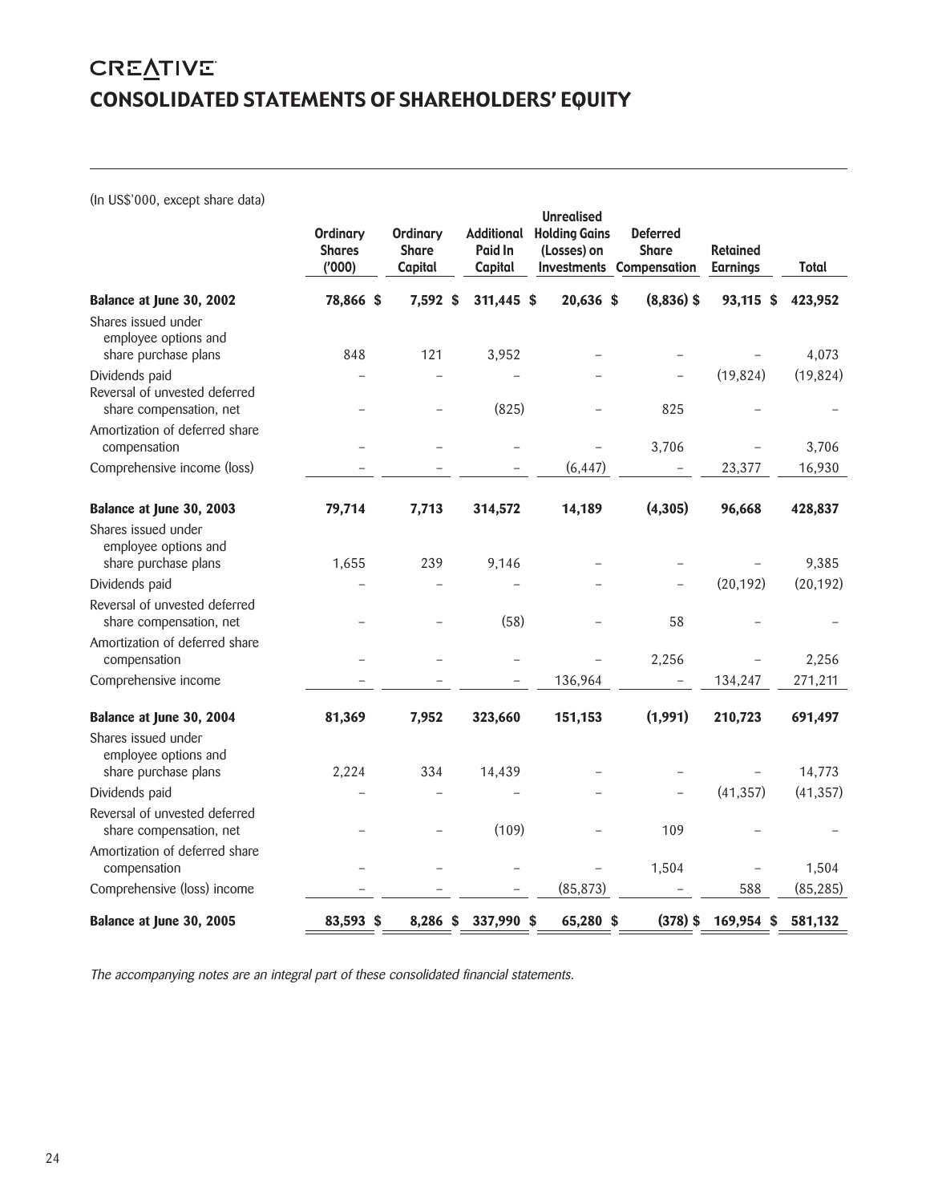CREATIVE

# CONSOLIDATED STATEMENTS OF SHAREHOLDERS' EQUITY

(In US$'000, except share data)

| | Ordinary Shares ('000) | Ordinary Share Capital | Additional Paid In Capital | Unrealised Holding Gains (Losses) on Investments | Deferred Share Compensation | Retained Earnings | Total |
|---|---|---|---|---|---|---|---|
| **Balance at June 30, 2002** | **78,866** | **$ 7,592** | **$ 311,445** | **$ 20,636** | **$ (8,836)** | **$ 93,115** | **$ 423,952** |
| Shares issued under employee options and share purchase plans | 848 | 121 | 3,952 | – | – | – | 4,073 |
| Dividends paid | – | – | – | – | – | (19,824) | (19,824) |
| Reversal of unvested deferred share compensation, net | – | – | (825) | – | 825 | – | – |
| Amortization of deferred share compensation | – | – | – | – | 3,706 | – | 3,706 |
| Comprehensive income (loss) | – | – | – | (6,447) | – | 23,377 | 16,930 |
| **Balance at June 30, 2003** | **79,714** | **7,713** | **314,572** | **14,189** | **(4,305)** | **96,668** | **428,837** |
| Shares issued under employee options and share purchase plans | 1,655 | 239 | 9,146 | – | – | – | 9,385 |
| Dividends paid | – | – | – | – | – | (20,192) | (20,192) |
| Reversal of unvested deferred share compensation, net | – | – | (58) | – | 58 | – | – |
| Amortization of deferred share compensation | – | – | – | – | 2,256 | – | 2,256 |
| Comprehensive income | – | – | – | 136,964 | – | 134,247 | 271,211 |
| **Balance at June 30, 2004** | **81,369** | **7,952** | **323,660** | **151,153** | **(1,991)** | **210,723** | **691,497** |
| Shares issued under employee options and share purchase plans | 2,224 | 334 | 14,439 | – | – | – | 14,773 |
| Dividends paid | – | – | – | – | – | (41,357) | (41,357) |
| Reversal of unvested deferred share compensation, net | – | – | (109) | – | 109 | – | – |
| Amortization of deferred share compensation | – | – | – | – | 1,504 | – | 1,504 |
| Comprehensive (loss) income | – | – | – | (85,873) | – | 588 | (85,285) |
| **Balance at June 30, 2005** | **83,593** | **$ 8,286** | **$ 337,990** | **$ 65,280** | **$ (378)** | **$ 169,954** | **$ 581,132** |

*The accompanying notes are an integral part of these consolidated financial statements.*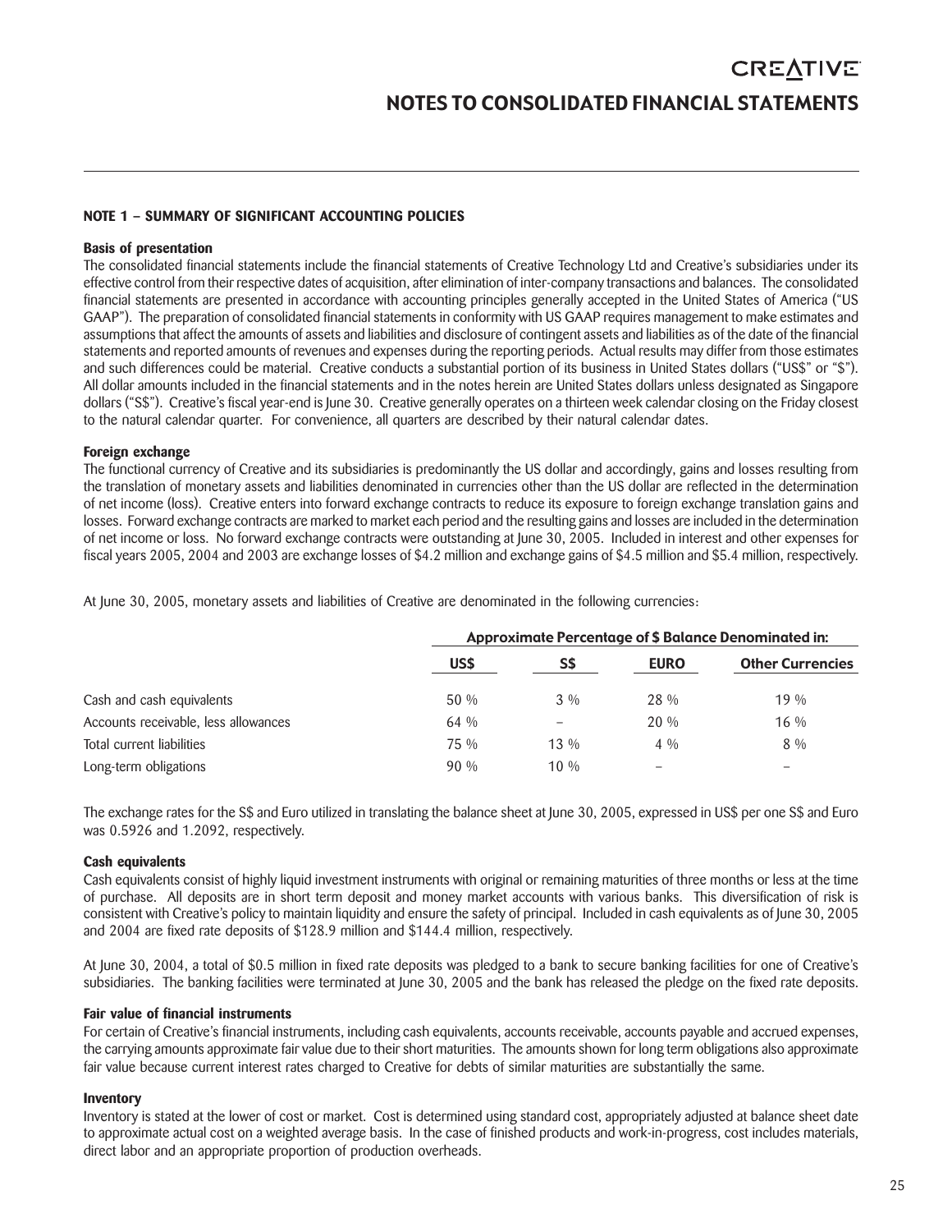# NOTES TO CONSOLIDATED FINANCIAL STATEMENTS

## NOTE 1 – SUMMARY OF SIGNIFICANT ACCOUNTING POLICIES

### Basis of presentation

The consolidated financial statements include the financial statements of Creative Technology Ltd and Creative's subsidiaries under its effective control from their respective dates of acquisition, after elimination of inter-company transactions and balances. The consolidated financial statements are presented in accordance with accounting principles generally accepted in the United States of America ("US GAAP"). The preparation of consolidated financial statements in conformity with US GAAP requires management to make estimates and assumptions that affect the amounts of assets and liabilities and disclosure of contingent assets and liabilities as of the date of the financial statements and reported amounts of revenues and expenses during the reporting periods. Actual results may differ from those estimates and such differences could be material. Creative conducts a substantial portion of its business in United States dollars ("US$" or "$"). All dollar amounts included in the financial statements and in the notes herein are United States dollars unless designated as Singapore dollars ("S$"). Creative's fiscal year-end is June 30. Creative generally operates on a thirteen week calendar closing on the Friday closest to the natural calendar quarter. For convenience, all quarters are described by their natural calendar dates.

### Foreign exchange

The functional currency of Creative and its subsidiaries is predominantly the US dollar and accordingly, gains and losses resulting from the translation of monetary assets and liabilities denominated in currencies other than the US dollar are reflected in the determination of net income (loss). Creative enters into forward exchange contracts to reduce its exposure to foreign exchange translation gains and losses. Forward exchange contracts are marked to market each period and the resulting gains and losses are included in the determination of net income or loss. No forward exchange contracts were outstanding at June 30, 2005. Included in interest and other expenses for fiscal years 2005, 2004 and 2003 are exchange losses of $4.2 million and exchange gains of $4.5 million and $5.4 million, respectively.

At June 30, 2005, monetary assets and liabilities of Creative are denominated in the following currencies:

| | Approximate Percentage of $ Balance Denominated in: | | | |
|---|---|---|---|---|
| | US$ | S$ | EURO | Other Currencies |
| Cash and cash equivalents | 50 % | 3 % | 28 % | 19 % |
| Accounts receivable, less allowances | 64 % | – | 20 % | 16 % |
| Total current liabilities | 75 % | 13 % | 4 % | 8 % |
| Long-term obligations | 90 % | 10 % | – | – |

The exchange rates for the S$ and Euro utilized in translating the balance sheet at June 30, 2005, expressed in US$ per one S$ and Euro was 0.5926 and 1.2092, respectively.

### Cash equivalents

Cash equivalents consist of highly liquid investment instruments with original or remaining maturities of three months or less at the time of purchase. All deposits are in short term deposit and money market accounts with various banks. This diversification of risk is consistent with Creative's policy to maintain liquidity and ensure the safety of principal. Included in cash equivalents as of June 30, 2005 and 2004 are fixed rate deposits of $128.9 million and $144.4 million, respectively.

At June 30, 2004, a total of $0.5 million in fixed rate deposits was pledged to a bank to secure banking facilities for one of Creative's subsidiaries. The banking facilities were terminated at June 30, 2005 and the bank has released the pledge on the fixed rate deposits.

### Fair value of financial instruments

For certain of Creative's financial instruments, including cash equivalents, accounts receivable, accounts payable and accrued expenses, the carrying amounts approximate fair value due to their short maturities. The amounts shown for long term obligations also approximate fair value because current interest rates charged to Creative for debts of similar maturities are substantially the same.

### Inventory

Inventory is stated at the lower of cost or market. Cost is determined using standard cost, appropriately adjusted at balance sheet date to approximate actual cost on a weighted average basis. In the case of finished products and work-in-progress, cost includes materials, direct labor and an appropriate proportion of production overheads.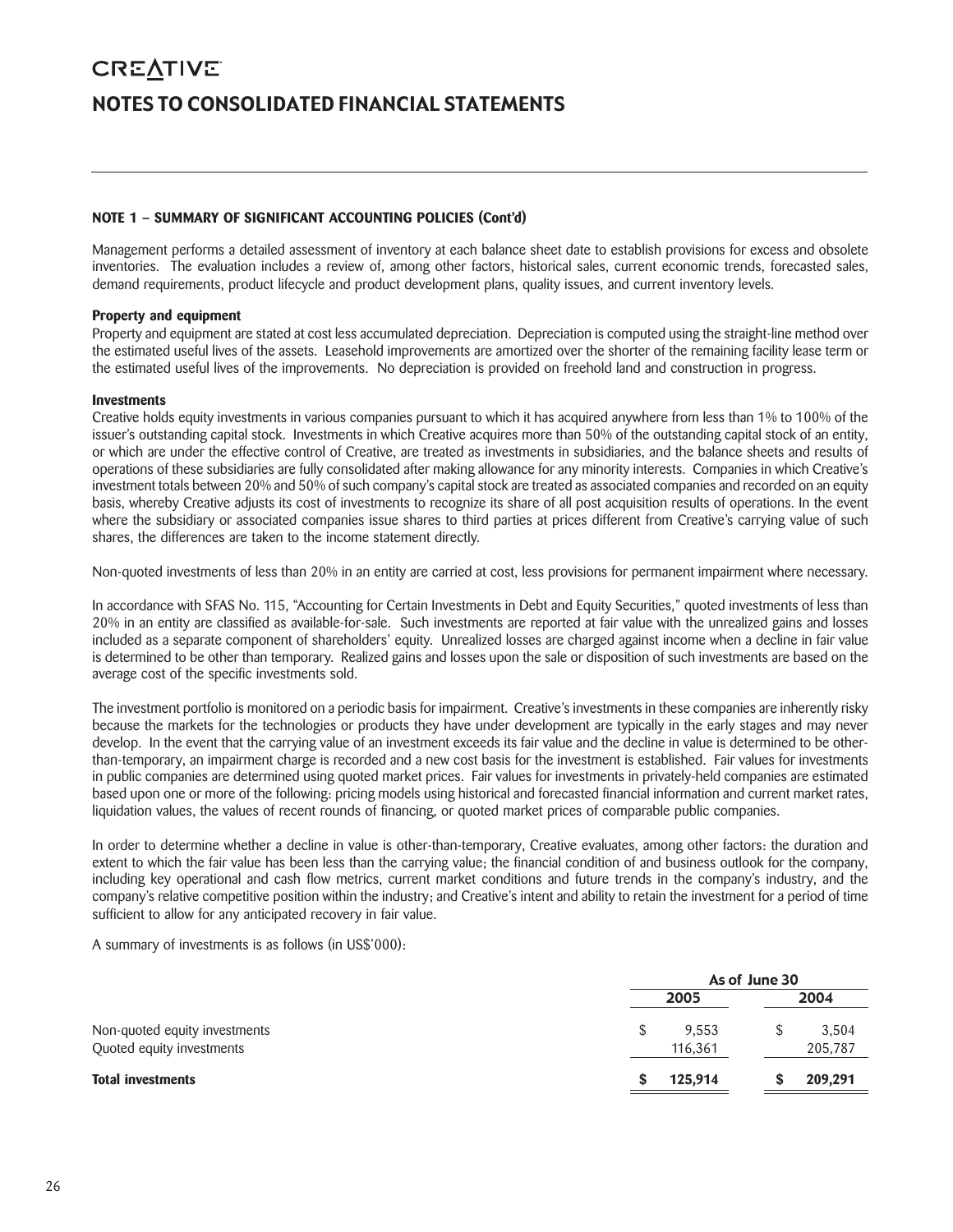# CREATIVE

# NOTES TO CONSOLIDATED FINANCIAL STATEMENTS

### NOTE 1 – SUMMARY OF SIGNIFICANT ACCOUNTING POLICIES (Cont'd)

Management performs a detailed assessment of inventory at each balance sheet date to establish provisions for excess and obsolete inventories. The evaluation includes a review of, among other factors, historical sales, current economic trends, forecasted sales, demand requirements, product lifecycle and product development plans, quality issues, and current inventory levels.

**Property and equipment**

Property and equipment are stated at cost less accumulated depreciation. Depreciation is computed using the straight-line method over the estimated useful lives of the assets. Leasehold improvements are amortized over the shorter of the remaining facility lease term or the estimated useful lives of the improvements. No depreciation is provided on freehold land and construction in progress.

**Investments**

Creative holds equity investments in various companies pursuant to which it has acquired anywhere from less than 1% to 100% of the issuer's outstanding capital stock. Investments in which Creative acquires more than 50% of the outstanding capital stock of an entity, or which are under the effective control of Creative, are treated as investments in subsidiaries, and the balance sheets and results of operations of these subsidiaries are fully consolidated after making allowance for any minority interests. Companies in which Creative's investment totals between 20% and 50% of such company's capital stock are treated as associated companies and recorded on an equity basis, whereby Creative adjusts its cost of investments to recognize its share of all post acquisition results of operations. In the event where the subsidiary or associated companies issue shares to third parties at prices different from Creative's carrying value of such shares, the differences are taken to the income statement directly.

Non-quoted investments of less than 20% in an entity are carried at cost, less provisions for permanent impairment where necessary.

In accordance with SFAS No. 115, "Accounting for Certain Investments in Debt and Equity Securities," quoted investments of less than 20% in an entity are classified as available-for-sale. Such investments are reported at fair value with the unrealized gains and losses included as a separate component of shareholders' equity. Unrealized losses are charged against income when a decline in fair value is determined to be other than temporary. Realized gains and losses upon the sale or disposition of such investments are based on the average cost of the specific investments sold.

The investment portfolio is monitored on a periodic basis for impairment. Creative's investments in these companies are inherently risky because the markets for the technologies or products they have under development are typically in the early stages and may never develop. In the event that the carrying value of an investment exceeds its fair value and the decline in value is determined to be other-than-temporary, an impairment charge is recorded and a new cost basis for the investment is established. Fair values for investments in public companies are determined using quoted market prices. Fair values for investments in privately-held companies are estimated based upon one or more of the following: pricing models using historical and forecasted financial information and current market rates, liquidation values, the values of recent rounds of financing, or quoted market prices of comparable public companies.

In order to determine whether a decline in value is other-than-temporary, Creative evaluates, among other factors: the duration and extent to which the fair value has been less than the carrying value; the financial condition of and business outlook for the company, including key operational and cash flow metrics, current market conditions and future trends in the company's industry, and the company's relative competitive position within the industry; and Creative's intent and ability to retain the investment for a period of time sufficient to allow for any anticipated recovery in fair value.

A summary of investments is as follows (in US$'000):

| | As of June 30 | |
|---|---|---|
| | 2005 | 2004 |
| Non-quoted equity investments | $ 9,553 | $ 3,504 |
| Quoted equity investments | 116,361 | 205,787 |
| **Total investments** | **$ 125,914** | **$ 209,291** |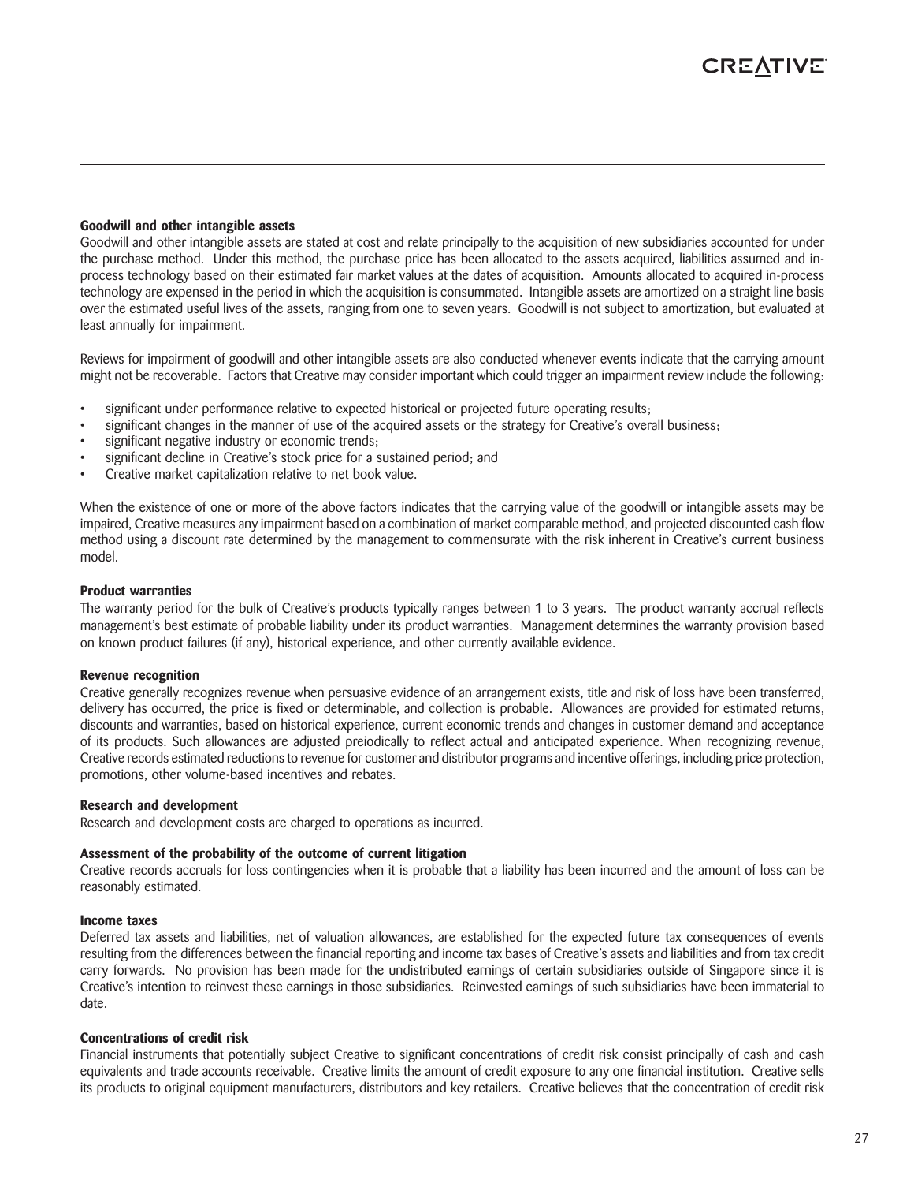### Goodwill and other intangible assets

Goodwill and other intangible assets are stated at cost and relate principally to the acquisition of new subsidiaries accounted for under the purchase method. Under this method, the purchase price has been allocated to the assets acquired, liabilities assumed and in-process technology based on their estimated fair market values at the dates of acquisition. Amounts allocated to acquired in-process technology are expensed in the period in which the acquisition is consummated. Intangible assets are amortized on a straight line basis over the estimated useful lives of the assets, ranging from one to seven years. Goodwill is not subject to amortization, but evaluated at least annually for impairment.

Reviews for impairment of goodwill and other intangible assets are also conducted whenever events indicate that the carrying amount might not be recoverable. Factors that Creative may consider important which could trigger an impairment review include the following:

- significant under performance relative to expected historical or projected future operating results;
- significant changes in the manner of use of the acquired assets or the strategy for Creative's overall business;
- significant negative industry or economic trends;
- significant decline in Creative's stock price for a sustained period; and
- Creative market capitalization relative to net book value.

When the existence of one or more of the above factors indicates that the carrying value of the goodwill or intangible assets may be impaired, Creative measures any impairment based on a combination of market comparable method, and projected discounted cash flow method using a discount rate determined by the management to commensurate with the risk inherent in Creative's current business model.

### Product warranties

The warranty period for the bulk of Creative's products typically ranges between 1 to 3 years. The product warranty accrual reflects management's best estimate of probable liability under its product warranties. Management determines the warranty provision based on known product failures (if any), historical experience, and other currently available evidence.

### Revenue recognition

Creative generally recognizes revenue when persuasive evidence of an arrangement exists, title and risk of loss have been transferred, delivery has occurred, the price is fixed or determinable, and collection is probable. Allowances are provided for estimated returns, discounts and warranties, based on historical experience, current economic trends and changes in customer demand and acceptance of its products. Such allowances are adjusted preiodically to reflect actual and anticipated experience. When recognizing revenue, Creative records estimated reductions to revenue for customer and distributor programs and incentive offerings, including price protection, promotions, other volume-based incentives and rebates.

### Research and development

Research and development costs are charged to operations as incurred.

### Assessment of the probability of the outcome of current litigation

Creative records accruals for loss contingencies when it is probable that a liability has been incurred and the amount of loss can be reasonably estimated.

### Income taxes

Deferred tax assets and liabilities, net of valuation allowances, are established for the expected future tax consequences of events resulting from the differences between the financial reporting and income tax bases of Creative's assets and liabilities and from tax credit carry forwards. No provision has been made for the undistributed earnings of certain subsidiaries outside of Singapore since it is Creative's intention to reinvest these earnings in those subsidiaries. Reinvested earnings of such subsidiaries have been immaterial to date.

### Concentrations of credit risk

Financial instruments that potentially subject Creative to significant concentrations of credit risk consist principally of cash and cash equivalents and trade accounts receivable. Creative limits the amount of credit exposure to any one financial institution. Creative sells its products to original equipment manufacturers, distributors and key retailers. Creative believes that the concentration of credit risk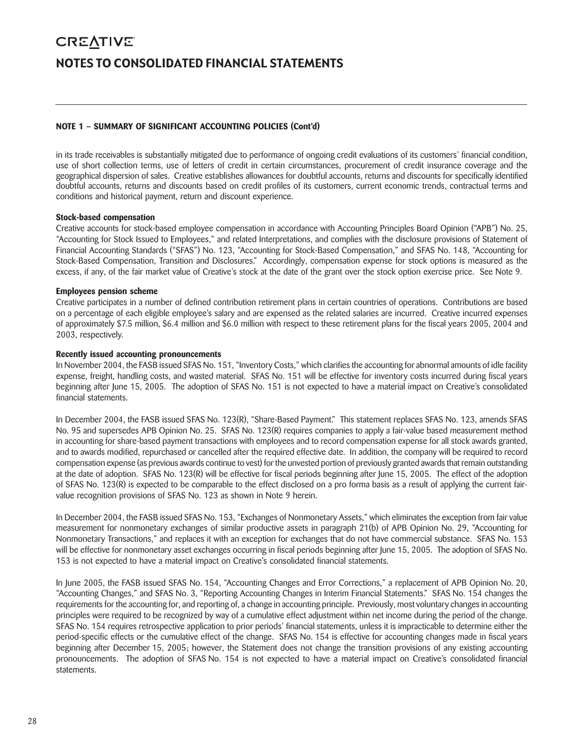## NOTE 1 – SUMMARY OF SIGNIFICANT ACCOUNTING POLICIES (Cont'd)

in its trade receivables is substantially mitigated due to performance of ongoing credit evaluations of its customers' financial condition, use of short collection terms, use of letters of credit in certain circumstances, procurement of credit insurance coverage and the geographical dispersion of sales. Creative establishes allowances for doubtful accounts, returns and discounts for specifically identified doubtful accounts, returns and discounts based on credit profiles of its customers, current economic trends, contractual terms and conditions and historical payment, return and discount experience.

### Stock-based compensation

Creative accounts for stock-based employee compensation in accordance with Accounting Principles Board Opinion ("APB") No. 25, "Accounting for Stock Issued to Employees," and related Interpretations, and complies with the disclosure provisions of Statement of Financial Accounting Standards ("SFAS") No. 123, "Accounting for Stock-Based Compensation," and SFAS No. 148, "Accounting for Stock-Based Compensation, Transition and Disclosures." Accordingly, compensation expense for stock options is measured as the excess, if any, of the fair market value of Creative's stock at the date of the grant over the stock option exercise price. See Note 9.

### Employees pension scheme

Creative participates in a number of defined contribution retirement plans in certain countries of operations. Contributions are based on a percentage of each eligible employee's salary and are expensed as the related salaries are incurred. Creative incurred expenses of approximately $7.5 million, $6.4 million and $6.0 million with respect to these retirement plans for the fiscal years 2005, 2004 and 2003, respectively.

### Recently issued accounting pronouncements

In November 2004, the FASB issued SFAS No. 151, "Inventory Costs," which clarifies the accounting for abnormal amounts of idle facility expense, freight, handling costs, and wasted material. SFAS No. 151 will be effective for inventory costs incurred during fiscal years beginning after June 15, 2005. The adoption of SFAS No. 151 is not expected to have a material impact on Creative's consolidated financial statements.

In December 2004, the FASB issued SFAS No. 123(R), "Share-Based Payment." This statement replaces SFAS No. 123, amends SFAS No. 95 and supersedes APB Opinion No. 25. SFAS No. 123(R) requires companies to apply a fair-value based measurement method in accounting for share-based payment transactions with employees and to record compensation expense for all stock awards granted, and to awards modified, repurchased or cancelled after the required effective date. In addition, the company will be required to record compensation expense (as previous awards continue to vest) for the unvested portion of previously granted awards that remain outstanding at the date of adoption. SFAS No. 123(R) will be effective for fiscal periods beginning after June 15, 2005. The effect of the adoption of SFAS No. 123(R) is expected to be comparable to the effect disclosed on a pro forma basis as a result of applying the current fair-value recognition provisions of SFAS No. 123 as shown in Note 9 herein.

In December 2004, the FASB issued SFAS No. 153, "Exchanges of Nonmonetary Assets," which eliminates the exception from fair value measurement for nonmonetary exchanges of similar productive assets in paragraph 21(b) of APB Opinion No. 29, "Accounting for Nonmonetary Transactions," and replaces it with an exception for exchanges that do not have commercial substance. SFAS No. 153 will be effective for nonmonetary asset exchanges occurring in fiscal periods beginning after June 15, 2005. The adoption of SFAS No. 153 is not expected to have a material impact on Creative's consolidated financial statements.

In June 2005, the FASB issued SFAS No. 154, "Accounting Changes and Error Corrections," a replacement of APB Opinion No. 20, "Accounting Changes," and SFAS No. 3, "Reporting Accounting Changes in Interim Financial Statements." SFAS No. 154 changes the requirements for the accounting for, and reporting of, a change in accounting principle. Previously, most voluntary changes in accounting principles were required to be recognized by way of a cumulative effect adjustment within net income during the period of the change. SFAS No. 154 requires retrospective application to prior periods' financial statements, unless it is impracticable to determine either the period-specific effects or the cumulative effect of the change. SFAS No. 154 is effective for accounting changes made in fiscal years beginning after December 15, 2005; however, the Statement does not change the transition provisions of any existing accounting pronouncements. The adoption of SFAS No. 154 is not expected to have a material impact on Creative's consolidated financial statements.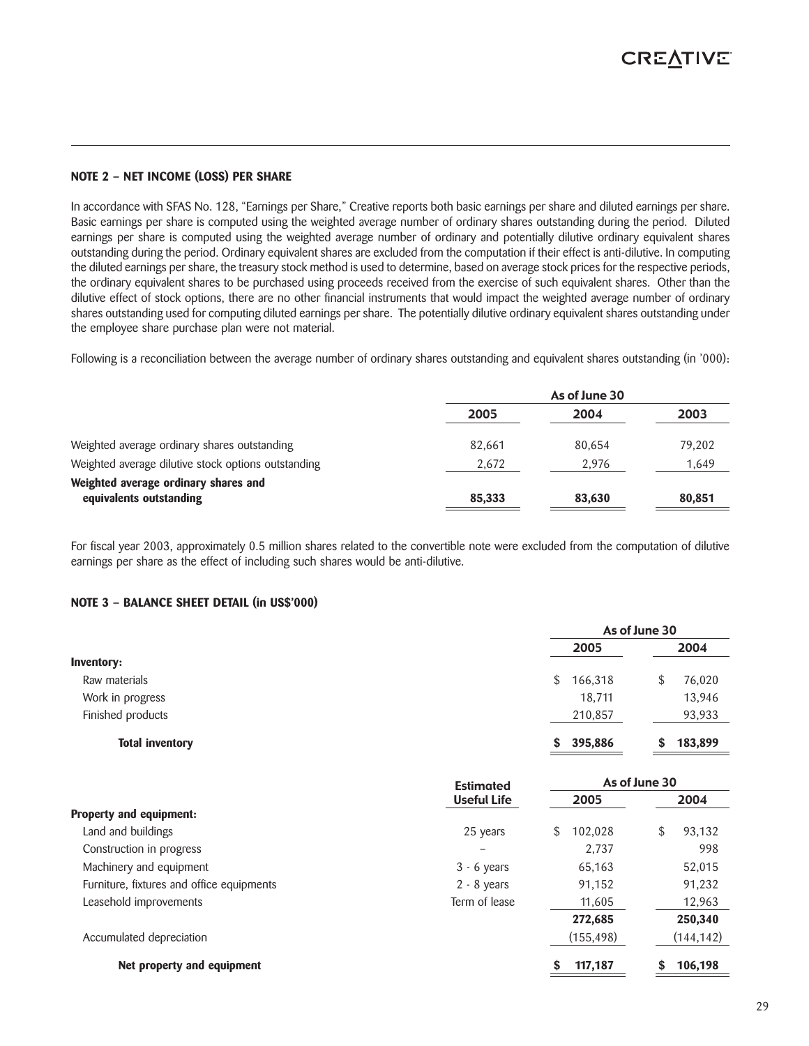## NOTE 2 – NET INCOME (LOSS) PER SHARE

In accordance with SFAS No. 128, "Earnings per Share," Creative reports both basic earnings per share and diluted earnings per share. Basic earnings per share is computed using the weighted average number of ordinary shares outstanding during the period. Diluted earnings per share is computed using the weighted average number of ordinary and potentially dilutive ordinary equivalent shares outstanding during the period. Ordinary equivalent shares are excluded from the computation if their effect is anti-dilutive. In computing the diluted earnings per share, the treasury stock method is used to determine, based on average stock prices for the respective periods, the ordinary equivalent shares to be purchased using proceeds received from the exercise of such equivalent shares. Other than the dilutive effect of stock options, there are no other financial instruments that would impact the weighted average number of ordinary shares outstanding used for computing diluted earnings per share. The potentially dilutive ordinary equivalent shares outstanding under the employee share purchase plan were not material.

Following is a reconciliation between the average number of ordinary shares outstanding and equivalent shares outstanding (in '000):

| | As of June 30 | | |
|---|---|---|---|
| | 2005 | 2004 | 2003 |
| Weighted average ordinary shares outstanding | 82,661 | 80,654 | 79,202 |
| Weighted average dilutive stock options outstanding | 2,672 | 2,976 | 1,649 |
| **Weighted average ordinary shares and equivalents outstanding** | **85,333** | **83,630** | **80,851** |

For fiscal year 2003, approximately 0.5 million shares related to the convertible note were excluded from the computation of dilutive earnings per share as the effect of including such shares would be anti-dilutive.

## NOTE 3 – BALANCE SHEET DETAIL (in US$'000)

| | As of June 30 | |
|---|---|---|
| | 2005 | 2004 |
| **Inventory:** | | |
| Raw materials | $ 166,318 | $ 76,020 |
| Work in progress | 18,711 | 13,946 |
| Finished products | 210,857 | 93,933 |
| **Total inventory** | **$ 395,886** | **$ 183,899** |

| | Estimated Useful Life | As of June 30 | |
|---|---|---|---|
| | | 2005 | 2004 |
| **Property and equipment:** | | | |
| Land and buildings | 25 years | $ 102,028 | $ 93,132 |
| Construction in progress | – | 2,737 | 998 |
| Machinery and equipment | 3 - 6 years | 65,163 | 52,015 |
| Furniture, fixtures and office equipments | 2 - 8 years | 91,152 | 91,232 |
| Leasehold improvements | Term of lease | 11,605 | 12,963 |
| | | **272,685** | **250,340** |
| Accumulated depreciation | | (155,498) | (144,142) |
| **Net property and equipment** | | **$ 117,187** | **$ 106,198** |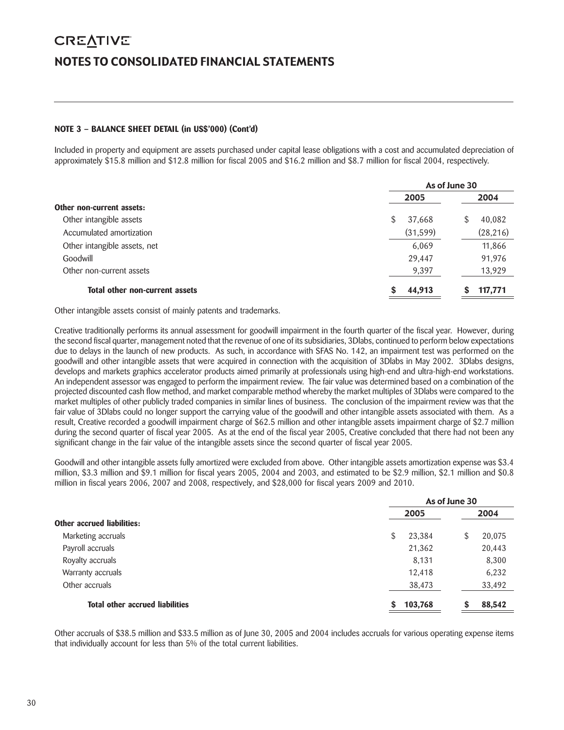## NOTES TO CONSOLIDATED FINANCIAL STATEMENTS

**NOTE 3 – BALANCE SHEET DETAIL (in US$'000) (Cont'd)**

Included in property and equipment are assets purchased under capital lease obligations with a cost and accumulated depreciation of approximately $15.8 million and $12.8 million for fiscal 2005 and $16.2 million and $8.7 million for fiscal 2004, respectively.

| | As of June 30 | |
|---|---|---|
| | 2005 | 2004 |
| **Other non-current assets:** | | |
| Other intangible assets | $ 37,668 | $ 40,082 |
| Accumulated amortization | (31,599) | (28,216) |
| Other intangible assets, net | 6,069 | 11,866 |
| Goodwill | 29,447 | 91,976 |
| Other non-current assets | 9,397 | 13,929 |
| **Total other non-current assets** | **$ 44,913** | **$ 117,771** |

Other intangible assets consist of mainly patents and trademarks.

Creative traditionally performs its annual assessment for goodwill impairment in the fourth quarter of the fiscal year. However, during the second fiscal quarter, management noted that the revenue of one of its subsidiaries, 3Dlabs, continued to perform below expectations due to delays in the launch of new products. As such, in accordance with SFAS No. 142, an impairment test was performed on the goodwill and other intangible assets that were acquired in connection with the acquisition of 3Dlabs in May 2002. 3Dlabs designs, develops and markets graphics accelerator products aimed primarily at professionals using high-end and ultra-high-end workstations. An independent assessor was engaged to perform the impairment review. The fair value was determined based on a combination of the projected discounted cash flow method, and market comparable method whereby the market multiples of 3Dlabs were compared to the market multiples of other publicly traded companies in similar lines of business. The conclusion of the impairment review was that the fair value of 3Dlabs could no longer support the carrying value of the goodwill and other intangible assets associated with them. As a result, Creative recorded a goodwill impairment charge of $62.5 million and other intangible assets impairment charge of $2.7 million during the second quarter of fiscal year 2005. As at the end of the fiscal year 2005, Creative concluded that there had not been any significant change in the fair value of the intangible assets since the second quarter of fiscal year 2005.

Goodwill and other intangible assets fully amortized were excluded from above. Other intangible assets amortization expense was $3.4 million, $3.3 million and $9.1 million for fiscal years 2005, 2004 and 2003, and estimated to be $2.9 million, $2.1 million and $0.8 million in fiscal years 2006, 2007 and 2008, respectively, and $28,000 for fiscal years 2009 and 2010.

| | As of June 30 | |
|---|---|---|
| | 2005 | 2004 |
| **Other accrued liabilities:** | | |
| Marketing accruals | $ 23,384 | $ 20,075 |
| Payroll accruals | 21,362 | 20,443 |
| Royalty accruals | 8,131 | 8,300 |
| Warranty accruals | 12,418 | 6,232 |
| Other accruals | 38,473 | 33,492 |
| **Total other accrued liabilities** | **$ 103,768** | **$ 88,542** |

Other accruals of $38.5 million and $33.5 million as of June 30, 2005 and 2004 includes accruals for various operating expense items that individually account for less than 5% of the total current liabilities.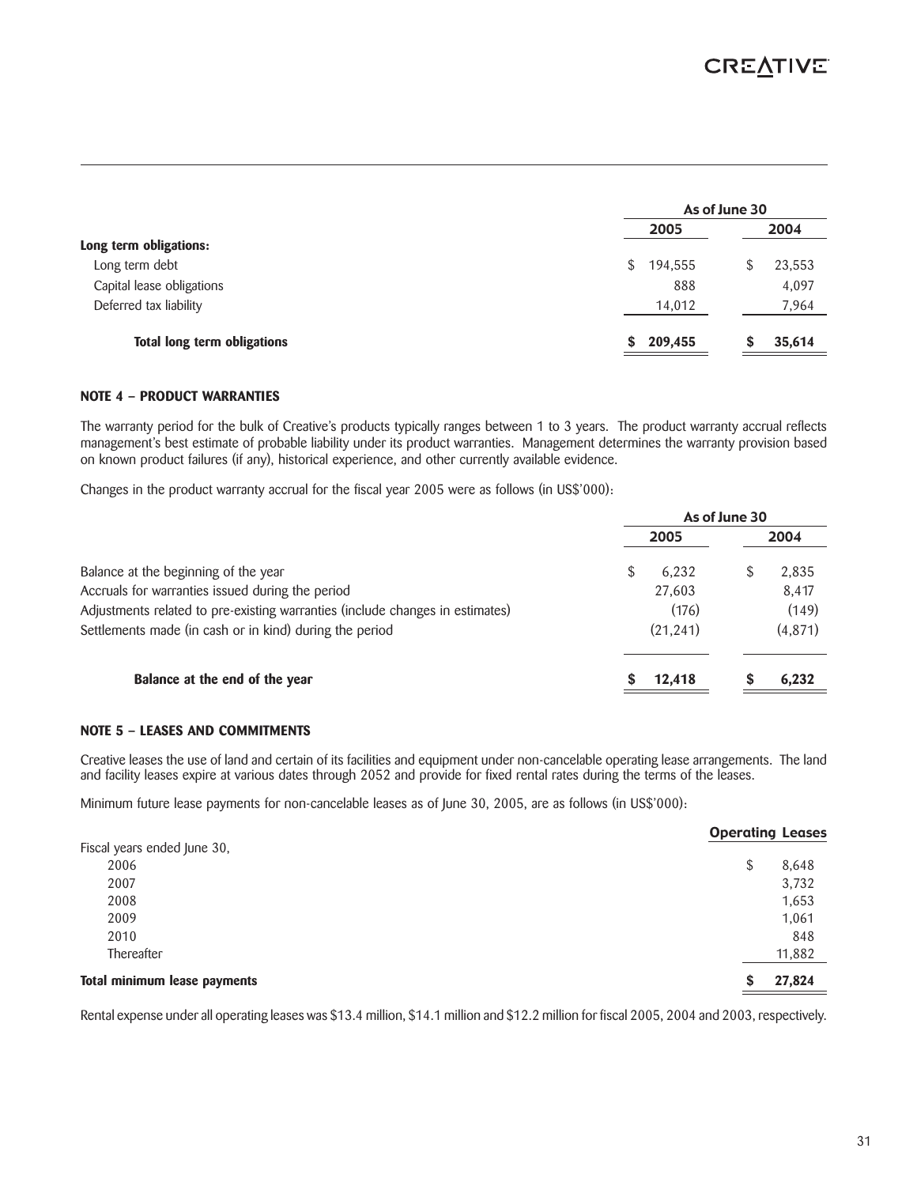| | As of June 30 | |
|---|---|---|
| | 2005 | 2004 |
| **Long term obligations:** | | |
| Long term debt | $ 194,555 | $ 23,553 |
| Capital lease obligations | 888 | 4,097 |
| Deferred tax liability | 14,012 | 7,964 |
| **Total long term obligations** | **$ 209,455** | **$ 35,614** |

**NOTE 4 – PRODUCT WARRANTIES**

The warranty period for the bulk of Creative's products typically ranges between 1 to 3 years. The product warranty accrual reflects management's best estimate of probable liability under its product warranties. Management determines the warranty provision based on known product failures (if any), historical experience, and other currently available evidence.

Changes in the product warranty accrual for the fiscal year 2005 were as follows (in US$'000):

| | As of June 30 | |
|---|---|---|
| | 2005 | 2004 |
| Balance at the beginning of the year | $ 6,232 | $ 2,835 |
| Accruals for warranties issued during the period | 27,603 | 8,417 |
| Adjustments related to pre-existing warranties (include changes in estimates) | (176) | (149) |
| Settlements made (in cash or in kind) during the period | (21,241) | (4,871) |
| **Balance at the end of the year** | **$ 12,418** | **$ 6,232** |

**NOTE 5 – LEASES AND COMMITMENTS**

Creative leases the use of land and certain of its facilities and equipment under non-cancelable operating lease arrangements. The land and facility leases expire at various dates through 2052 and provide for fixed rental rates during the terms of the leases.

Minimum future lease payments for non-cancelable leases as of June 30, 2005, are as follows (in US$'000):

| | Operating Leases |
|---|---|
| Fiscal years ended June 30, | |
| 2006 | $ 8,648 |
| 2007 | 3,732 |
| 2008 | 1,653 |
| 2009 | 1,061 |
| 2010 | 848 |
| Thereafter | 11,882 |
| **Total minimum lease payments** | **$ 27,824** |

Rental expense under all operating leases was $13.4 million, $14.1 million and $12.2 million for fiscal 2005, 2004 and 2003, respectively.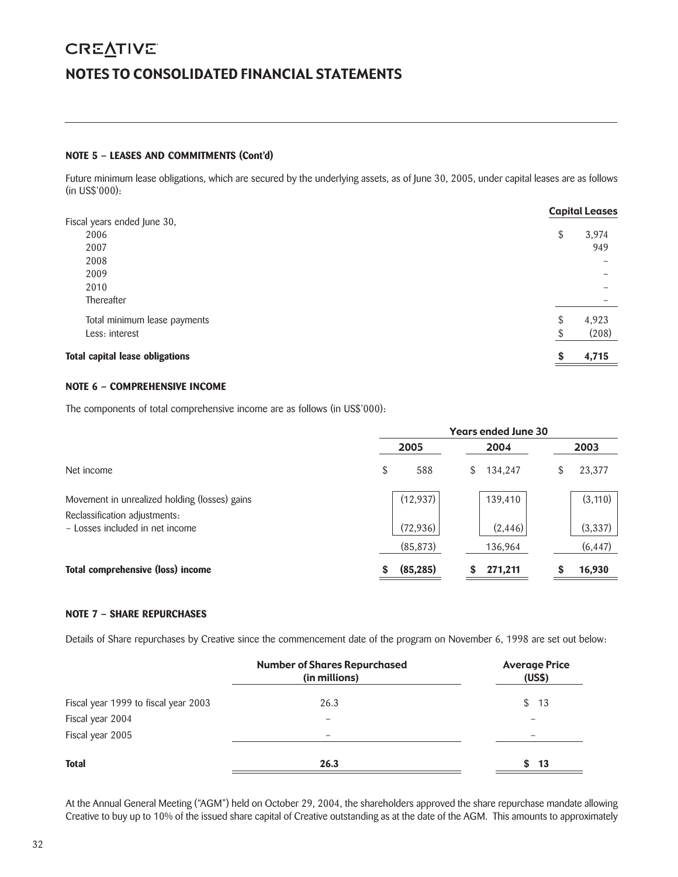# CREATIVE

# NOTES TO CONSOLIDATED FINANCIAL STATEMENTS

### NOTE 5 – LEASES AND COMMITMENTS (Cont'd)

Future minimum lease obligations, which are secured by the underlying assets, as of June 30, 2005, under capital leases are as follows (in US$'000):

| | Capital Leases |
|---|---|
| Fiscal years ended June 30, | |
| 2006 | $ 3,974 |
| 2007 | 949 |
| 2008 | – |
| 2009 | – |
| 2010 | – |
| Thereafter | – |
| Total minimum lease payments | $ 4,923 |
| Less: interest | $ (208) |
| **Total capital lease obligations** | **$ 4,715** |

### NOTE 6 – COMPREHENSIVE INCOME

The components of total comprehensive income are as follows (in US$'000):

| | Years ended June 30 | | |
|---|---|---|---|
| | 2005 | 2004 | 2003 |
| Net income | $ 588 | $ 134,247 | $ 23,377 |
| Movement in unrealized holding (losses) gains | (12,937) | 139,410 | (3,110) |
| Reclassification adjustments: | | | |
| – Losses included in net income | (72,936) | (2,446) | (3,337) |
| | (85,873) | 136,964 | (6,447) |
| **Total comprehensive (loss) income** | **$ (85,285)** | **$ 271,211** | **$ 16,930** |

### NOTE 7 – SHARE REPURCHASES

Details of Share repurchases by Creative since the commencement date of the program on November 6, 1998 are set out below:

| | Number of Shares Repurchased (in millions) | Average Price (US$) |
|---|---|---|
| Fiscal year 1999 to fiscal year 2003 | 26.3 | $ 13 |
| Fiscal year 2004 | – | – |
| Fiscal year 2005 | – | – |
| **Total** | **26.3** | **$ 13** |

At the Annual General Meeting ("AGM") held on October 29, 2004, the shareholders approved the share repurchase mandate allowing Creative to buy up to 10% of the issued share capital of Creative outstanding as at the date of the AGM. This amounts to approximately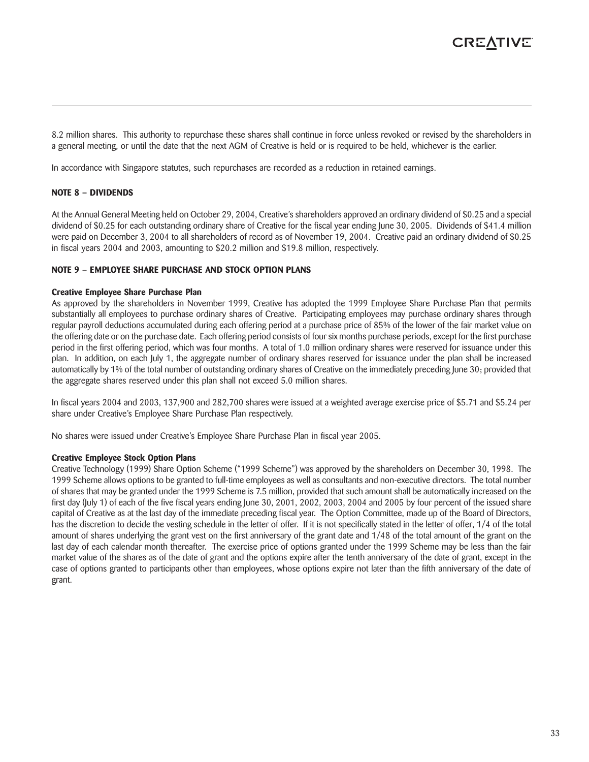8.2 million shares. This authority to repurchase these shares shall continue in force unless revoked or revised by the shareholders in a general meeting, or until the date that the next AGM of Creative is held or is required to be held, whichever is the earlier.

In accordance with Singapore statutes, such repurchases are recorded as a reduction in retained earnings.

**NOTE 8 – DIVIDENDS**

At the Annual General Meeting held on October 29, 2004, Creative's shareholders approved an ordinary dividend of $0.25 and a special dividend of $0.25 for each outstanding ordinary share of Creative for the fiscal year ending June 30, 2005. Dividends of $41.4 million were paid on December 3, 2004 to all shareholders of record as of November 19, 2004. Creative paid an ordinary dividend of $0.25 in fiscal years 2004 and 2003, amounting to $20.2 million and $19.8 million, respectively.

**NOTE 9 – EMPLOYEE SHARE PURCHASE AND STOCK OPTION PLANS**

**Creative Employee Share Purchase Plan**

As approved by the shareholders in November 1999, Creative has adopted the 1999 Employee Share Purchase Plan that permits substantially all employees to purchase ordinary shares of Creative. Participating employees may purchase ordinary shares through regular payroll deductions accumulated during each offering period at a purchase price of 85% of the lower of the fair market value on the offering date or on the purchase date. Each offering period consists of four six months purchase periods, except for the first purchase period in the first offering period, which was four months. A total of 1.0 million ordinary shares were reserved for issuance under this plan. In addition, on each July 1, the aggregate number of ordinary shares reserved for issuance under the plan shall be increased automatically by 1% of the total number of outstanding ordinary shares of Creative on the immediately preceding June 30; provided that the aggregate shares reserved under this plan shall not exceed 5.0 million shares.

In fiscal years 2004 and 2003, 137,900 and 282,700 shares were issued at a weighted average exercise price of $5.71 and $5.24 per share under Creative's Employee Share Purchase Plan respectively.

No shares were issued under Creative's Employee Share Purchase Plan in fiscal year 2005.

**Creative Employee Stock Option Plans**

Creative Technology (1999) Share Option Scheme ("1999 Scheme") was approved by the shareholders on December 30, 1998. The 1999 Scheme allows options to be granted to full-time employees as well as consultants and non-executive directors. The total number of shares that may be granted under the 1999 Scheme is 7.5 million, provided that such amount shall be automatically increased on the first day (July 1) of each of the five fiscal years ending June 30, 2001, 2002, 2003, 2004 and 2005 by four percent of the issued share capital of Creative as at the last day of the immediate preceding fiscal year. The Option Committee, made up of the Board of Directors, has the discretion to decide the vesting schedule in the letter of offer. If it is not specifically stated in the letter of offer, 1/4 of the total amount of shares underlying the grant vest on the first anniversary of the grant date and 1/48 of the total amount of the grant on the last day of each calendar month thereafter. The exercise price of options granted under the 1999 Scheme may be less than the fair market value of the shares as of the date of grant and the options expire after the tenth anniversary of the date of grant, except in the case of options granted to participants other than employees, whose options expire not later than the fifth anniversary of the date of grant.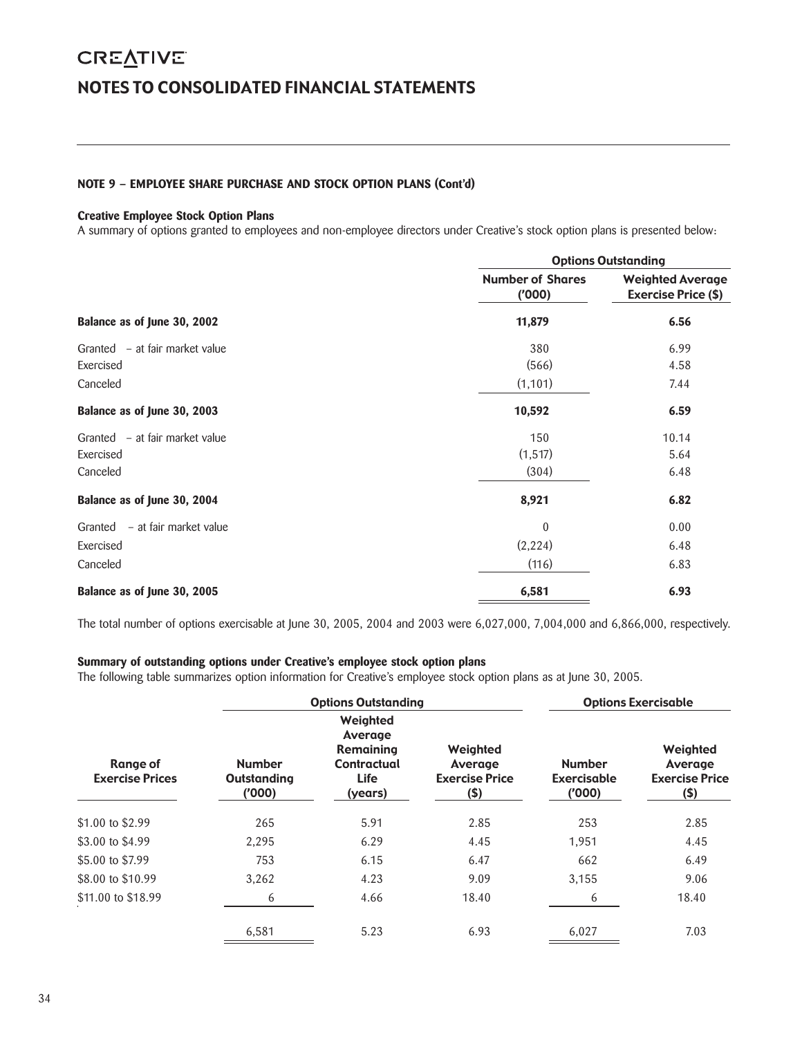# NOTES TO CONSOLIDATED FINANCIAL STATEMENTS

#### NOTE 9 – EMPLOYEE SHARE PURCHASE AND STOCK OPTION PLANS (Cont'd)

**Creative Employee Stock Option Plans**

A summary of options granted to employees and non-employee directors under Creative's stock option plans is presented below:

| | Options Outstanding | |
|---|---|---|
| | **Number of Shares ('000)** | **Weighted Average Exercise Price ($)** |
| **Balance as of June 30, 2002** | **11,879** | **6.56** |
| Granted – at fair market value | 380 | 6.99 |
| Exercised | (566) | 4.58 |
| Canceled | (1,101) | 7.44 |
| **Balance as of June 30, 2003** | **10,592** | **6.59** |
| Granted – at fair market value | 150 | 10.14 |
| Exercised | (1,517) | 5.64 |
| Canceled | (304) | 6.48 |
| **Balance as of June 30, 2004** | **8,921** | **6.82** |
| Granted – at fair market value | 0 | 0.00 |
| Exercised | (2,224) | 6.48 |
| Canceled | (116) | 6.83 |
| **Balance as of June 30, 2005** | **6,581** | **6.93** |

The total number of options exercisable at June 30, 2005, 2004 and 2003 were 6,027,000, 7,004,000 and 6,866,000, respectively.

**Summary of outstanding options under Creative's employee stock option plans**

The following table summarizes option information for Creative's employee stock option plans as at June 30, 2005.

| | Options Outstanding | | | Options Exercisable | |
|---|---|---|---|---|---|
| **Range of Exercise Prices** | **Number Outstanding ('000)** | **Weighted Average Remaining Contractual Life (years)** | **Weighted Average Exercise Price ($)** | **Number Exercisable ('000)** | **Weighted Average Exercise Price ($)** |
| $1.00 to $2.99 | 265 | 5.91 | 2.85 | 253 | 2.85 |
| $3.00 to $4.99 | 2,295 | 6.29 | 4.45 | 1,951 | 4.45 |
| $5.00 to $7.99 | 753 | 6.15 | 6.47 | 662 | 6.49 |
| $8.00 to $10.99 | 3,262 | 4.23 | 9.09 | 3,155 | 9.06 |
| $11.00 to $18.99 | 6 | 4.66 | 18.40 | 6 | 18.40 |
| | 6,581 | 5.23 | 6.93 | 6,027 | 7.03 |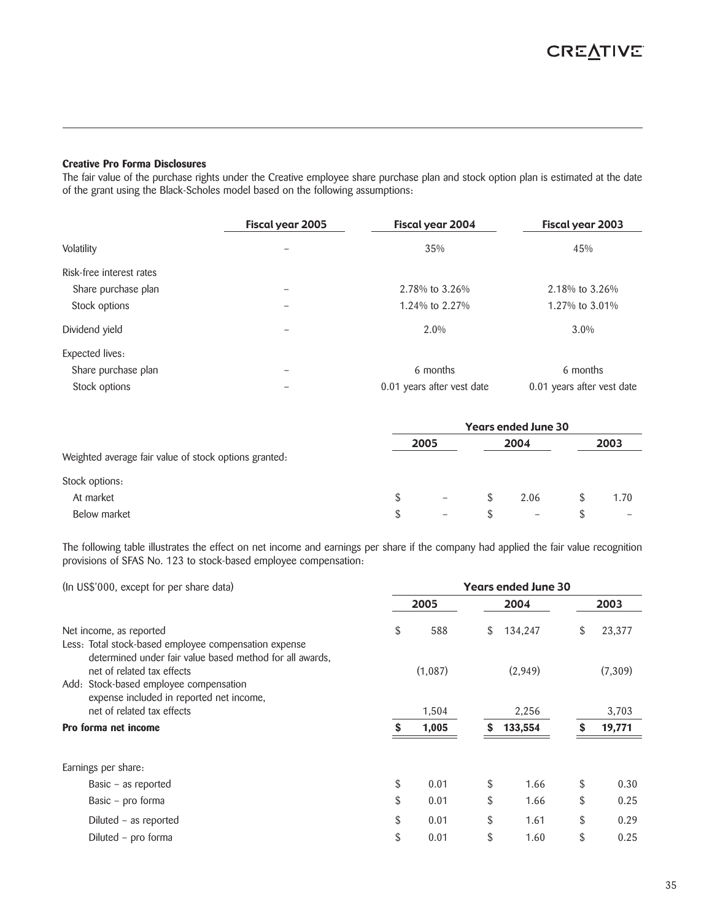### Creative Pro Forma Disclosures

The fair value of the purchase rights under the Creative employee share purchase plan and stock option plan is estimated at the date of the grant using the Black-Scholes model based on the following assumptions:

| | Fiscal year 2005 | Fiscal year 2004 | Fiscal year 2003 |
|---|---|---|---|
| Volatility | – | 35% | 45% |
| Risk-free interest rates | | | |
| Share purchase plan | – | 2.78% to 3.26% | 2.18% to 3.26% |
| Stock options | – | 1.24% to 2.27% | 1.27% to 3.01% |
| Dividend yield | – | 2.0% | 3.0% |
| Expected lives: | | | |
| Share purchase plan | – | 6 months | 6 months |
| Stock options | – | 0.01 years after vest date | 0.01 years after vest date |

| | Years ended June 30 | | |
|---|---|---|---|
| | 2005 | 2004 | 2003 |
| Weighted average fair value of stock options granted: | | | |
| Stock options: | | | |
| At market | $ – | $ 2.06 | $ 1.70 |
| Below market | $ – | $ – | $ – |

The following table illustrates the effect on net income and earnings per share if the company had applied the fair value recognition provisions of SFAS No. 123 to stock-based employee compensation:

| (In US$'000, except for per share data) | Years ended June 30 | | |
|---|---|---|---|
| | 2005 | 2004 | 2003 |
| Net income, as reported | $ 588 | $ 134,247 | $ 23,377 |
| Less: Total stock-based employee compensation expense determined under fair value based method for all awards, net of related tax effects | (1,087) | (2,949) | (7,309) |
| Add: Stock-based employee compensation expense included in reported net income, net of related tax effects | 1,504 | 2,256 | 3,703 |
| **Pro forma net income** | **$ 1,005** | **$ 133,554** | **$ 19,771** |
| Earnings per share: | | | |
| Basic – as reported | $ 0.01 | $ 1.66 | $ 0.30 |
| Basic – pro forma | $ 0.01 | $ 1.66 | $ 0.25 |
| Diluted – as reported | $ 0.01 | $ 1.61 | $ 0.29 |
| Diluted – pro forma | $ 0.01 | $ 1.60 | $ 0.25 |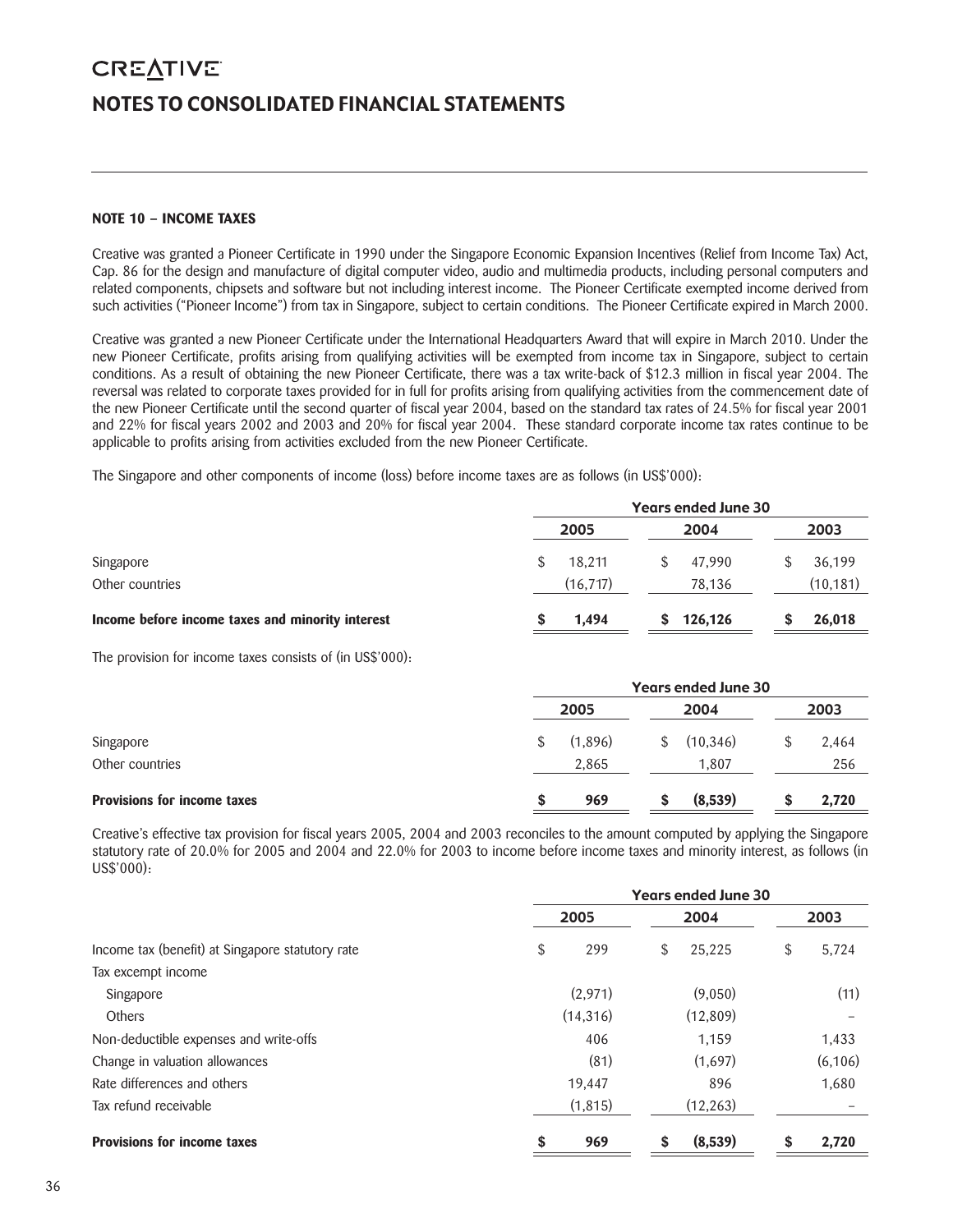# NOTES TO CONSOLIDATED FINANCIAL STATEMENTS

**NOTE 10 – INCOME TAXES**

Creative was granted a Pioneer Certificate in 1990 under the Singapore Economic Expansion Incentives (Relief from Income Tax) Act, Cap. 86 for the design and manufacture of digital computer video, audio and multimedia products, including personal computers and related components, chipsets and software but not including interest income. The Pioneer Certificate exempted income derived from such activities ("Pioneer Income") from tax in Singapore, subject to certain conditions. The Pioneer Certificate expired in March 2000.

Creative was granted a new Pioneer Certificate under the International Headquarters Award that will expire in March 2010. Under the new Pioneer Certificate, profits arising from qualifying activities will be exempted from income tax in Singapore, subject to certain conditions. As a result of obtaining the new Pioneer Certificate, there was a tax write-back of $12.3 million in fiscal year 2004. The reversal was related to corporate taxes provided for in full for profits arising from qualifying activities from the commencement date of the new Pioneer Certificate until the second quarter of fiscal year 2004, based on the standard tax rates of 24.5% for fiscal year 2001 and 22% for fiscal years 2002 and 2003 and 20% for fiscal year 2004. These standard corporate income tax rates continue to be applicable to profits arising from activities excluded from the new Pioneer Certificate.

The Singapore and other components of income (loss) before income taxes are as follows (in US$'000):

| | Years ended June 30 | | |
|---|---|---|---|
| | 2005 | 2004 | 2003 |
| Singapore | $ 18,211 | $ 47,990 | $ 36,199 |
| Other countries | (16,717) | 78,136 | (10,181) |
| **Income before income taxes and minority interest** | **$ 1,494** | **$ 126,126** | **$ 26,018** |

The provision for income taxes consists of (in US$'000):

| | Years ended June 30 | | |
|---|---|---|---|
| | 2005 | 2004 | 2003 |
| Singapore | $ (1,896) | $ (10,346) | $ 2,464 |
| Other countries | 2,865 | 1,807 | 256 |
| **Provisions for income taxes** | **$ 969** | **$ (8,539)** | **$ 2,720** |

Creative's effective tax provision for fiscal years 2005, 2004 and 2003 reconciles to the amount computed by applying the Singapore statutory rate of 20.0% for 2005 and 2004 and 22.0% for 2003 to income before income taxes and minority interest, as follows (in US$'000):

| | Years ended June 30 | | |
|---|---|---|---|
| | 2005 | 2004 | 2003 |
| Income tax (benefit) at Singapore statutory rate | $ 299 | $ 25,225 | $ 5,724 |
| Tax excempt income | | | |
| Singapore | (2,971) | (9,050) | (11) |
| Others | (14,316) | (12,809) | – |
| Non-deductible expenses and write-offs | 406 | 1,159 | 1,433 |
| Change in valuation allowances | (81) | (1,697) | (6,106) |
| Rate differences and others | 19,447 | 896 | 1,680 |
| Tax refund receivable | (1,815) | (12,263) | – |
| **Provisions for income taxes** | **$ 969** | **$ (8,539)** | **$ 2,720** |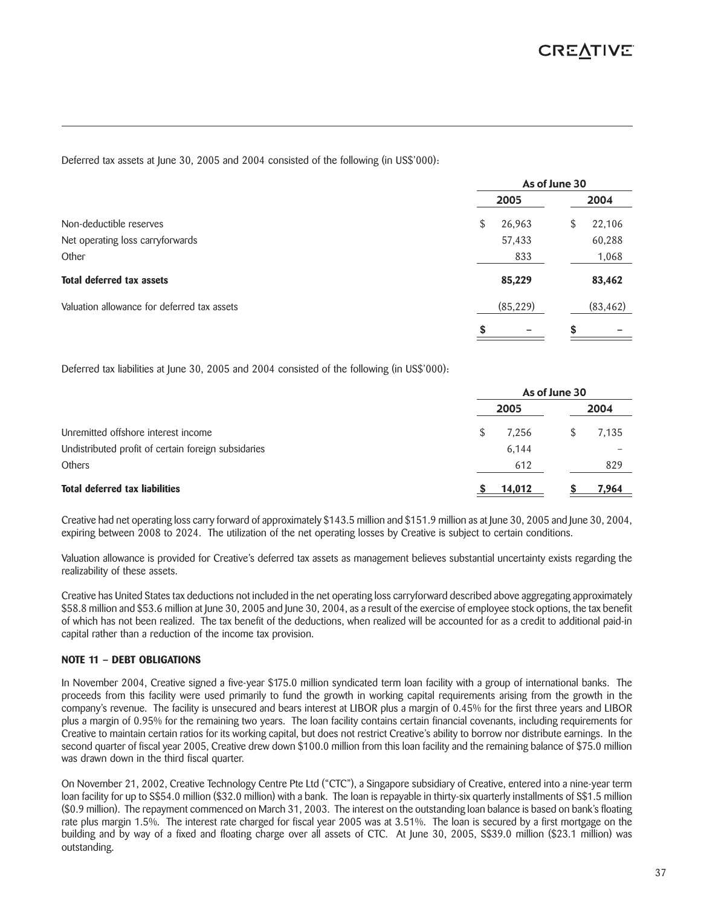Deferred tax assets at June 30, 2005 and 2004 consisted of the following (in US$'000):

| | As of June 30 | |
|---|---|---|
| | 2005 | 2004 |
| Non-deductible reserves | $ 26,963 | $ 22,106 |
| Net operating loss carryforwards | 57,433 | 60,288 |
| Other | 833 | 1,068 |
| **Total deferred tax assets** | **85,229** | **83,462** |
| Valuation allowance for deferred tax assets | (85,229) | (83,462) |
| | **$ –** | **$ –** |

Deferred tax liabilities at June 30, 2005 and 2004 consisted of the following (in US$'000):

| | As of June 30 | |
|---|---|---|
| | 2005 | 2004 |
| Unremitted offshore interest income | $ 7,256 | $ 7,135 |
| Undistributed profit of certain foreign subsidaries | 6,144 | – |
| Others | 612 | 829 |
| **Total deferred tax liabilities** | **$ 14,012** | **$ 7,964** |

Creative had net operating loss carry forward of approximately $143.5 million and $151.9 million as at June 30, 2005 and June 30, 2004, expiring between 2008 to 2024. The utilization of the net operating losses by Creative is subject to certain conditions.

Valuation allowance is provided for Creative's deferred tax assets as management believes substantial uncertainty exists regarding the realizability of these assets.

Creative has United States tax deductions not included in the net operating loss carryforward described above aggregating approximately $58.8 million and $53.6 million at June 30, 2005 and June 30, 2004, as a result of the exercise of employee stock options, the tax benefit of which has not been realized. The tax benefit of the deductions, when realized will be accounted for as a credit to additional paid-in capital rather than a reduction of the income tax provision.

**NOTE 11 – DEBT OBLIGATIONS**

In November 2004, Creative signed a five-year $175.0 million syndicated term loan facility with a group of international banks. The proceeds from this facility were used primarily to fund the growth in working capital requirements arising from the growth in the company's revenue. The facility is unsecured and bears interest at LIBOR plus a margin of 0.45% for the first three years and LIBOR plus a margin of 0.95% for the remaining two years. The loan facility contains certain financial covenants, including requirements for Creative to maintain certain ratios for its working capital, but does not restrict Creative's ability to borrow nor distribute earnings. In the second quarter of fiscal year 2005, Creative drew down $100.0 million from this loan facility and the remaining balance of $75.0 million was drawn down in the third fiscal quarter.

On November 21, 2002, Creative Technology Centre Pte Ltd ("CTC"), a Singapore subsidiary of Creative, entered into a nine-year term loan facility for up to S$54.0 million ($32.0 million) with a bank. The loan is repayable in thirty-six quarterly installments of S$1.5 million ($0.9 million). The repayment commenced on March 31, 2003. The interest on the outstanding loan balance is based on bank's floating rate plus margin 1.5%. The interest rate charged for fiscal year 2005 was at 3.51%. The loan is secured by a first mortgage on the building and by way of a fixed and floating charge over all assets of CTC. At June 30, 2005, S$39.0 million ($23.1 million) was outstanding.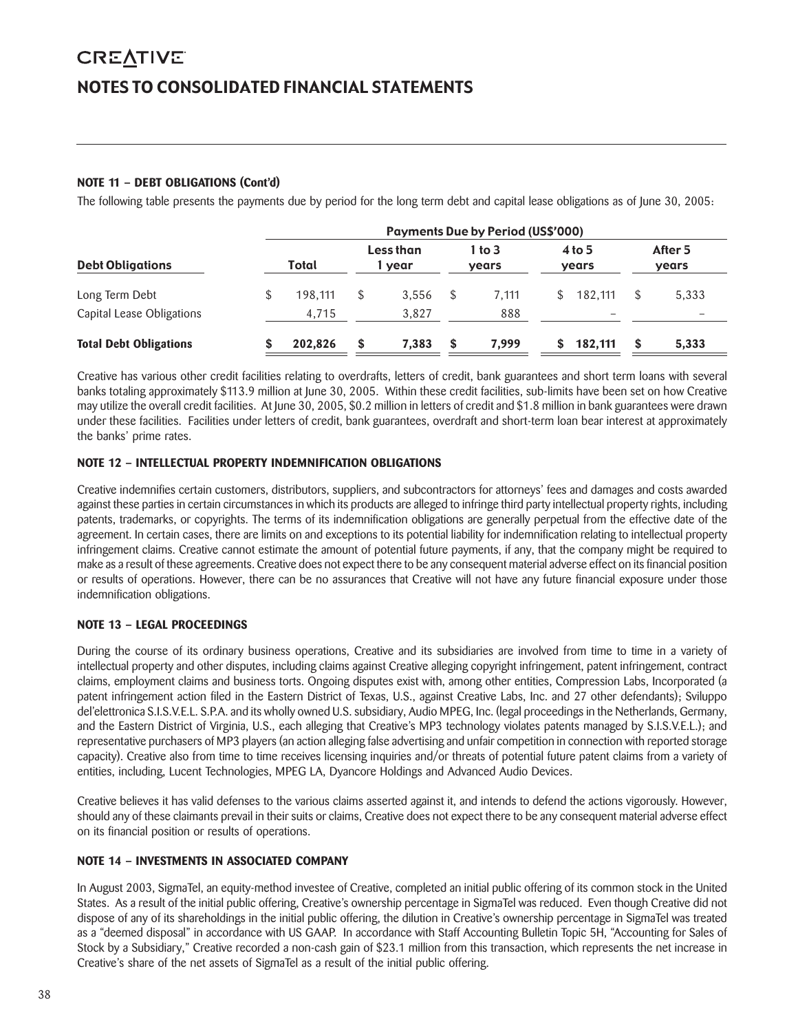# NOTES TO CONSOLIDATED FINANCIAL STATEMENTS

### NOTE 11 – DEBT OBLIGATIONS (Cont'd)

The following table presents the payments due by period for the long term debt and capital lease obligations as of June 30, 2005:

| Debt Obligations | Payments Due by Period (US$'000) | | | | |
|---|---|---|---|---|---|
| | Total | Less than 1 year | 1 to 3 years | 4 to 5 years | After 5 years |
| Long Term Debt | $ 198,111 | $ 3,556 | $ 7,111 | $ 182,111 | $ 5,333 |
| Capital Lease Obligations | 4,715 | 3,827 | 888 | – | – |
| **Total Debt Obligations** | **$ 202,826** | **$ 7,383** | **$ 7,999** | **$ 182,111** | **$ 5,333** |

Creative has various other credit facilities relating to overdrafts, letters of credit, bank guarantees and short term loans with several banks totaling approximately $113.9 million at June 30, 2005. Within these credit facilities, sub-limits have been set on how Creative may utilize the overall credit facilities. At June 30, 2005, $0.2 million in letters of credit and $1.8 million in bank guarantees were drawn under these facilities. Facilities under letters of credit, bank guarantees, overdraft and short-term loan bear interest at approximately the banks' prime rates.

### NOTE 12 – INTELLECTUAL PROPERTY INDEMNIFICATION OBLIGATIONS

Creative indemnifies certain customers, distributors, suppliers, and subcontractors for attorneys' fees and damages and costs awarded against these parties in certain circumstances in which its products are alleged to infringe third party intellectual property rights, including patents, trademarks, or copyrights. The terms of its indemnification obligations are generally perpetual from the effective date of the agreement. In certain cases, there are limits on and exceptions to its potential liability for indemnification relating to intellectual property infringement claims. Creative cannot estimate the amount of potential future payments, if any, that the company might be required to make as a result of these agreements. Creative does not expect there to be any consequent material adverse effect on its financial position or results of operations. However, there can be no assurances that Creative will not have any future financial exposure under those indemnification obligations.

### NOTE 13 – LEGAL PROCEEDINGS

During the course of its ordinary business operations, Creative and its subsidiaries are involved from time to time in a variety of intellectual property and other disputes, including claims against Creative alleging copyright infringement, patent infringement, contract claims, employment claims and business torts. Ongoing disputes exist with, among other entities, Compression Labs, Incorporated (a patent infringement action filed in the Eastern District of Texas, U.S., against Creative Labs, Inc. and 27 other defendants); Sviluppo del'elettronica S.I.S.V.E.L. S.P.A. and its wholly owned U.S. subsidiary, Audio MPEG, Inc. (legal proceedings in the Netherlands, Germany, and the Eastern District of Virginia, U.S., each alleging that Creative's MP3 technology violates patents managed by S.I.S.V.E.L.); and representative purchasers of MP3 players (an action alleging false advertising and unfair competition in connection with reported storage capacity). Creative also from time to time receives licensing inquiries and/or threats of potential future patent claims from a variety of entities, including, Lucent Technologies, MPEG LA, Dyancore Holdings and Advanced Audio Devices.

Creative believes it has valid defenses to the various claims asserted against it, and intends to defend the actions vigorously. However, should any of these claimants prevail in their suits or claims, Creative does not expect there to be any consequent material adverse effect on its financial position or results of operations.

### NOTE 14 – INVESTMENTS IN ASSOCIATED COMPANY

In August 2003, SigmaTel, an equity-method investee of Creative, completed an initial public offering of its common stock in the United States. As a result of the initial public offering, Creative's ownership percentage in SigmaTel was reduced. Even though Creative did not dispose of any of its shareholdings in the initial public offering, the dilution in Creative's ownership percentage in SigmaTel was treated as a "deemed disposal" in accordance with US GAAP. In accordance with Staff Accounting Bulletin Topic 5H, "Accounting for Sales of Stock by a Subsidiary," Creative recorded a non-cash gain of $23.1 million from this transaction, which represents the net increase in Creative's share of the net assets of SigmaTel as a result of the initial public offering.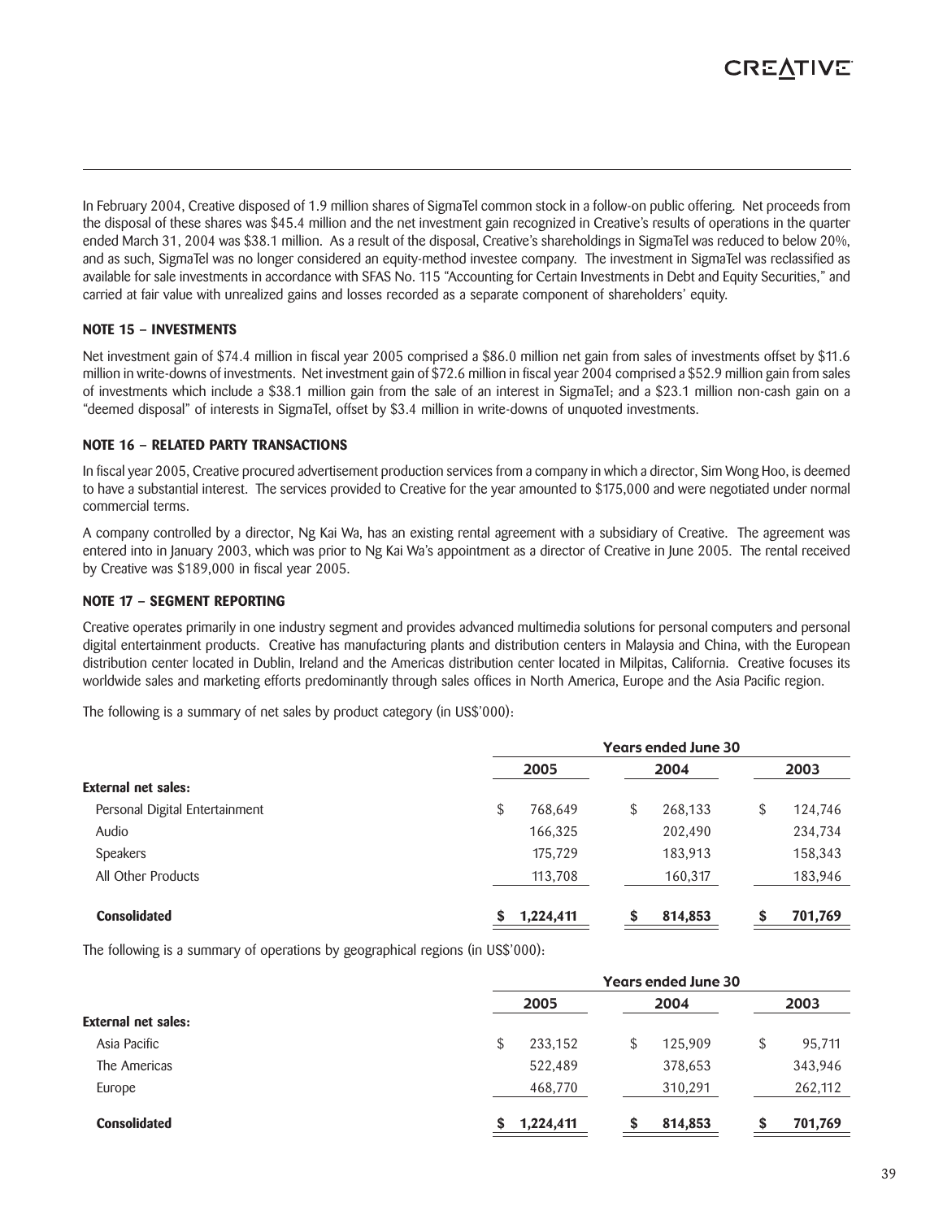In February 2004, Creative disposed of 1.9 million shares of SigmaTel common stock in a follow-on public offering. Net proceeds from the disposal of these shares was $45.4 million and the net investment gain recognized in Creative's results of operations in the quarter ended March 31, 2004 was $38.1 million. As a result of the disposal, Creative's shareholdings in SigmaTel was reduced to below 20%, and as such, SigmaTel was no longer considered an equity-method investee company. The investment in SigmaTel was reclassified as available for sale investments in accordance with SFAS No. 115 "Accounting for Certain Investments in Debt and Equity Securities," and carried at fair value with unrealized gains and losses recorded as a separate component of shareholders' equity.

### NOTE 15 – INVESTMENTS

Net investment gain of $74.4 million in fiscal year 2005 comprised a $86.0 million net gain from sales of investments offset by $11.6 million in write-downs of investments. Net investment gain of $72.6 million in fiscal year 2004 comprised a $52.9 million gain from sales of investments which include a $38.1 million gain from the sale of an interest in SigmaTel; and a $23.1 million non-cash gain on a "deemed disposal" of interests in SigmaTel, offset by $3.4 million in write-downs of unquoted investments.

### NOTE 16 – RELATED PARTY TRANSACTIONS

In fiscal year 2005, Creative procured advertisement production services from a company in which a director, Sim Wong Hoo, is deemed to have a substantial interest. The services provided to Creative for the year amounted to $175,000 and were negotiated under normal commercial terms.

A company controlled by a director, Ng Kai Wa, has an existing rental agreement with a subsidiary of Creative. The agreement was entered into in January 2003, which was prior to Ng Kai Wa's appointment as a director of Creative in June 2005. The rental received by Creative was $189,000 in fiscal year 2005.

### NOTE 17 – SEGMENT REPORTING

Creative operates primarily in one industry segment and provides advanced multimedia solutions for personal computers and personal digital entertainment products. Creative has manufacturing plants and distribution centers in Malaysia and China, with the European distribution center located in Dublin, Ireland and the Americas distribution center located in Milpitas, California. Creative focuses its worldwide sales and marketing efforts predominantly through sales offices in North America, Europe and the Asia Pacific region.

The following is a summary of net sales by product category (in US$'000):

| | Years ended June 30 | | |
|---|---|---|---|
| | 2005 | 2004 | 2003 |
| **External net sales:** | | | |
| Personal Digital Entertainment | $ 768,649 | $ 268,133 | $ 124,746 |
| Audio | 166,325 | 202,490 | 234,734 |
| Speakers | 175,729 | 183,913 | 158,343 |
| All Other Products | 113,708 | 160,317 | 183,946 |
| **Consolidated** | **$ 1,224,411** | **$ 814,853** | **$ 701,769** |

The following is a summary of operations by geographical regions (in US$'000):

| | Years ended June 30 | | |
|---|---|---|---|
| | 2005 | 2004 | 2003 |
| **External net sales:** | | | |
| Asia Pacific | $ 233,152 | $ 125,909 | $ 95,711 |
| The Americas | 522,489 | 378,653 | 343,946 |
| Europe | 468,770 | 310,291 | 262,112 |
| **Consolidated** | **$ 1,224,411** | **$ 814,853** | **$ 701,769** |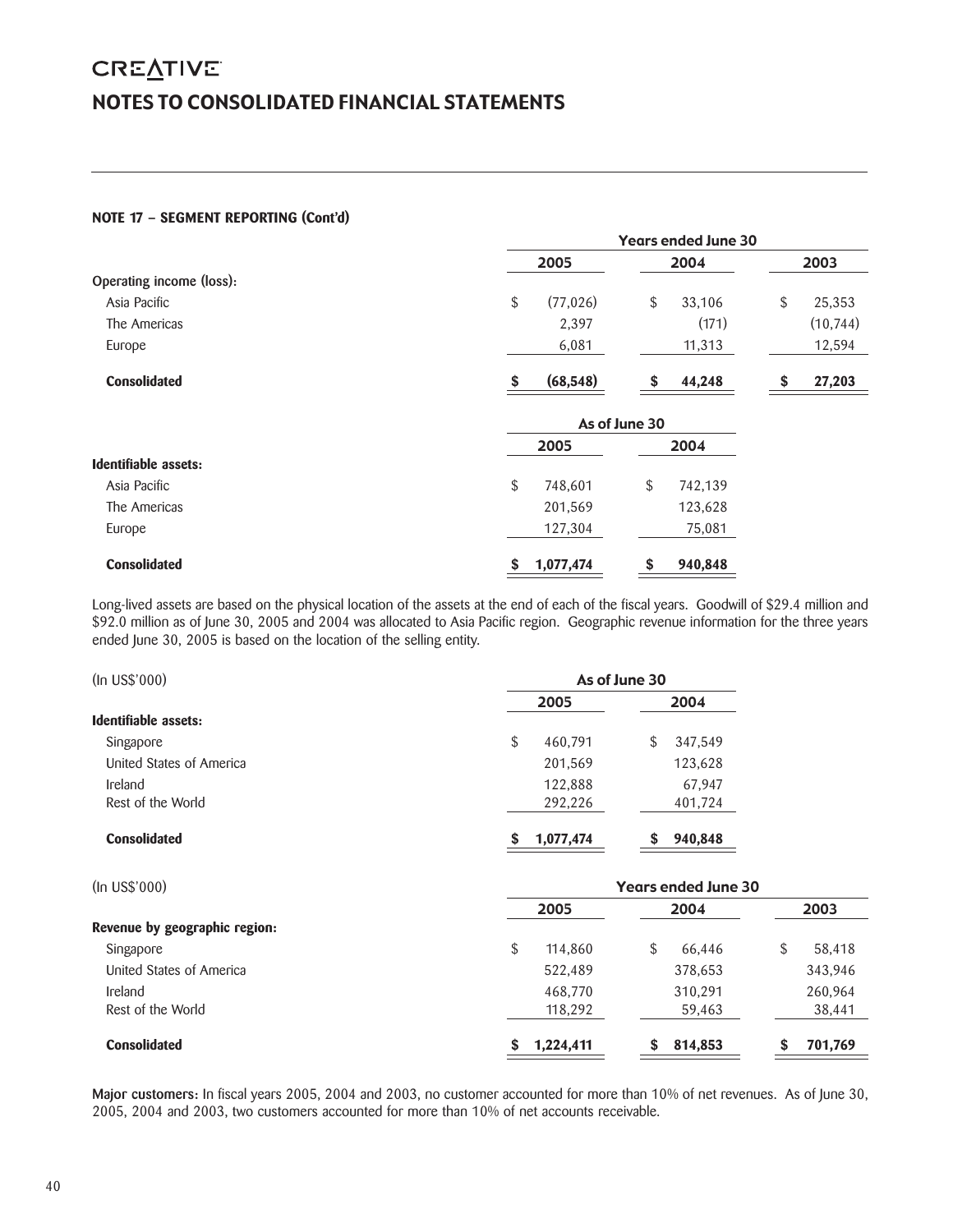# CREATIVE

## NOTES TO CONSOLIDATED FINANCIAL STATEMENTS

### NOTE 17 – SEGMENT REPORTING (Cont'd)

| | Years ended June 30 | | |
|---|---|---|---|
| | 2005 | 2004 | 2003 |
| **Operating income (loss):** | | | |
| Asia Pacific | $ (77,026) | $ 33,106 | $ 25,353 |
| The Americas | 2,397 | (171) | (10,744) |
| Europe | 6,081 | 11,313 | 12,594 |
| **Consolidated** | **$ (68,548)** | **$ 44,248** | **$ 27,203** |

| | As of June 30 | |
|---|---|---|
| | 2005 | 2004 |
| **Identifiable assets:** | | |
| Asia Pacific | $ 748,601 | $ 742,139 |
| The Americas | 201,569 | 123,628 |
| Europe | 127,304 | 75,081 |
| **Consolidated** | **$ 1,077,474** | **$ 940,848** |

Long-lived assets are based on the physical location of the assets at the end of each of the fiscal years. Goodwill of $29.4 million and $92.0 million as of June 30, 2005 and 2004 was allocated to Asia Pacific region. Geographic revenue information for the three years ended June 30, 2005 is based on the location of the selling entity.

| (In US$'000) | As of June 30 | |
|---|---|---|
| | 2005 | 2004 |
| **Identifiable assets:** | | |
| Singapore | $ 460,791 | $ 347,549 |
| United States of America | 201,569 | 123,628 |
| Ireland | 122,888 | 67,947 |
| Rest of the World | 292,226 | 401,724 |
| **Consolidated** | **$ 1,077,474** | **$ 940,848** |

| (In US$'000) | Years ended June 30 | | |
|---|---|---|---|
| | 2005 | 2004 | 2003 |
| **Revenue by geographic region:** | | | |
| Singapore | $ 114,860 | $ 66,446 | $ 58,418 |
| United States of America | 522,489 | 378,653 | 343,946 |
| Ireland | 468,770 | 310,291 | 260,964 |
| Rest of the World | 118,292 | 59,463 | 38,441 |
| **Consolidated** | **$ 1,224,411** | **$ 814,853** | **$ 701,769** |

**Major customers:** In fiscal years 2005, 2004 and 2003, no customer accounted for more than 10% of net revenues. As of June 30, 2005, 2004 and 2003, two customers accounted for more than 10% of net accounts receivable.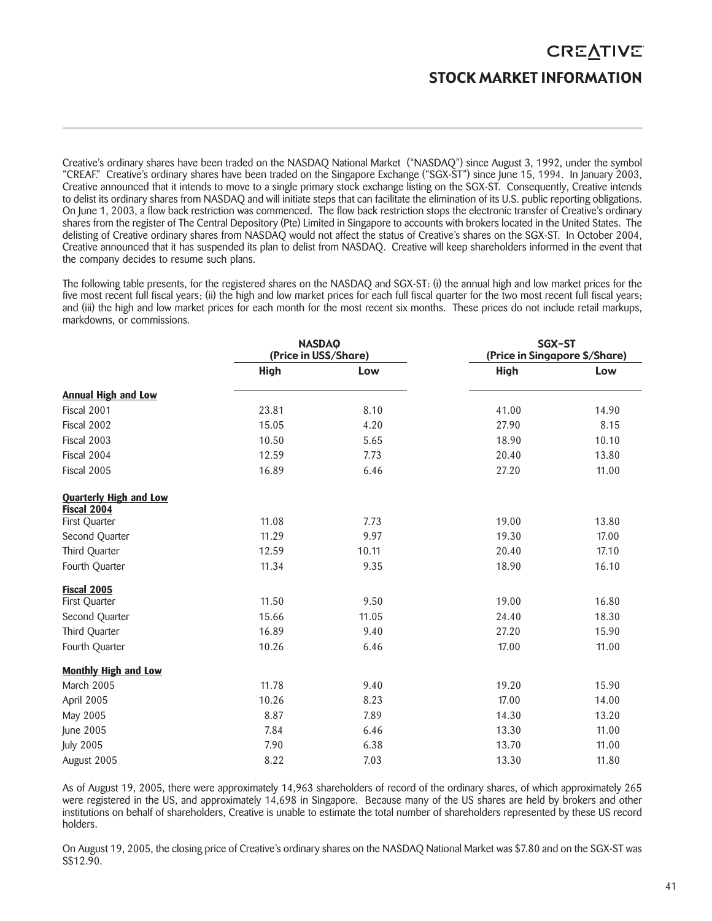# STOCK MARKET INFORMATION

Creative's ordinary shares have been traded on the NASDAQ National Market ("NASDAQ") since August 3, 1992, under the symbol "CREAF." Creative's ordinary shares have been traded on the Singapore Exchange ("SGX-ST") since June 15, 1994. In January 2003, Creative announced that it intends to move to a single primary stock exchange listing on the SGX-ST. Consequently, Creative intends to delist its ordinary shares from NASDAQ and will initiate steps that can facilitate the elimination of its U.S. public reporting obligations. On June 1, 2003, a flow back restriction was commenced. The flow back restriction stops the electronic transfer of Creative's ordinary shares from the register of The Central Depository (Pte) Limited in Singapore to accounts with brokers located in the United States. The delisting of Creative ordinary shares from NASDAQ would not affect the status of Creative's shares on the SGX-ST. In October 2004, Creative announced that it has suspended its plan to delist from NASDAQ. Creative will keep shareholders informed in the event that the company decides to resume such plans.

The following table presents, for the registered shares on the NASDAQ and SGX-ST: (i) the annual high and low market prices for the five most recent full fiscal years; (ii) the high and low market prices for each full fiscal quarter for the two most recent full fiscal years; and (iii) the high and low market prices for each month for the most recent six months. These prices do not include retail markups, markdowns, or commissions.

| | NASDAQ (Price in US$/Share) | | SGX-ST (Price in Singapore $/Share) | |
|---|---|---|---|---|
| | **High** | **Low** | **High** | **Low** |
| **Annual High and Low** | | | | |
| Fiscal 2001 | 23.81 | 8.10 | 41.00 | 14.90 |
| Fiscal 2002 | 15.05 | 4.20 | 27.90 | 8.15 |
| Fiscal 2003 | 10.50 | 5.65 | 18.90 | 10.10 |
| Fiscal 2004 | 12.59 | 7.73 | 20.40 | 13.80 |
| Fiscal 2005 | 16.89 | 6.46 | 27.20 | 11.00 |
| **Quarterly High and Low** | | | | |
| **Fiscal 2004** | | | | |
| First Quarter | 11.08 | 7.73 | 19.00 | 13.80 |
| Second Quarter | 11.29 | 9.97 | 19.30 | 17.00 |
| Third Quarter | 12.59 | 10.11 | 20.40 | 17.10 |
| Fourth Quarter | 11.34 | 9.35 | 18.90 | 16.10 |
| **Fiscal 2005** | | | | |
| First Quarter | 11.50 | 9.50 | 19.00 | 16.80 |
| Second Quarter | 15.66 | 11.05 | 24.40 | 18.30 |
| Third Quarter | 16.89 | 9.40 | 27.20 | 15.90 |
| Fourth Quarter | 10.26 | 6.46 | 17.00 | 11.00 |
| **Monthly High and Low** | | | | |
| March 2005 | 11.78 | 9.40 | 19.20 | 15.90 |
| April 2005 | 10.26 | 8.23 | 17.00 | 14.00 |
| May 2005 | 8.87 | 7.89 | 14.30 | 13.20 |
| June 2005 | 7.84 | 6.46 | 13.30 | 11.00 |
| July 2005 | 7.90 | 6.38 | 13.70 | 11.00 |
| August 2005 | 8.22 | 7.03 | 13.30 | 11.80 |

As of August 19, 2005, there were approximately 14,963 shareholders of record of the ordinary shares, of which approximately 265 were registered in the US, and approximately 14,698 in Singapore. Because many of the US shares are held by brokers and other institutions on behalf of shareholders, Creative is unable to estimate the total number of shareholders represented by these US record holders.

On August 19, 2005, the closing price of Creative's ordinary shares on the NASDAQ National Market was $7.80 and on the SGX-ST was S$12.90.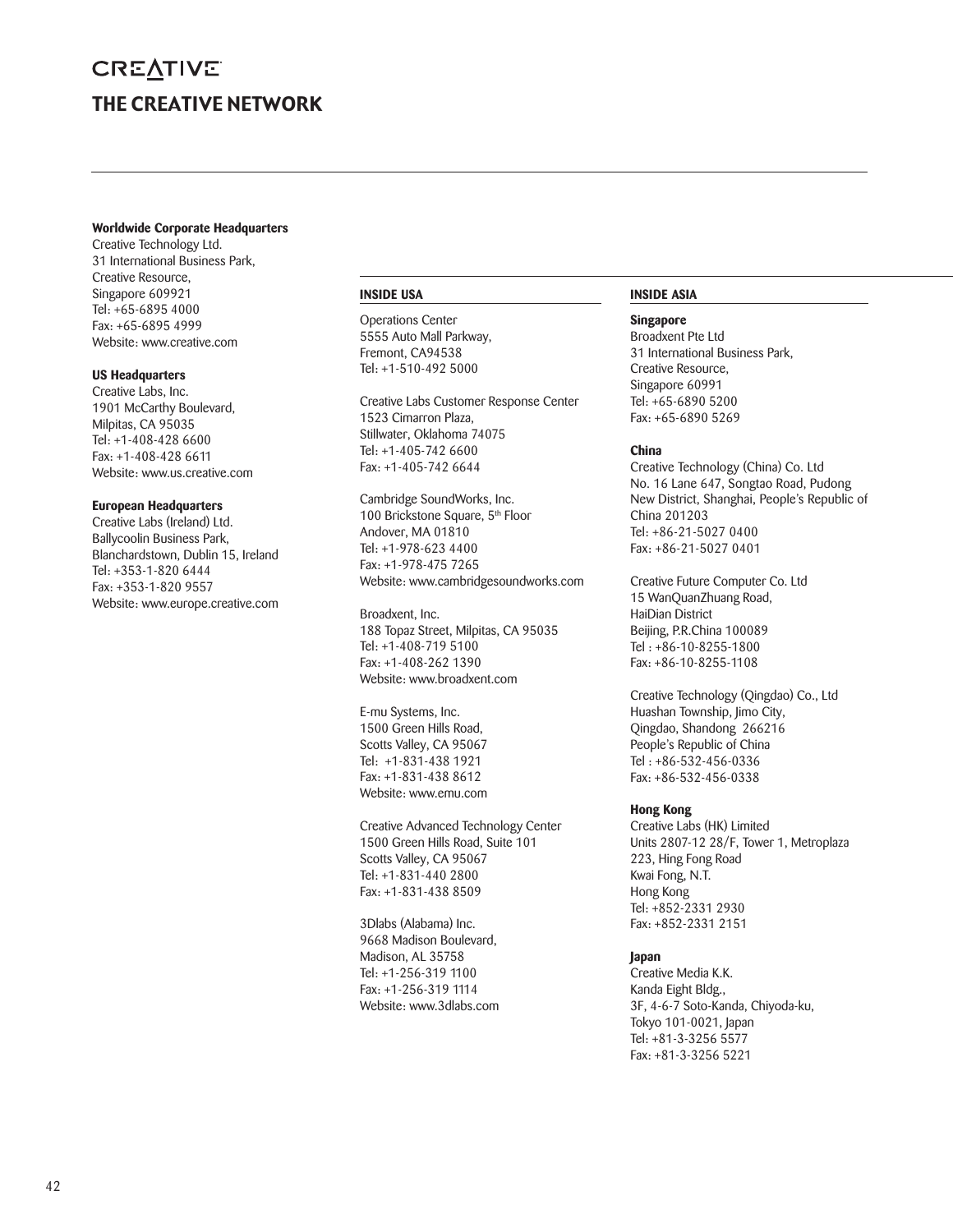CREATIVE

# THE CREATIVE NETWORK

**Worldwide Corporate Headquarters**
Creative Technology Ltd.
31 International Business Park,
Creative Resource,
Singapore 609921
Tel: +65-6895 4000
Fax: +65-6895 4999
Website: www.creative.com

**US Headquarters**
Creative Labs, Inc.
1901 McCarthy Boulevard,
Milpitas, CA 95035
Tel: +1-408-428 6600
Fax: +1-408-428 6611
Website: www.us.creative.com

**European Headquarters**
Creative Labs (Ireland) Ltd.
Ballycoolin Business Park,
Blanchardstown, Dublin 15, Ireland
Tel: +353-1-820 6444
Fax: +353-1-820 9557
Website: www.europe.creative.com

## INSIDE USA

Operations Center
5555 Auto Mall Parkway,
Fremont, CA94538
Tel: +1-510-492 5000

Creative Labs Customer Response Center
1523 Cimarron Plaza,
Stillwater, Oklahoma 74075
Tel: +1-405-742 6600
Fax: +1-405-742 6644

Cambridge SoundWorks, Inc.
100 Brickstone Square, 5th Floor
Andover, MA 01810
Tel: +1-978-623 4400
Fax: +1-978-475 7265
Website: www.cambridgesoundworks.com

Broadxent, Inc.
188 Topaz Street, Milpitas, CA 95035
Tel: +1-408-719 5100
Fax: +1-408-262 1390
Website: www.broadxent.com

E-mu Systems, Inc.
1500 Green Hills Road,
Scotts Valley, CA 95067
Tel: +1-831-438 1921
Fax: +1-831-438 8612
Website: www.emu.com

Creative Advanced Technology Center
1500 Green Hills Road, Suite 101
Scotts Valley, CA 95067
Tel: +1-831-440 2800
Fax: +1-831-438 8509

3Dlabs (Alabama) Inc.
9668 Madison Boulevard,
Madison, AL 35758
Tel: +1-256-319 1100
Fax: +1-256-319 1114
Website: www.3dlabs.com

## INSIDE ASIA

**Singapore**
Broadxent Pte Ltd
31 International Business Park,
Creative Resource,
Singapore 60991
Tel: +65-6890 5200
Fax: +65-6890 5269

**China**
Creative Technology (China) Co. Ltd
No. 16 Lane 647, Songtao Road, Pudong
New District, Shanghai, People's Republic of
China 201203
Tel: +86-21-5027 0400
Fax: +86-21-5027 0401

Creative Future Computer Co. Ltd
15 WanQuanZhuang Road,
HaiDian District
Beijing, P.R.China 100089
Tel : +86-10-8255-1800
Fax: +86-10-8255-1108

Creative Technology (Qingdao) Co., Ltd
Huashan Township, Jimo City,
Qingdao, Shandong 266216
People's Republic of China
Tel : +86-532-456-0336
Fax: +86-532-456-0338

**Hong Kong**
Creative Labs (HK) Limited
Units 2807-12 28/F, Tower 1, Metroplaza
223, Hing Fong Road
Kwai Fong, N.T.
Hong Kong
Tel: +852-2331 2930
Fax: +852-2331 2151

**Japan**
Creative Media K.K.
Kanda Eight Bldg.,
3F, 4-6-7 Soto-Kanda, Chiyoda-ku,
Tokyo 101-0021, Japan
Tel: +81-3-3256 5577
Fax: +81-3-3256 5221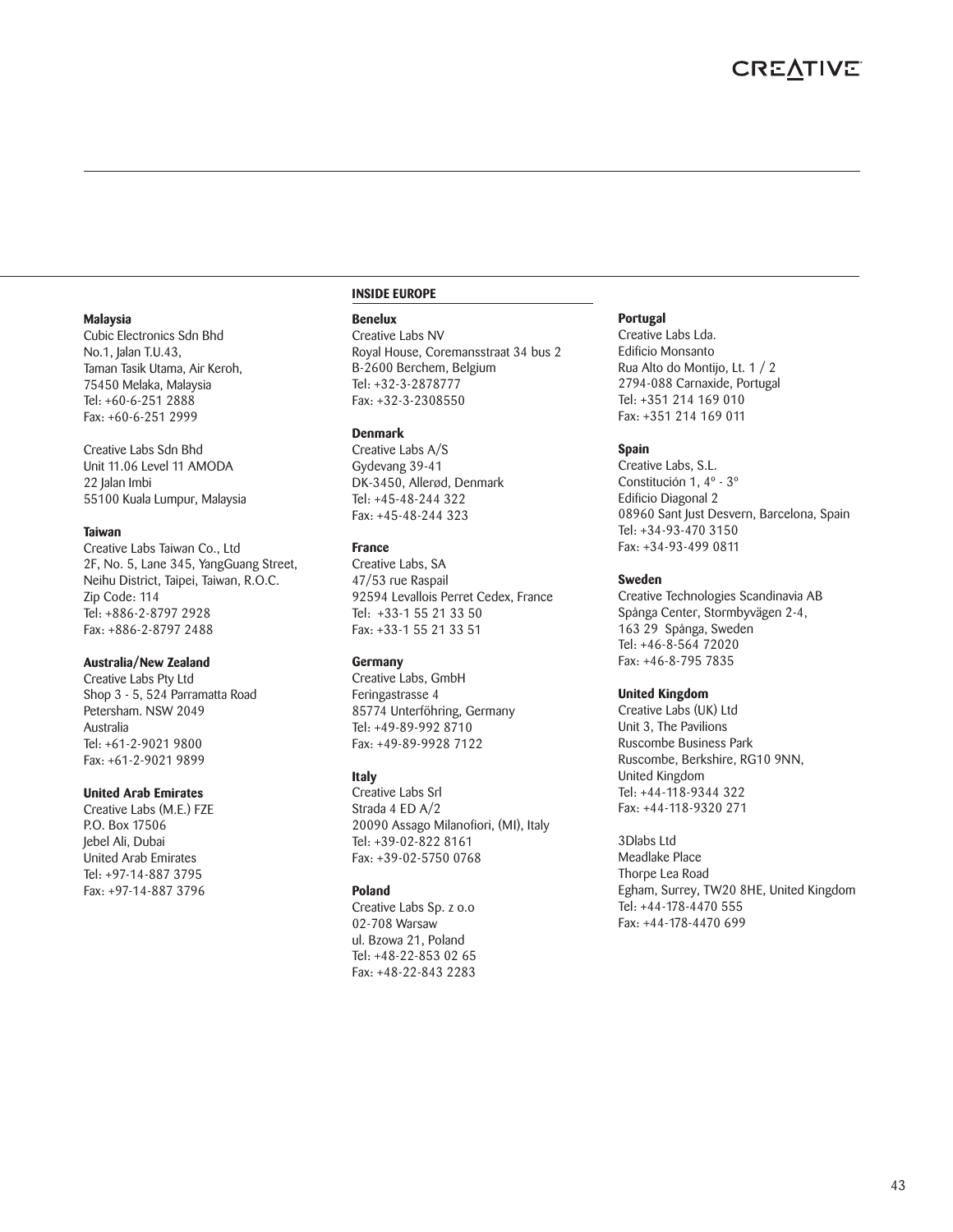**Malaysia**
Cubic Electronics Sdn Bhd
No.1, Jalan T.U.43,
Taman Tasik Utama, Air Keroh,
75450 Melaka, Malaysia
Tel: +60-6-251 2888
Fax: +60-6-251 2999

Creative Labs Sdn Bhd
Unit 11.06 Level 11 AMODA
22 Jalan Imbi
55100 Kuala Lumpur, Malaysia

**Taiwan**
Creative Labs Taiwan Co., Ltd
2F, No. 5, Lane 345, YangGuang Street,
Neihu District, Taipei, Taiwan, R.O.C.
Zip Code: 114
Tel: +886-2-8797 2928
Fax: +886-2-8797 2488

**Australia/New Zealand**
Creative Labs Pty Ltd
Shop 3 - 5, 524 Parramatta Road
Petersham. NSW 2049
Australia
Tel: +61-2-9021 9800
Fax: +61-2-9021 9899

**United Arab Emirates**
Creative Labs (M.E.) FZE
P.O. Box 17506
Jebel Ali, Dubai
United Arab Emirates
Tel: +97-14-887 3795
Fax: +97-14-887 3796

## INSIDE EUROPE

**Benelux**
Creative Labs NV
Royal House, Coremansstraat 34 bus 2
B-2600 Berchem, Belgium
Tel: +32-3-2878777
Fax: +32-3-2308550

**Denmark**
Creative Labs A/S
Gydevang 39-41
DK-3450, Allerød, Denmark
Tel: +45-48-244 322
Fax: +45-48-244 323

**France**
Creative Labs, SA
47/53 rue Raspail
92594 Levallois Perret Cedex, France
Tel: +33-1 55 21 33 50
Fax: +33-1 55 21 33 51

**Germany**
Creative Labs, GmbH
Feringastrasse 4
85774 Unterföhring, Germany
Tel: +49-89-992 8710
Fax: +49-89-9928 7122

**Italy**
Creative Labs Srl
Strada 4 ED A/2
20090 Assago Milanofiori, (MI), Italy
Tel: +39-02-822 8161
Fax: +39-02-5750 0768

**Poland**
Creative Labs Sp. z o.o
02-708 Warsaw
ul. Bzowa 21, Poland
Tel: +48-22-853 02 65
Fax: +48-22-843 2283

**Portugal**
Creative Labs Lda.
Edificio Monsanto
Rua Alto do Montijo, Lt. 1 / 2
2794-088 Carnaxide, Portugal
Tel: +351 214 169 010
Fax: +351 214 169 011

**Spain**
Creative Labs, S.L.
Constitución 1, 4º - 3º
Edificio Diagonal 2
08960 Sant Just Desvern, Barcelona, Spain
Tel: +34-93-470 3150
Fax: +34-93-499 0811

**Sweden**
Creative Technologies Scandinavia AB
Spånga Center, Stormbyvägen 2-4,
163 29 Spånga, Sweden
Tel: +46-8-564 72020
Fax: +46-8-795 7835

**United Kingdom**
Creative Labs (UK) Ltd
Unit 3, The Pavilions
Ruscombe Business Park
Ruscombe, Berkshire, RG10 9NN,
United Kingdom
Tel: +44-118-9344 322
Fax: +44-118-9320 271

3Dlabs Ltd
Meadlake Place
Thorpe Lea Road
Egham, Surrey, TW20 8HE, United Kingdom
Tel: +44-178-4470 555
Fax: +44-178-4470 699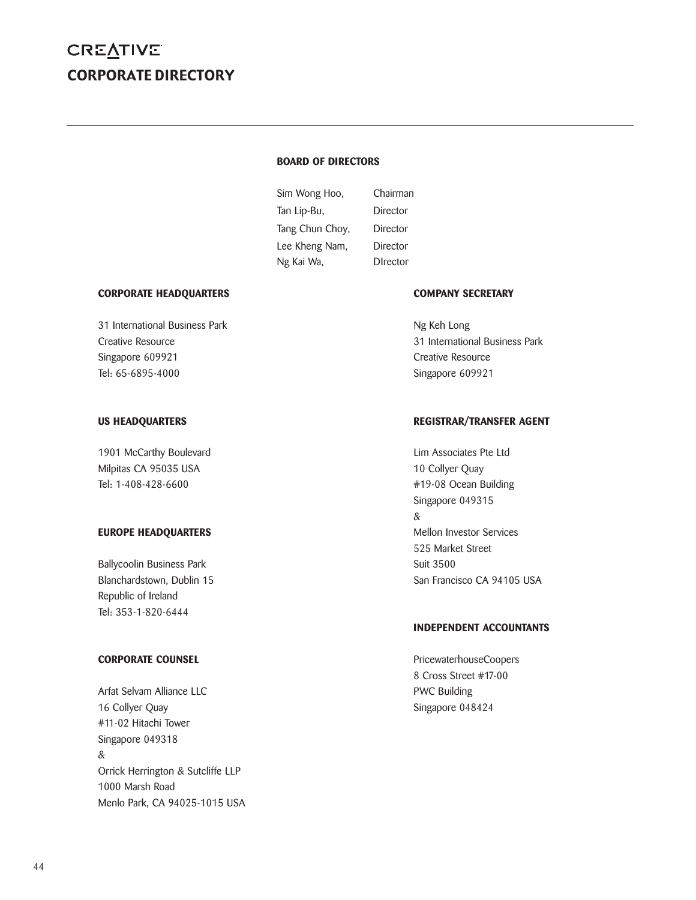CREATIVE

# CORPORATE DIRECTORY

## BOARD OF DIRECTORS

| | |
|---|---|
| Sim Wong Hoo, | Chairman |
| Tan Lip-Bu, | Director |
| Tang Chun Choy, | Director |
| Lee Kheng Nam, | Director |
| Ng Kai Wa, | DIrector |

## CORPORATE HEADQUARTERS

31 International Business Park
Creative Resource
Singapore 609921
Tel: 65-6895-4000

## US HEADQUARTERS

1901 McCarthy Boulevard
Milpitas CA 95035 USA
Tel: 1-408-428-6600

## EUROPE HEADQUARTERS

Ballycoolin Business Park
Blanchardstown, Dublin 15
Republic of Ireland
Tel: 353-1-820-6444

## CORPORATE COUNSEL

Arfat Selvam Alliance LLC
16 Collyer Quay
#11-02 Hitachi Tower
Singapore 049318
&
Orrick Herrington & Sutcliffe LLP
1000 Marsh Road
Menlo Park, CA 94025-1015 USA

## COMPANY SECRETARY

Ng Keh Long
31 International Business Park
Creative Resource
Singapore 609921

## REGISTRAR/TRANSFER AGENT

Lim Associates Pte Ltd
10 Collyer Quay
#19-08 Ocean Building
Singapore 049315
&
Mellon Investor Services
525 Market Street
Suit 3500
San Francisco CA 94105 USA

## INDEPENDENT ACCOUNTANTS

PricewaterhouseCoopers
8 Cross Street #17-00
PWC Building
Singapore 048424